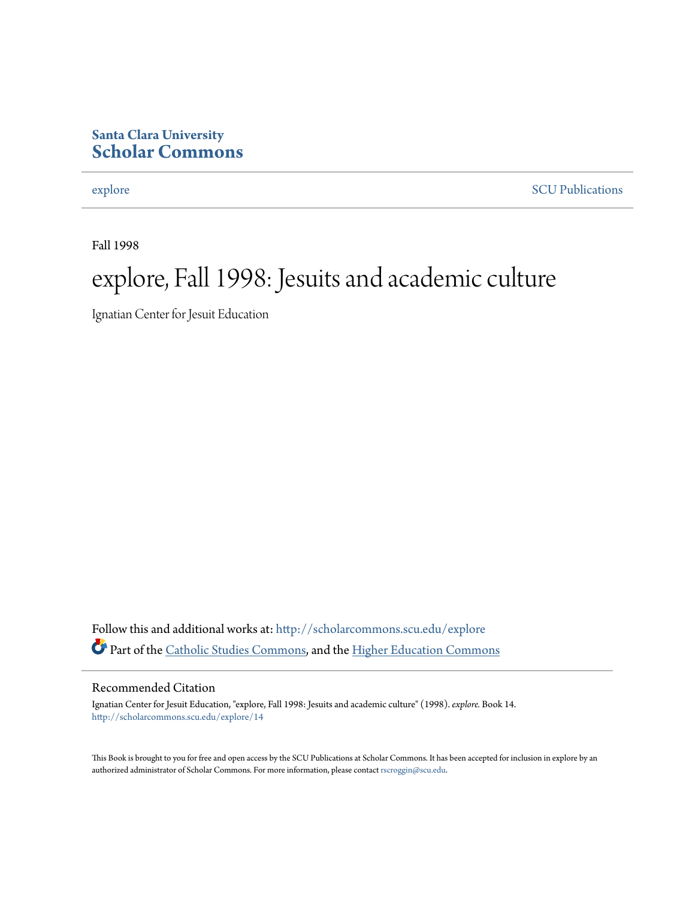Santa Clara University
**Scholar Commons**

explore | SCU Publications

---

Fall 1998

# explore, Fall 1998: Jesuits and academic culture

Ignatian Center for Jesuit Education

Follow this and additional works at: http://scholarcommons.scu.edu/explore

Part of the Catholic Studies Commons, and the Higher Education Commons

## Recommended Citation

Ignatian Center for Jesuit Education, "explore, Fall 1998: Jesuits and academic culture" (1998). *explore.* Book 14.
http://scholarcommons.scu.edu/explore/14

This Book is brought to you for free and open access by the SCU Publications at Scholar Commons. It has been accepted for inclusion in explore by an authorized administrator of Scholar Commons. For more information, please contact rscroggin@scu.edu.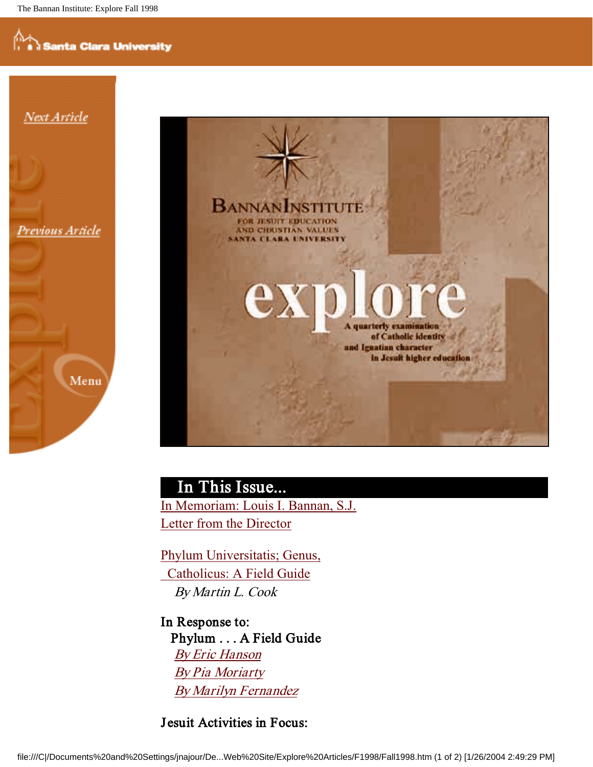Next Article

Previous Article

Menu

BANNAN INSTITUTE
FOR JESUIT EDUCATION
AND CHRISTIAN VALUES
SANTA CLARA UNIVERSITY

explore

A quarterly examination
of Catholic identity
and Ignatian character
in Jesuit higher education

## In This Issue...

In Memoriam: Louis I. Bannan, S.J.

Letter from the Director

Phylum Universitatis; Genus, Catholicus: A Field Guide
*By Martin L. Cook*

In Response to:
Phylum . . . A Field Guide
*By Eric Hanson*
*By Pia Moriarty*
*By Marilyn Fernandez*

Jesuit Activities in Focus: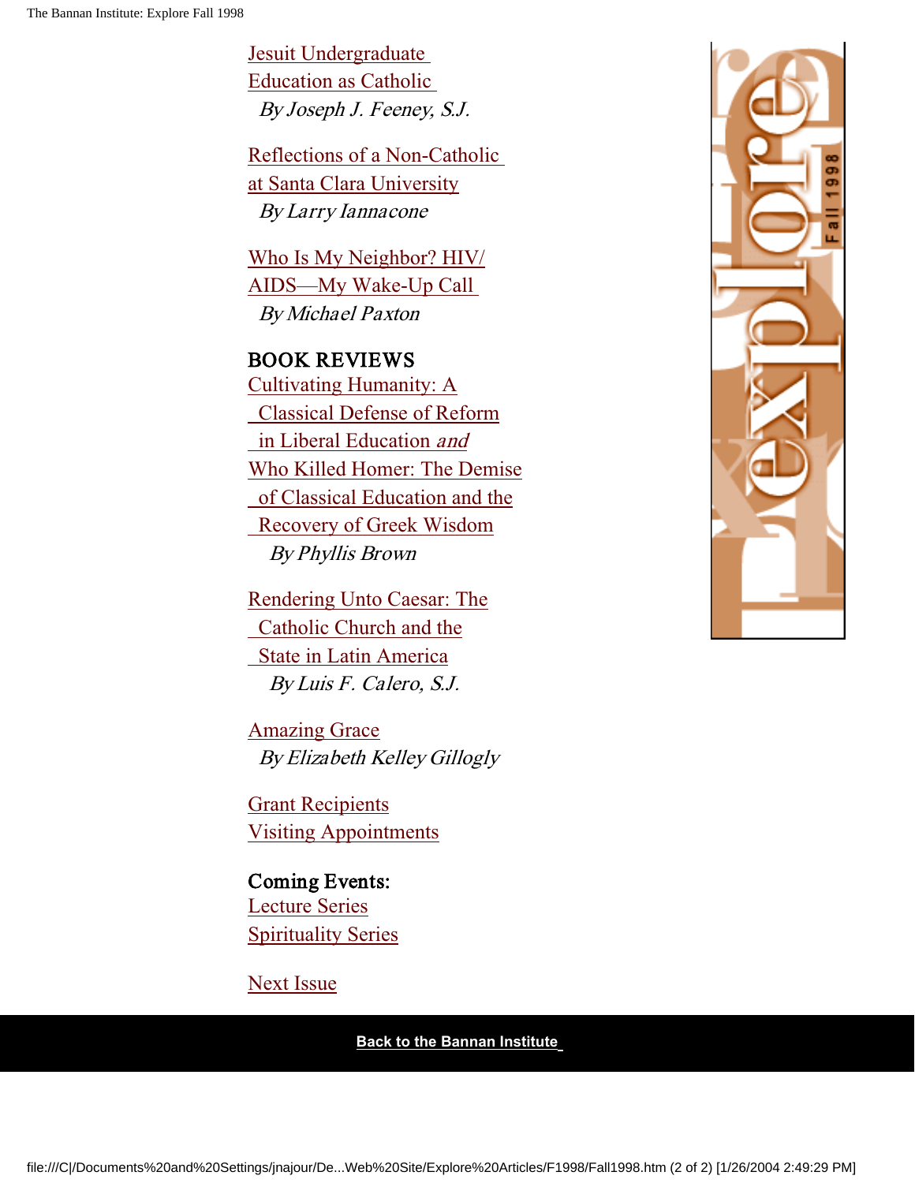Jesuit Undergraduate Education as Catholic
*By Joseph J. Feeney, S.J.*

Reflections of a Non-Catholic at Santa Clara University
*By Larry Iannacone*

Who Is My Neighbor? HIV/AIDS—My Wake-Up Call
*By Michael Paxton*

BOOK REVIEWS

Cultivating Humanity: A Classical Defense of Reform in Liberal Education *and* Who Killed Homer: The Demise of Classical Education and the Recovery of Greek Wisdom
*By Phyllis Brown*

Rendering Unto Caesar: The Catholic Church and the State in Latin America
*By Luis F. Calero, S.J.*

Amazing Grace
*By Elizabeth Kelley Gillogly*

Grant Recipients
Visiting Appointments

Coming Events:
Lecture Series
Spirituality Series

Next Issue

**Back to the Bannan Institute**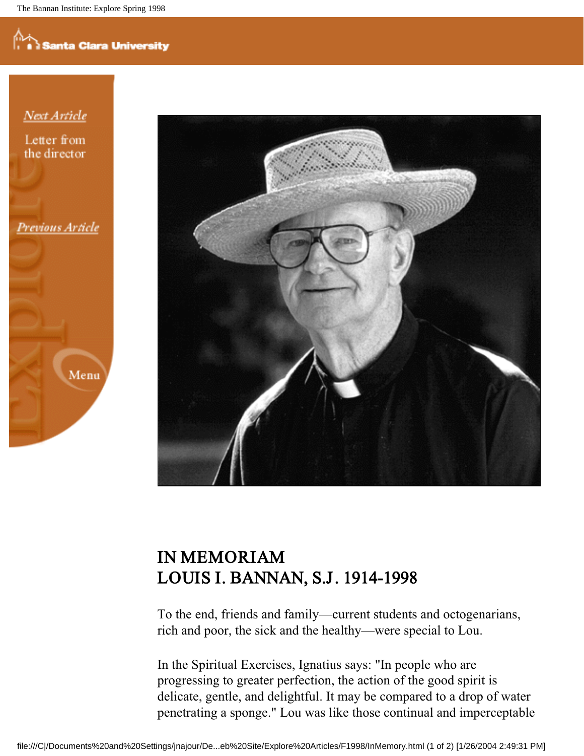Next Article

Letter from the director

Previous Article

Menu

# IN MEMORIAM
# LOUIS I. BANNAN, S.J. 1914-1998

To the end, friends and family—current students and octogenarians, rich and poor, the sick and the healthy—were special to Lou.

In the Spiritual Exercises, Ignatius says: "In people who are progressing to greater perfection, the action of the good spirit is delicate, gentle, and delightful. It may be compared to a drop of water penetrating a sponge." Lou was like those continual and imperceptable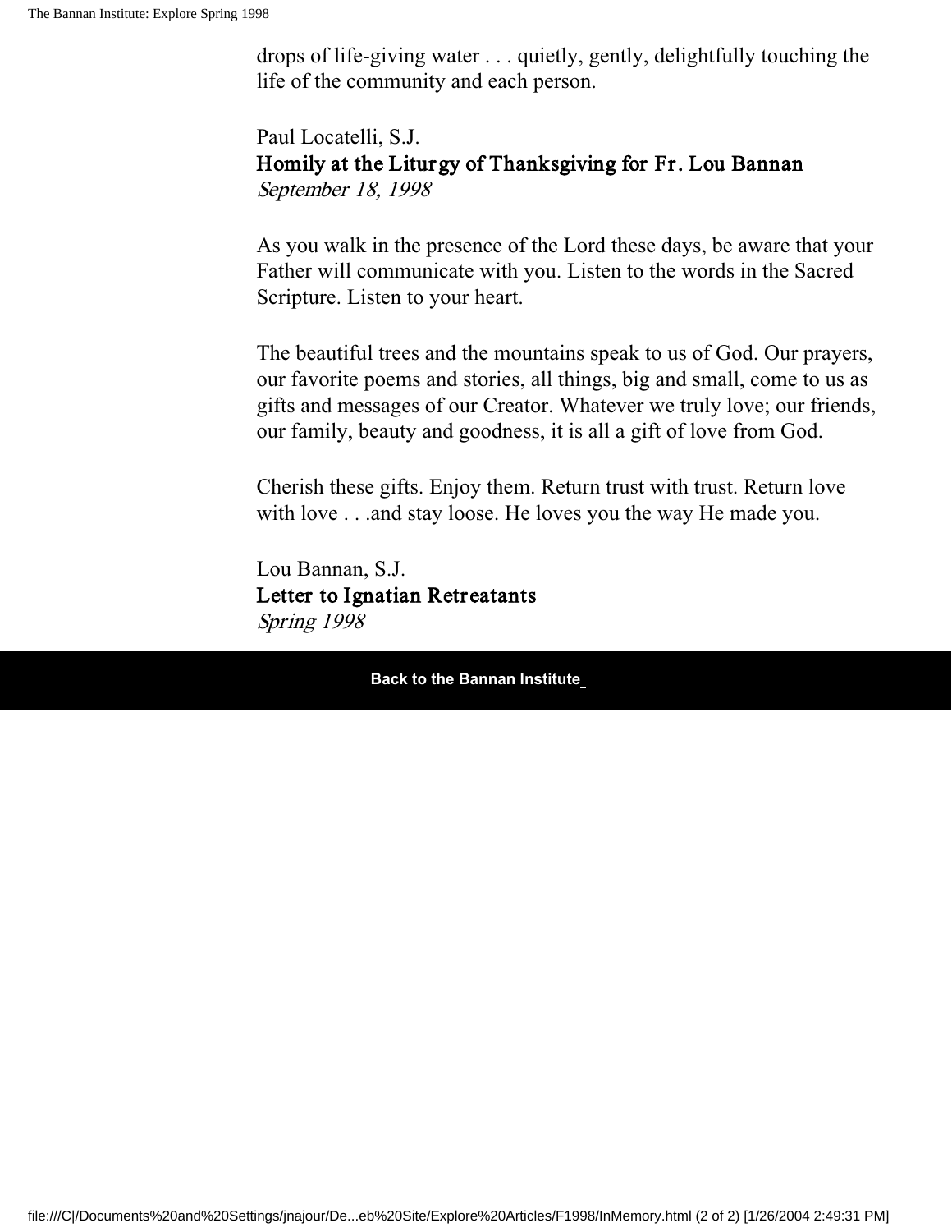drops of life-giving water . . . quietly, gently, delightfully touching the life of the community and each person.

Paul Locatelli, S.J.
**Homily at the Liturgy of Thanksgiving for Fr. Lou Bannan**
*September 18, 1998*

As you walk in the presence of the Lord these days, be aware that your Father will communicate with you. Listen to the words in the Sacred Scripture. Listen to your heart.

The beautiful trees and the mountains speak to us of God. Our prayers, our favorite poems and stories, all things, big and small, come to us as gifts and messages of our Creator. Whatever we truly love; our friends, our family, beauty and goodness, it is all a gift of love from God.

Cherish these gifts. Enjoy them. Return trust with trust. Return love with love . . .and stay loose. He loves you the way He made you.

Lou Bannan, S.J.
**Letter to Ignatian Retreatants**
*Spring 1998*

**Back to the Bannan Institute**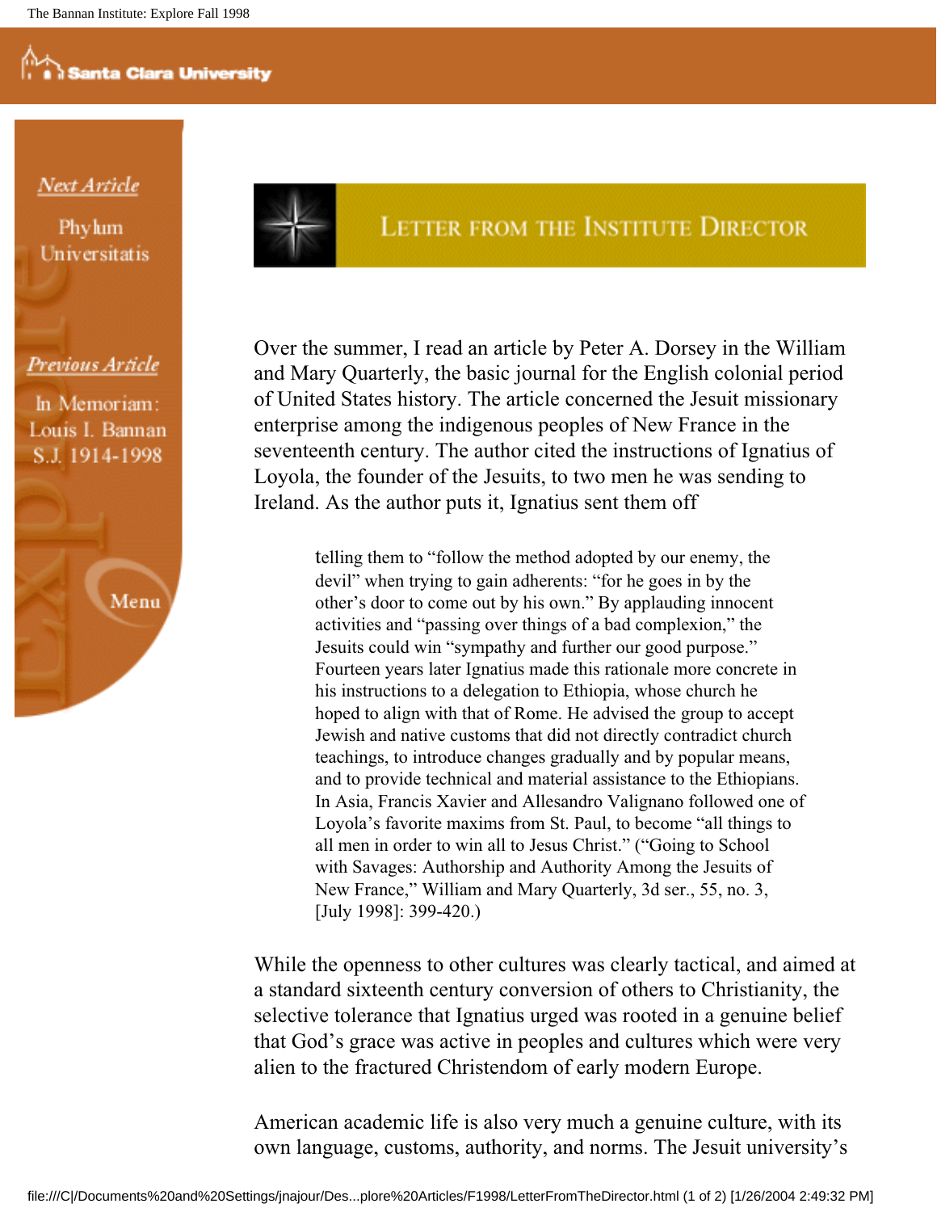# Letter from the Institute Director

Over the summer, I read an article by Peter A. Dorsey in the William and Mary Quarterly, the basic journal for the English colonial period of United States history. The article concerned the Jesuit missionary enterprise among the indigenous peoples of New France in the seventeenth century. The author cited the instructions of Ignatius of Loyola, the founder of the Jesuits, to two men he was sending to Ireland. As the author puts it, Ignatius sent them off

> telling them to "follow the method adopted by our enemy, the devil" when trying to gain adherents: "for he goes in by the other's door to come out by his own." By applauding innocent activities and "passing over things of a bad complexion," the Jesuits could win "sympathy and further our good purpose." Fourteen years later Ignatius made this rationale more concrete in his instructions to a delegation to Ethiopia, whose church he hoped to align with that of Rome. He advised the group to accept Jewish and native customs that did not directly contradict church teachings, to introduce changes gradually and by popular means, and to provide technical and material assistance to the Ethiopians. In Asia, Francis Xavier and Allesandro Valignano followed one of Loyola's favorite maxims from St. Paul, to become "all things to all men in order to win all to Jesus Christ." ("Going to School with Savages: Authorship and Authority Among the Jesuits of New France," William and Mary Quarterly, 3d ser., 55, no. 3, [July 1998]: 399-420.)

While the openness to other cultures was clearly tactical, and aimed at a standard sixteenth century conversion of others to Christianity, the selective tolerance that Ignatius urged was rooted in a genuine belief that God's grace was active in peoples and cultures which were very alien to the fractured Christendom of early modern Europe.

American academic life is also very much a genuine culture, with its own language, customs, authority, and norms. The Jesuit university's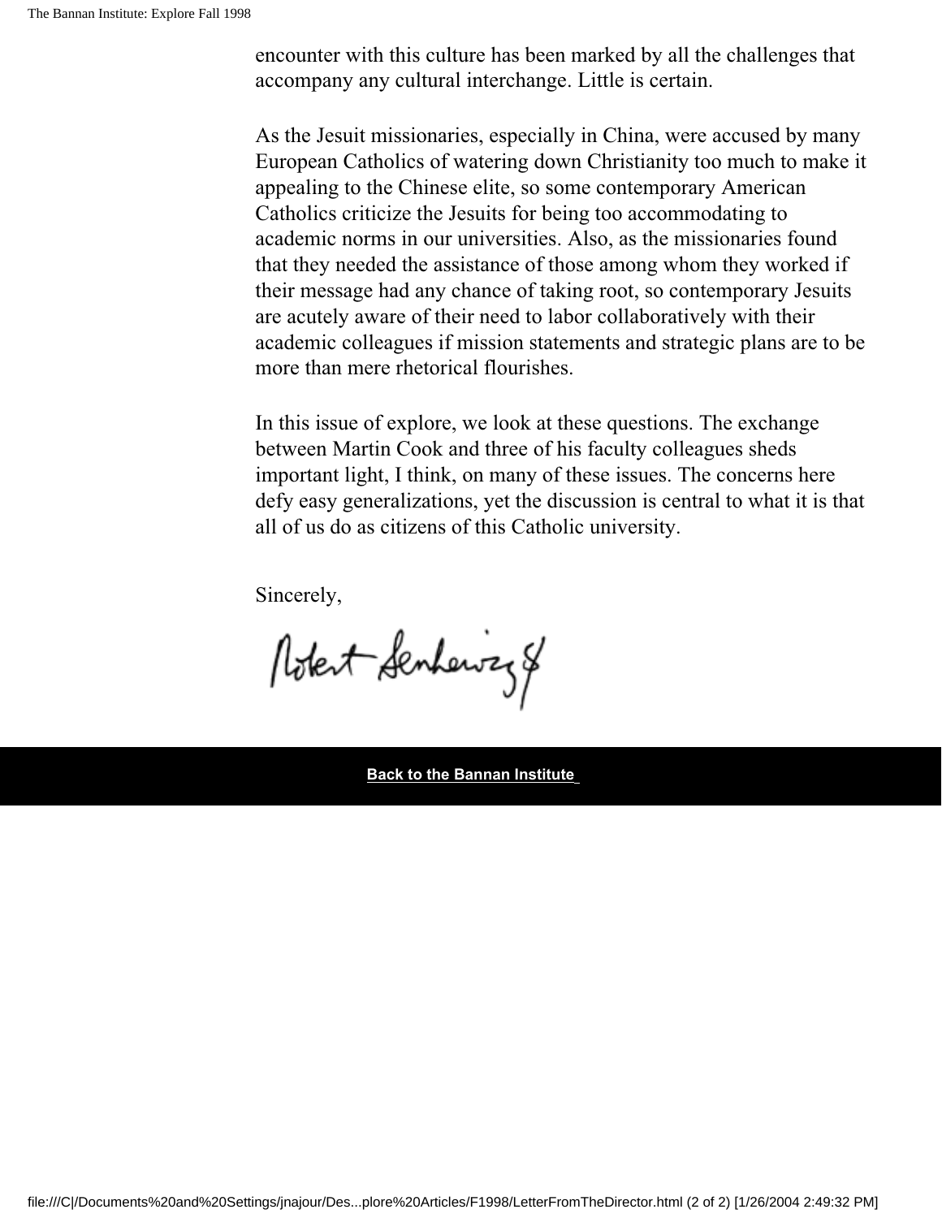encounter with this culture has been marked by all the challenges that accompany any cultural interchange. Little is certain.

As the Jesuit missionaries, especially in China, were accused by many European Catholics of watering down Christianity too much to make it appealing to the Chinese elite, so some contemporary American Catholics criticize the Jesuits for being too accommodating to academic norms in our universities. Also, as the missionaries found that they needed the assistance of those among whom they worked if their message had any chance of taking root, so contemporary Jesuits are acutely aware of their need to labor collaboratively with their academic colleagues if mission statements and strategic plans are to be more than mere rhetorical flourishes.

In this issue of explore, we look at these questions. The exchange between Martin Cook and three of his faculty colleagues sheds important light, I think, on many of these issues. The concerns here defy easy generalizations, yet the discussion is central to what it is that all of us do as citizens of this Catholic university.

Sincerely,

Robert Senkewicz SJ

**Back to the Bannan Institute**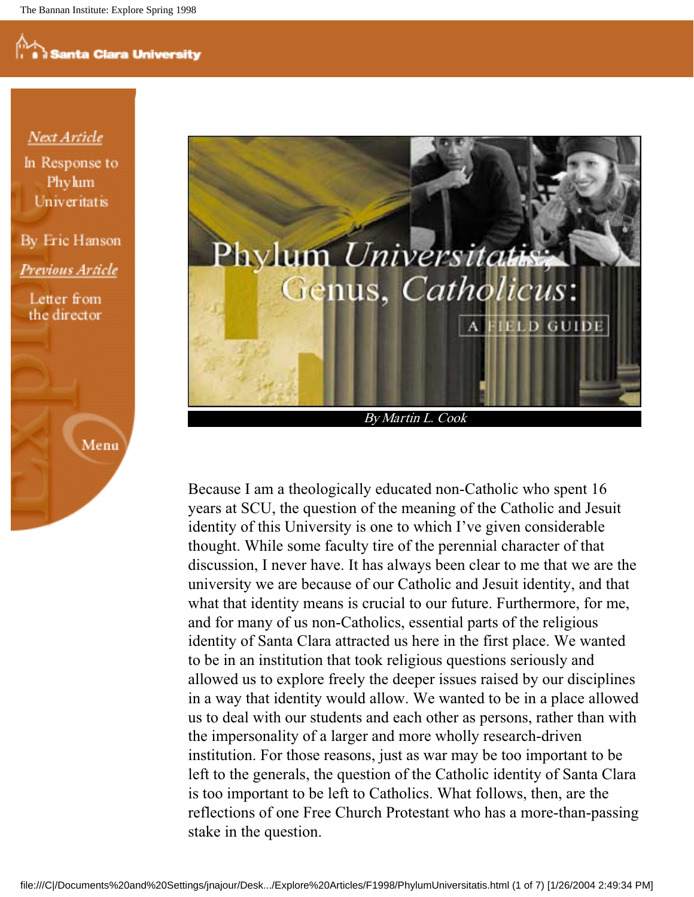Next Article

In Response to Phylum Univeritatis

By Eric Hanson

Previous Article

Letter from the director

Menu

# Phylum *Universitatis*; Genus, *Catholicus*: A Field Guide

*By Martin L. Cook*

Because I am a theologically educated non-Catholic who spent 16 years at SCU, the question of the meaning of the Catholic and Jesuit identity of this University is one to which I've given considerable thought. While some faculty tire of the perennial character of that discussion, I never have. It has always been clear to me that we are the university we are because of our Catholic and Jesuit identity, and that what that identity means is crucial to our future. Furthermore, for me, and for many of us non-Catholics, essential parts of the religious identity of Santa Clara attracted us here in the first place. We wanted to be in an institution that took religious questions seriously and allowed us to explore freely the deeper issues raised by our disciplines in a way that identity would allow. We wanted to be in a place allowed us to deal with our students and each other as persons, rather than with the impersonality of a larger and more wholly research-driven institution. For those reasons, just as war may be too important to be left to the generals, the question of the Catholic identity of Santa Clara is too important to be left to Catholics. What follows, then, are the reflections of one Free Church Protestant who has a more-than-passing stake in the question.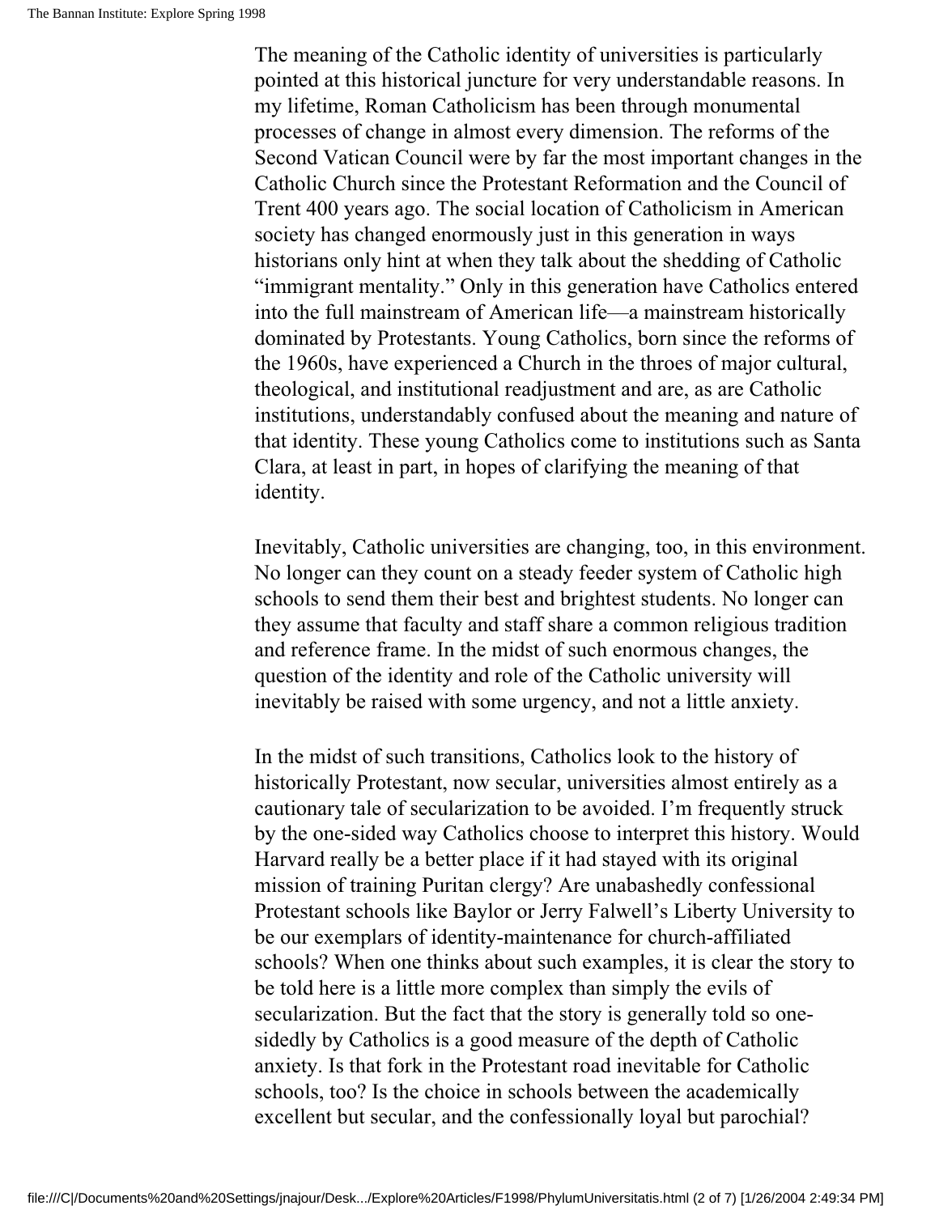The meaning of the Catholic identity of universities is particularly pointed at this historical juncture for very understandable reasons. In my lifetime, Roman Catholicism has been through monumental processes of change in almost every dimension. The reforms of the Second Vatican Council were by far the most important changes in the Catholic Church since the Protestant Reformation and the Council of Trent 400 years ago. The social location of Catholicism in American society has changed enormously just in this generation in ways historians only hint at when they talk about the shedding of Catholic "immigrant mentality." Only in this generation have Catholics entered into the full mainstream of American life—a mainstream historically dominated by Protestants. Young Catholics, born since the reforms of the 1960s, have experienced a Church in the throes of major cultural, theological, and institutional readjustment and are, as are Catholic institutions, understandably confused about the meaning and nature of that identity. These young Catholics come to institutions such as Santa Clara, at least in part, in hopes of clarifying the meaning of that identity.

Inevitably, Catholic universities are changing, too, in this environment. No longer can they count on a steady feeder system of Catholic high schools to send them their best and brightest students. No longer can they assume that faculty and staff share a common religious tradition and reference frame. In the midst of such enormous changes, the question of the identity and role of the Catholic university will inevitably be raised with some urgency, and not a little anxiety.

In the midst of such transitions, Catholics look to the history of historically Protestant, now secular, universities almost entirely as a cautionary tale of secularization to be avoided. I'm frequently struck by the one-sided way Catholics choose to interpret this history. Would Harvard really be a better place if it had stayed with its original mission of training Puritan clergy? Are unabashedly confessional Protestant schools like Baylor or Jerry Falwell's Liberty University to be our exemplars of identity-maintenance for church-affiliated schools? When one thinks about such examples, it is clear the story to be told here is a little more complex than simply the evils of secularization. But the fact that the story is generally told so one-sidedly by Catholics is a good measure of the depth of Catholic anxiety. Is that fork in the Protestant road inevitable for Catholic schools, too? Is the choice in schools between the academically excellent but secular, and the confessionally loyal but parochial?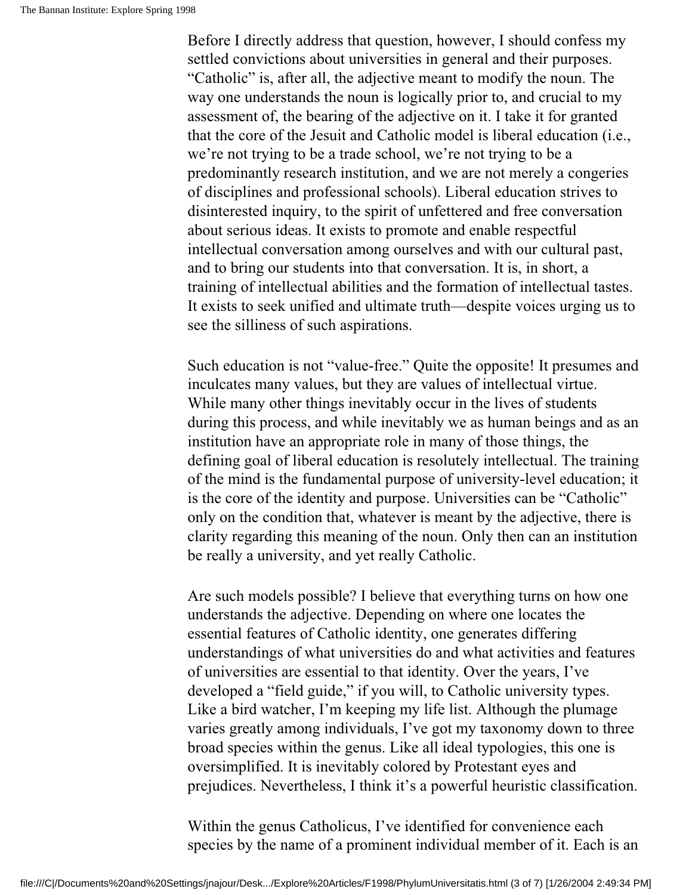Before I directly address that question, however, I should confess my settled convictions about universities in general and their purposes. "Catholic" is, after all, the adjective meant to modify the noun. The way one understands the noun is logically prior to, and crucial to my assessment of, the bearing of the adjective on it. I take it for granted that the core of the Jesuit and Catholic model is liberal education (i.e., we're not trying to be a trade school, we're not trying to be a predominantly research institution, and we are not merely a congeries of disciplines and professional schools). Liberal education strives to disinterested inquiry, to the spirit of unfettered and free conversation about serious ideas. It exists to promote and enable respectful intellectual conversation among ourselves and with our cultural past, and to bring our students into that conversation. It is, in short, a training of intellectual abilities and the formation of intellectual tastes. It exists to seek unified and ultimate truth—despite voices urging us to see the silliness of such aspirations.

Such education is not "value-free." Quite the opposite! It presumes and inculcates many values, but they are values of intellectual virtue. While many other things inevitably occur in the lives of students during this process, and while inevitably we as human beings and as an institution have an appropriate role in many of those things, the defining goal of liberal education is resolutely intellectual. The training of the mind is the fundamental purpose of university-level education; it is the core of the identity and purpose. Universities can be "Catholic" only on the condition that, whatever is meant by the adjective, there is clarity regarding this meaning of the noun. Only then can an institution be really a university, and yet really Catholic.

Are such models possible? I believe that everything turns on how one understands the adjective. Depending on where one locates the essential features of Catholic identity, one generates differing understandings of what universities do and what activities and features of universities are essential to that identity. Over the years, I've developed a "field guide," if you will, to Catholic university types. Like a bird watcher, I'm keeping my life list. Although the plumage varies greatly among individuals, I've got my taxonomy down to three broad species within the genus. Like all ideal typologies, this one is oversimplified. It is inevitably colored by Protestant eyes and prejudices. Nevertheless, I think it's a powerful heuristic classification.

Within the genus Catholicus, I've identified for convenience each species by the name of a prominent individual member of it. Each is an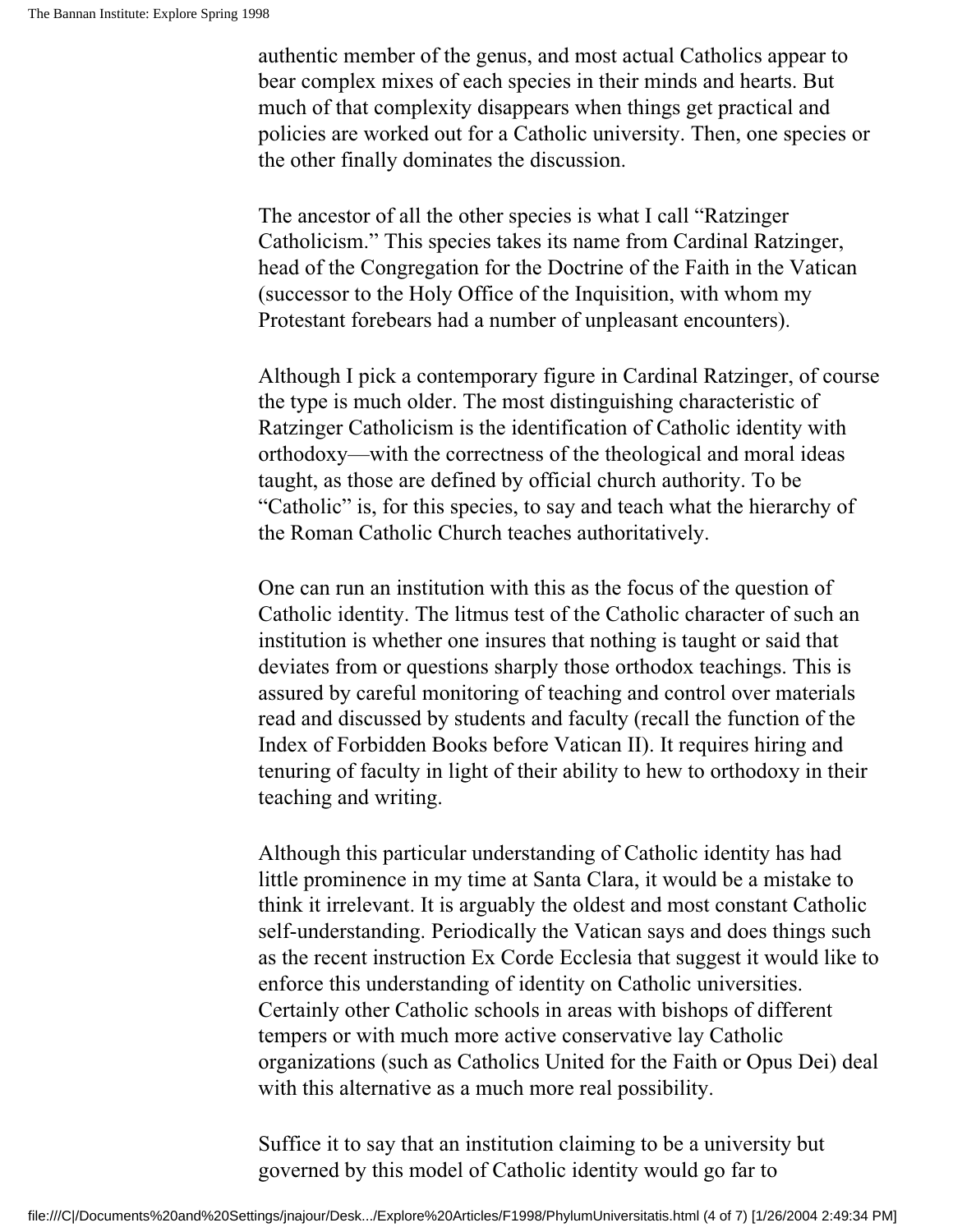authentic member of the genus, and most actual Catholics appear to bear complex mixes of each species in their minds and hearts. But much of that complexity disappears when things get practical and policies are worked out for a Catholic university. Then, one species or the other finally dominates the discussion.

The ancestor of all the other species is what I call "Ratzinger Catholicism." This species takes its name from Cardinal Ratzinger, head of the Congregation for the Doctrine of the Faith in the Vatican (successor to the Holy Office of the Inquisition, with whom my Protestant forebears had a number of unpleasant encounters).

Although I pick a contemporary figure in Cardinal Ratzinger, of course the type is much older. The most distinguishing characteristic of Ratzinger Catholicism is the identification of Catholic identity with orthodoxy—with the correctness of the theological and moral ideas taught, as those are defined by official church authority. To be "Catholic" is, for this species, to say and teach what the hierarchy of the Roman Catholic Church teaches authoritatively.

One can run an institution with this as the focus of the question of Catholic identity. The litmus test of the Catholic character of such an institution is whether one insures that nothing is taught or said that deviates from or questions sharply those orthodox teachings. This is assured by careful monitoring of teaching and control over materials read and discussed by students and faculty (recall the function of the Index of Forbidden Books before Vatican II). It requires hiring and tenuring of faculty in light of their ability to hew to orthodoxy in their teaching and writing.

Although this particular understanding of Catholic identity has had little prominence in my time at Santa Clara, it would be a mistake to think it irrelevant. It is arguably the oldest and most constant Catholic self-understanding. Periodically the Vatican says and does things such as the recent instruction Ex Corde Ecclesia that suggest it would like to enforce this understanding of identity on Catholic universities. Certainly other Catholic schools in areas with bishops of different tempers or with much more active conservative lay Catholic organizations (such as Catholics United for the Faith or Opus Dei) deal with this alternative as a much more real possibility.

Suffice it to say that an institution claiming to be a university but governed by this model of Catholic identity would go far to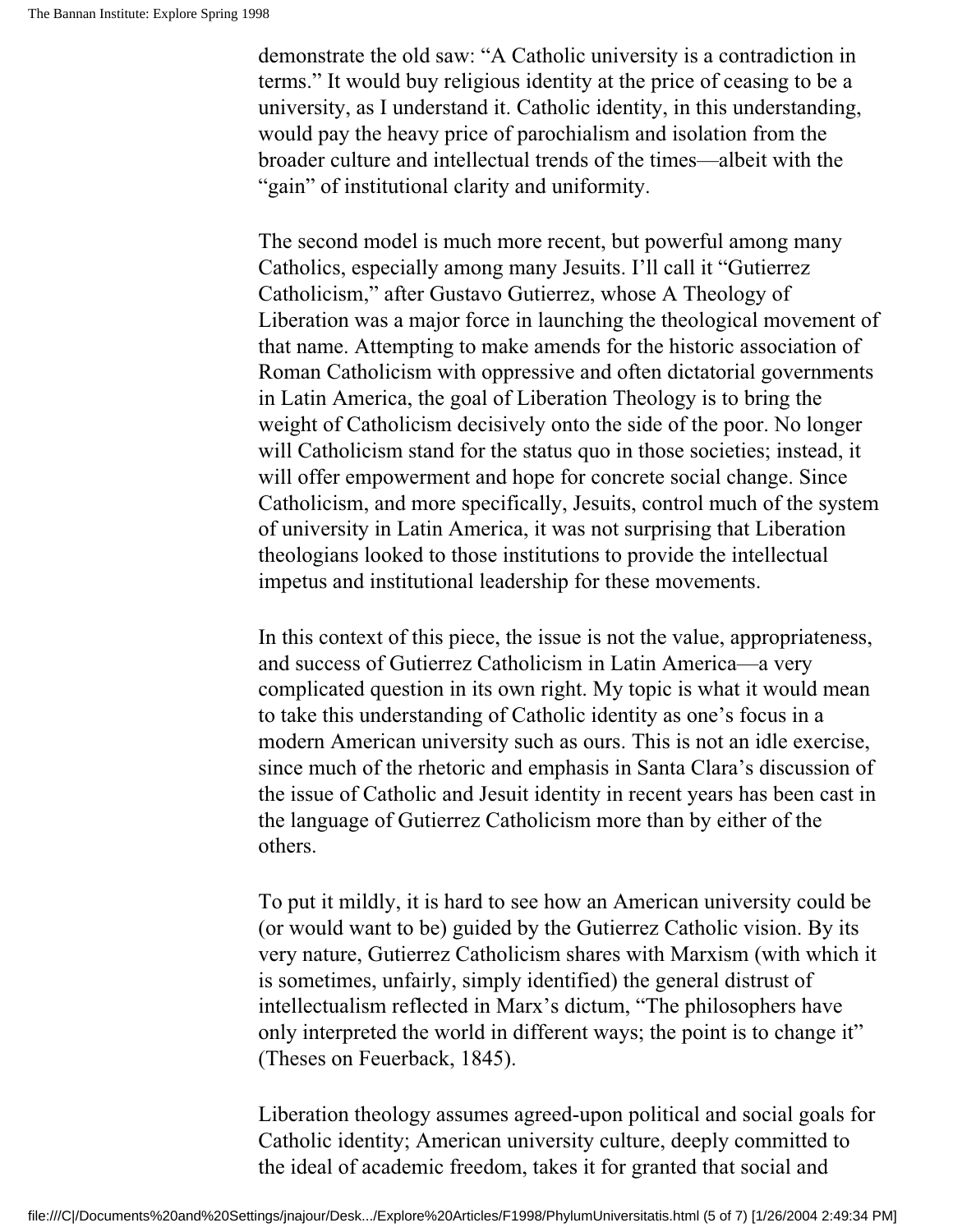demonstrate the old saw: "A Catholic university is a contradiction in terms." It would buy religious identity at the price of ceasing to be a university, as I understand it. Catholic identity, in this understanding, would pay the heavy price of parochialism and isolation from the broader culture and intellectual trends of the times—albeit with the "gain" of institutional clarity and uniformity.

The second model is much more recent, but powerful among many Catholics, especially among many Jesuits. I'll call it "Gutierrez Catholicism," after Gustavo Gutierrez, whose A Theology of Liberation was a major force in launching the theological movement of that name. Attempting to make amends for the historic association of Roman Catholicism with oppressive and often dictatorial governments in Latin America, the goal of Liberation Theology is to bring the weight of Catholicism decisively onto the side of the poor. No longer will Catholicism stand for the status quo in those societies; instead, it will offer empowerment and hope for concrete social change. Since Catholicism, and more specifically, Jesuits, control much of the system of university in Latin America, it was not surprising that Liberation theologians looked to those institutions to provide the intellectual impetus and institutional leadership for these movements.

In this context of this piece, the issue is not the value, appropriateness, and success of Gutierrez Catholicism in Latin America—a very complicated question in its own right. My topic is what it would mean to take this understanding of Catholic identity as one's focus in a modern American university such as ours. This is not an idle exercise, since much of the rhetoric and emphasis in Santa Clara's discussion of the issue of Catholic and Jesuit identity in recent years has been cast in the language of Gutierrez Catholicism more than by either of the others.

To put it mildly, it is hard to see how an American university could be (or would want to be) guided by the Gutierrez Catholic vision. By its very nature, Gutierrez Catholicism shares with Marxism (with which it is sometimes, unfairly, simply identified) the general distrust of intellectualism reflected in Marx's dictum, "The philosophers have only interpreted the world in different ways; the point is to change it" (Theses on Feuerback, 1845).

Liberation theology assumes agreed-upon political and social goals for Catholic identity; American university culture, deeply committed to the ideal of academic freedom, takes it for granted that social and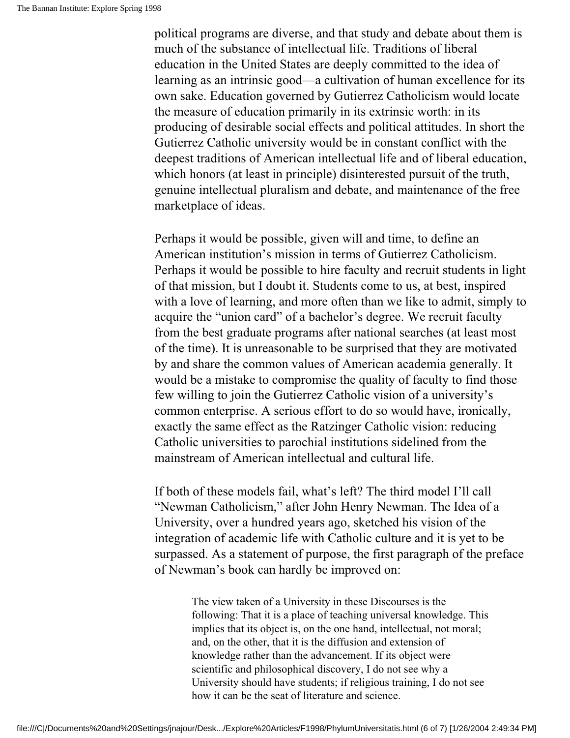political programs are diverse, and that study and debate about them is much of the substance of intellectual life. Traditions of liberal education in the United States are deeply committed to the idea of learning as an intrinsic good—a cultivation of human excellence for its own sake. Education governed by Gutierrez Catholicism would locate the measure of education primarily in its extrinsic worth: in its producing of desirable social effects and political attitudes. In short the Gutierrez Catholic university would be in constant conflict with the deepest traditions of American intellectual life and of liberal education, which honors (at least in principle) disinterested pursuit of the truth, genuine intellectual pluralism and debate, and maintenance of the free marketplace of ideas.

Perhaps it would be possible, given will and time, to define an American institution's mission in terms of Gutierrez Catholicism. Perhaps it would be possible to hire faculty and recruit students in light of that mission, but I doubt it. Students come to us, at best, inspired with a love of learning, and more often than we like to admit, simply to acquire the "union card" of a bachelor's degree. We recruit faculty from the best graduate programs after national searches (at least most of the time). It is unreasonable to be surprised that they are motivated by and share the common values of American academia generally. It would be a mistake to compromise the quality of faculty to find those few willing to join the Gutierrez Catholic vision of a university's common enterprise. A serious effort to do so would have, ironically, exactly the same effect as the Ratzinger Catholic vision: reducing Catholic universities to parochial institutions sidelined from the mainstream of American intellectual and cultural life.

If both of these models fail, what's left? The third model I'll call "Newman Catholicism," after John Henry Newman. The Idea of a University, over a hundred years ago, sketched his vision of the integration of academic life with Catholic culture and it is yet to be surpassed. As a statement of purpose, the first paragraph of the preface of Newman's book can hardly be improved on:

> The view taken of a University in these Discourses is the following: That it is a place of teaching universal knowledge. This implies that its object is, on the one hand, intellectual, not moral; and, on the other, that it is the diffusion and extension of knowledge rather than the advancement. If its object were scientific and philosophical discovery, I do not see why a University should have students; if religious training, I do not see how it can be the seat of literature and science.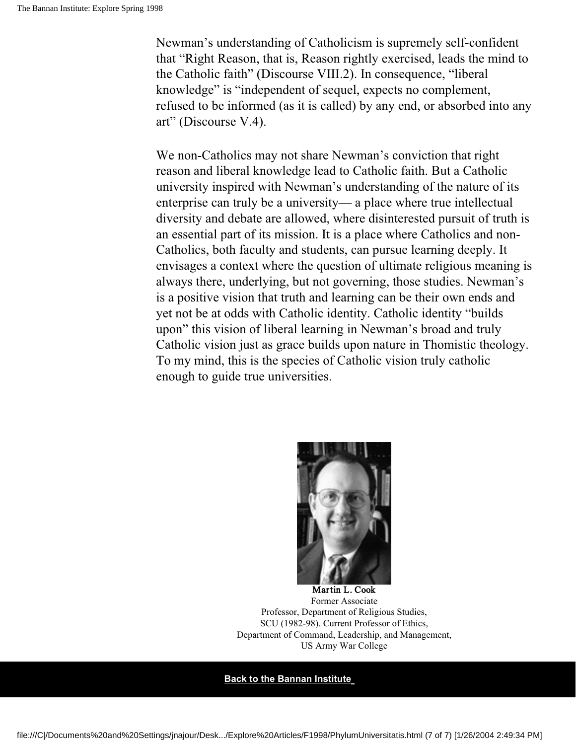Newman's understanding of Catholicism is supremely self-confident that "Right Reason, that is, Reason rightly exercised, leads the mind to the Catholic faith" (Discourse VIII.2). In consequence, "liberal knowledge" is "independent of sequel, expects no complement, refused to be informed (as it is called) by any end, or absorbed into any art" (Discourse V.4).

We non-Catholics may not share Newman's conviction that right reason and liberal knowledge lead to Catholic faith. But a Catholic university inspired with Newman's understanding of the nature of its enterprise can truly be a university— a place where true intellectual diversity and debate are allowed, where disinterested pursuit of truth is an essential part of its mission. It is a place where Catholics and non-Catholics, both faculty and students, can pursue learning deeply. It envisages a context where the question of ultimate religious meaning is always there, underlying, but not governing, those studies. Newman's is a positive vision that truth and learning can be their own ends and yet not be at odds with Catholic identity. Catholic identity "builds upon" this vision of liberal learning in Newman's broad and truly Catholic vision just as grace builds upon nature in Thomistic theology. To my mind, this is the species of Catholic vision truly catholic enough to guide true universities.

**Martin L. Cook**
Former Associate
Professor, Department of Religious Studies,
SCU (1982-98). Current Professor of Ethics,
Department of Command, Leadership, and Management,
US Army War College

**Back to the Bannan Institute**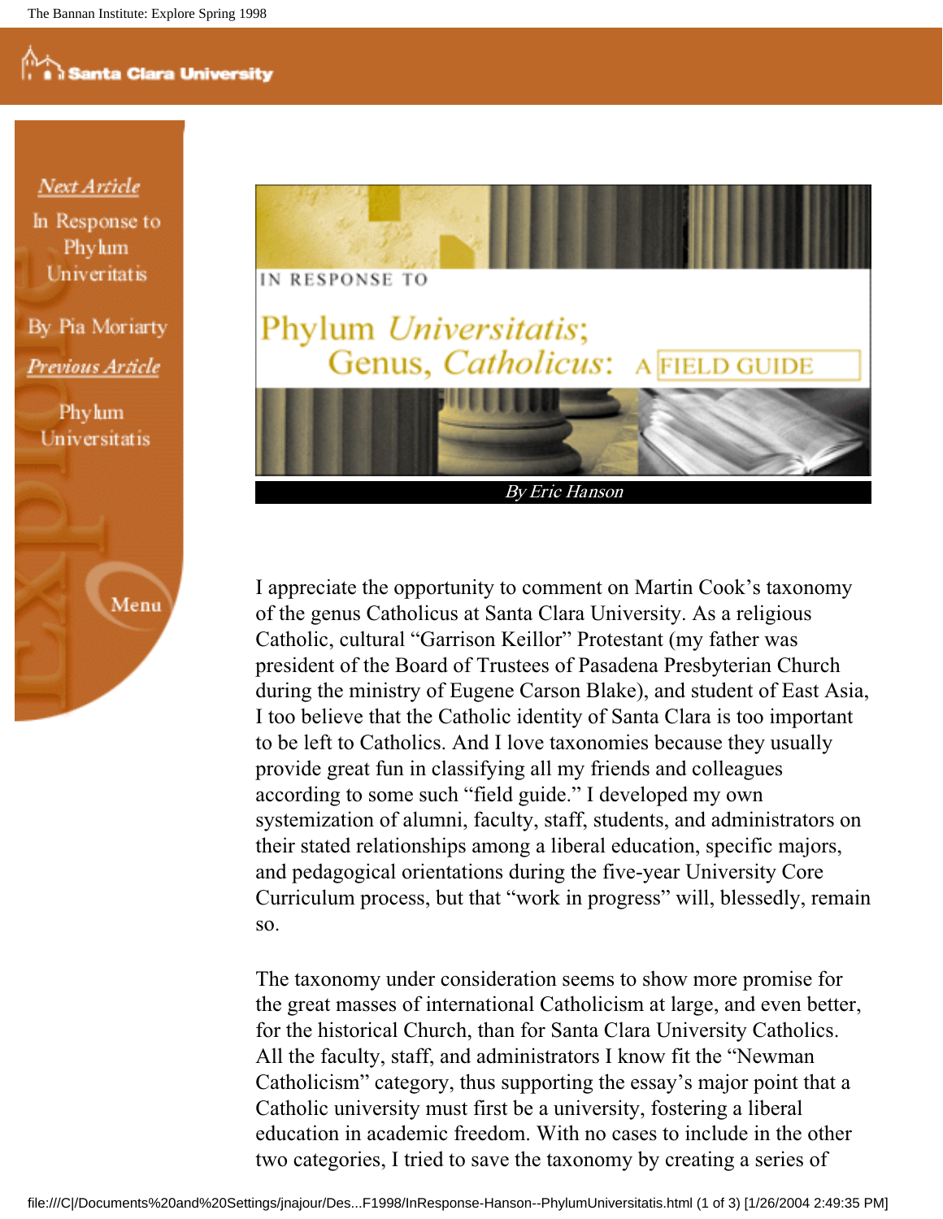IN RESPONSE TO

# Phylum *Universitatis*; Genus, *Catholicus*: A FIELD GUIDE

*By Eric Hanson*

I appreciate the opportunity to comment on Martin Cook's taxonomy of the genus Catholicus at Santa Clara University. As a religious Catholic, cultural "Garrison Keillor" Protestant (my father was president of the Board of Trustees of Pasadena Presbyterian Church during the ministry of Eugene Carson Blake), and student of East Asia, I too believe that the Catholic identity of Santa Clara is too important to be left to Catholics. And I love taxonomies because they usually provide great fun in classifying all my friends and colleagues according to some such "field guide." I developed my own systemization of alumni, faculty, staff, students, and administrators on their stated relationships among a liberal education, specific majors, and pedagogical orientations during the five-year University Core Curriculum process, but that "work in progress" will, blessedly, remain so.

The taxonomy under consideration seems to show more promise for the great masses of international Catholicism at large, and even better, for the historical Church, than for Santa Clara University Catholics. All the faculty, staff, and administrators I know fit the "Newman Catholicism" category, thus supporting the essay's major point that a Catholic university must first be a university, fostering a liberal education in academic freedom. With no cases to include in the other two categories, I tried to save the taxonomy by creating a series of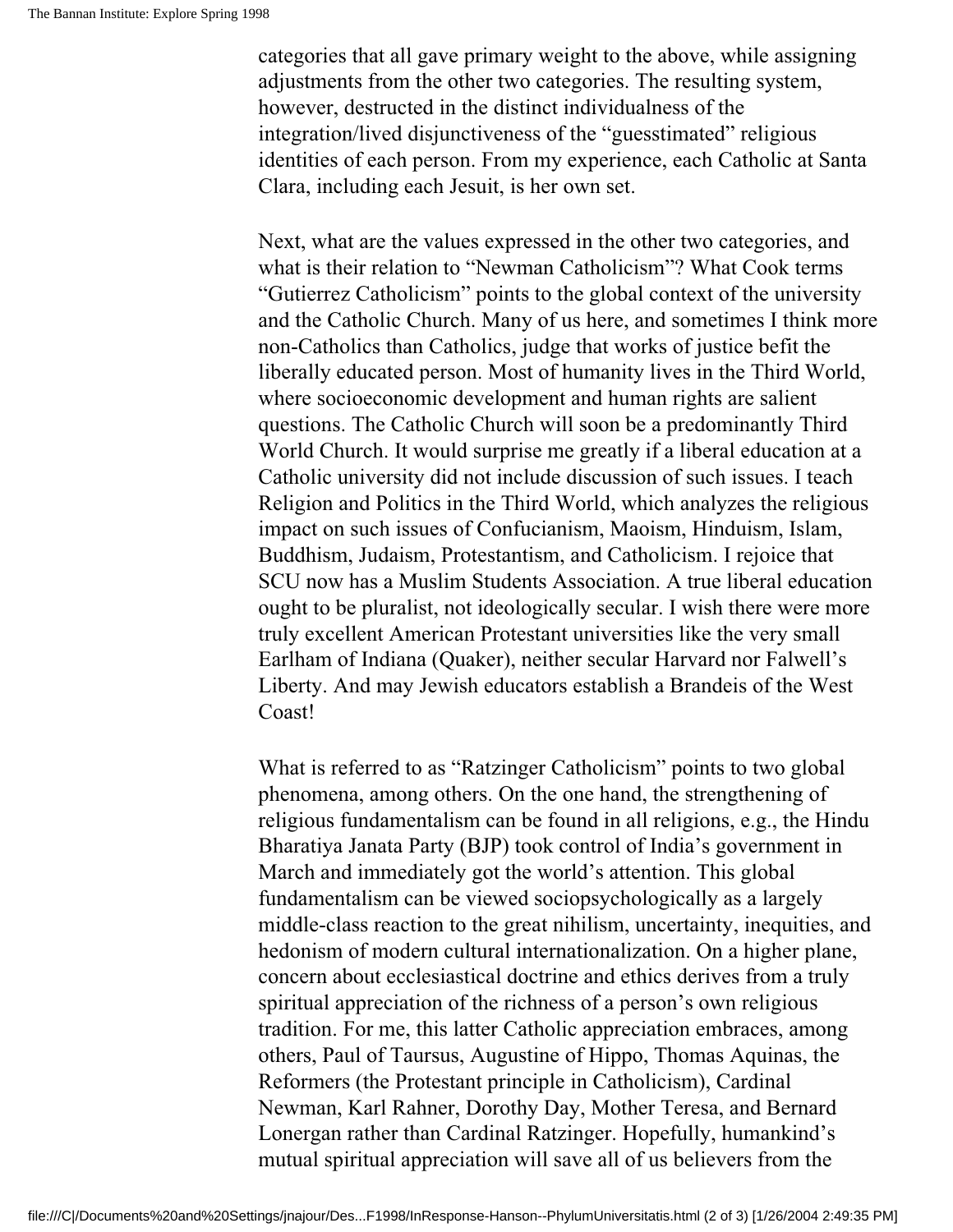categories that all gave primary weight to the above, while assigning adjustments from the other two categories. The resulting system, however, destructed in the distinct individualness of the integration/lived disjunctiveness of the "guesstimated" religious identities of each person. From my experience, each Catholic at Santa Clara, including each Jesuit, is her own set.

Next, what are the values expressed in the other two categories, and what is their relation to "Newman Catholicism"? What Cook terms "Gutierrez Catholicism" points to the global context of the university and the Catholic Church. Many of us here, and sometimes I think more non-Catholics than Catholics, judge that works of justice befit the liberally educated person. Most of humanity lives in the Third World, where socioeconomic development and human rights are salient questions. The Catholic Church will soon be a predominantly Third World Church. It would surprise me greatly if a liberal education at a Catholic university did not include discussion of such issues. I teach Religion and Politics in the Third World, which analyzes the religious impact on such issues of Confucianism, Maoism, Hinduism, Islam, Buddhism, Judaism, Protestantism, and Catholicism. I rejoice that SCU now has a Muslim Students Association. A true liberal education ought to be pluralist, not ideologically secular. I wish there were more truly excellent American Protestant universities like the very small Earlham of Indiana (Quaker), neither secular Harvard nor Falwell's Liberty. And may Jewish educators establish a Brandeis of the West Coast!

What is referred to as "Ratzinger Catholicism" points to two global phenomena, among others. On the one hand, the strengthening of religious fundamentalism can be found in all religions, e.g., the Hindu Bharatiya Janata Party (BJP) took control of India's government in March and immediately got the world's attention. This global fundamentalism can be viewed sociopsychologically as a largely middle-class reaction to the great nihilism, uncertainty, inequities, and hedonism of modern cultural internationalization. On a higher plane, concern about ecclesiastical doctrine and ethics derives from a truly spiritual appreciation of the richness of a person's own religious tradition. For me, this latter Catholic appreciation embraces, among others, Paul of Taursus, Augustine of Hippo, Thomas Aquinas, the Reformers (the Protestant principle in Catholicism), Cardinal Newman, Karl Rahner, Dorothy Day, Mother Teresa, and Bernard Lonergan rather than Cardinal Ratzinger. Hopefully, humankind's mutual spiritual appreciation will save all of us believers from the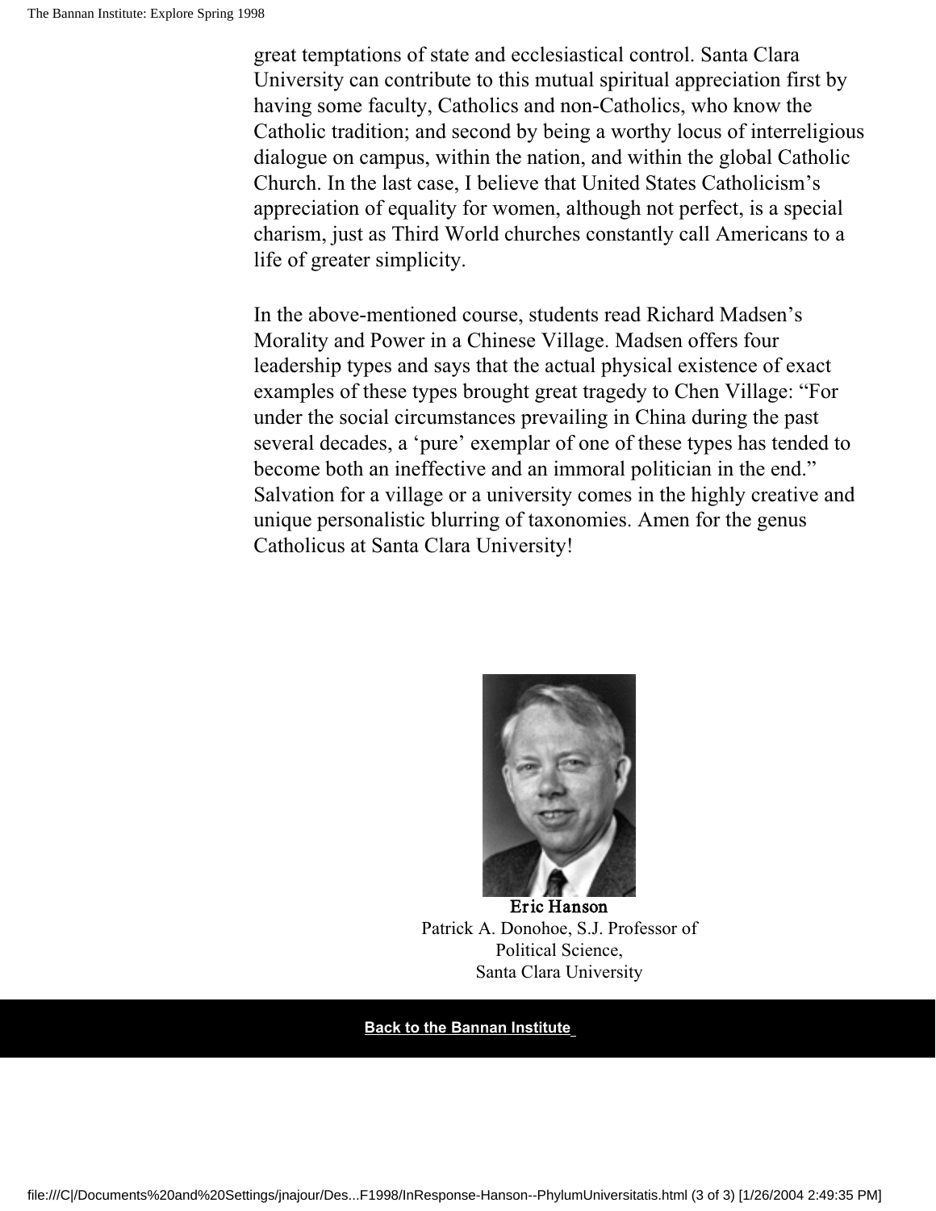great temptations of state and ecclesiastical control. Santa Clara University can contribute to this mutual spiritual appreciation first by having some faculty, Catholics and non-Catholics, who know the Catholic tradition; and second by being a worthy locus of interreligious dialogue on campus, within the nation, and within the global Catholic Church. In the last case, I believe that United States Catholicism's appreciation of equality for women, although not perfect, is a special charism, just as Third World churches constantly call Americans to a life of greater simplicity.

In the above-mentioned course, students read Richard Madsen's Morality and Power in a Chinese Village. Madsen offers four leadership types and says that the actual physical existence of exact examples of these types brought great tragedy to Chen Village: "For under the social circumstances prevailing in China during the past several decades, a 'pure' exemplar of one of these types has tended to become both an ineffective and an immoral politician in the end." Salvation for a village or a university comes in the highly creative and unique personalistic blurring of taxonomies. Amen for the genus Catholicus at Santa Clara University!

**Eric Hanson**
Patrick A. Donohoe, S.J. Professor of Political Science,
Santa Clara University

**Back to the Bannan Institute**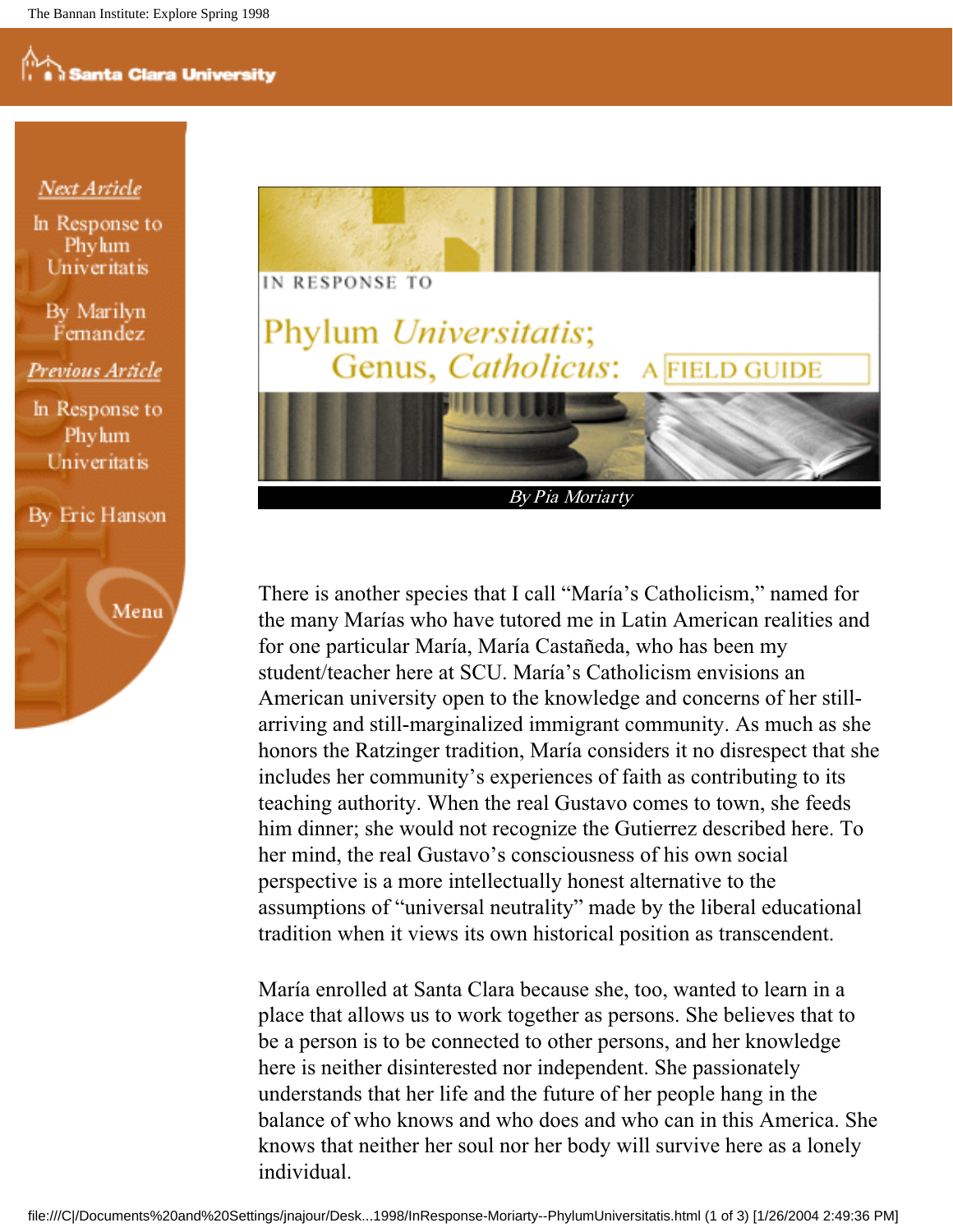IN RESPONSE TO

# Phylum *Universitatis*; Genus, *Catholicus*: A FIELD GUIDE

*By Pia Moriarty*

Next Article

In Response to Phylum Univeritatis

By Marilyn Fernandez

Previous Article

In Response to Phylum Univeritatis

By Eric Hanson

Menu

There is another species that I call "María's Catholicism," named for the many Marías who have tutored me in Latin American realities and for one particular María, María Castañeda, who has been my student/teacher here at SCU. María's Catholicism envisions an American university open to the knowledge and concerns of her still-arriving and still-marginalized immigrant community. As much as she honors the Ratzinger tradition, María considers it no disrespect that she includes her community's experiences of faith as contributing to its teaching authority. When the real Gustavo comes to town, she feeds him dinner; she would not recognize the Gutierrez described here. To her mind, the real Gustavo's consciousness of his own social perspective is a more intellectually honest alternative to the assumptions of "universal neutrality" made by the liberal educational tradition when it views its own historical position as transcendent.

María enrolled at Santa Clara because she, too, wanted to learn in a place that allows us to work together as persons. She believes that to be a person is to be connected to other persons, and her knowledge here is neither disinterested nor independent. She passionately understands that her life and the future of her people hang in the balance of who knows and who does and who can in this America. She knows that neither her soul nor her body will survive here as a lonely individual.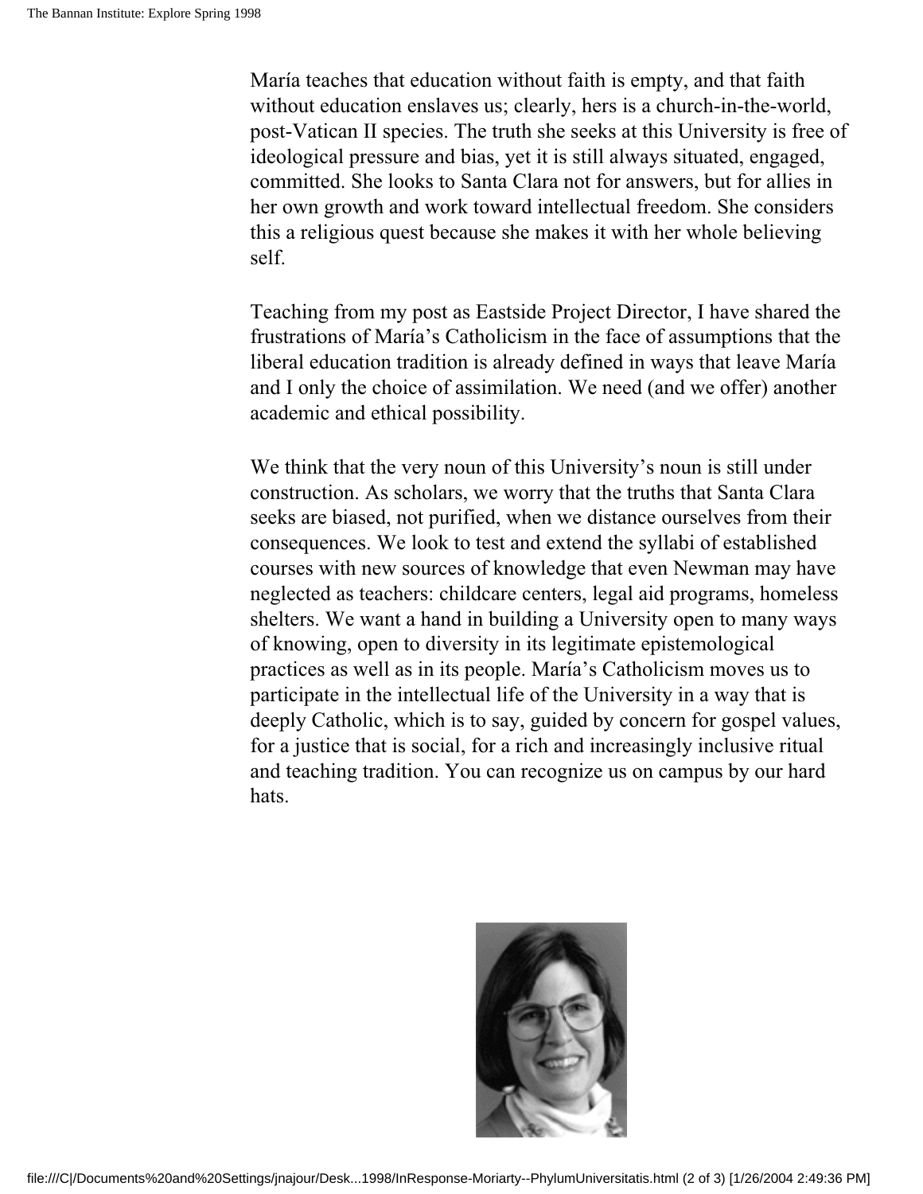María teaches that education without faith is empty, and that faith without education enslaves us; clearly, hers is a church-in-the-world, post-Vatican II species. The truth she seeks at this University is free of ideological pressure and bias, yet it is still always situated, engaged, committed. She looks to Santa Clara not for answers, but for allies in her own growth and work toward intellectual freedom. She considers this a religious quest because she makes it with her whole believing self.

Teaching from my post as Eastside Project Director, I have shared the frustrations of María's Catholicism in the face of assumptions that the liberal education tradition is already defined in ways that leave María and I only the choice of assimilation. We need (and we offer) another academic and ethical possibility.

We think that the very noun of this University's noun is still under construction. As scholars, we worry that the truths that Santa Clara seeks are biased, not purified, when we distance ourselves from their consequences. We look to test and extend the syllabi of established courses with new sources of knowledge that even Newman may have neglected as teachers: childcare centers, legal aid programs, homeless shelters. We want a hand in building a University open to many ways of knowing, open to diversity in its legitimate epistemological practices as well as in its people. María's Catholicism moves us to participate in the intellectual life of the University in a way that is deeply Catholic, which is to say, guided by concern for gospel values, for a justice that is social, for a rich and increasingly inclusive ritual and teaching tradition. You can recognize us on campus by our hard hats.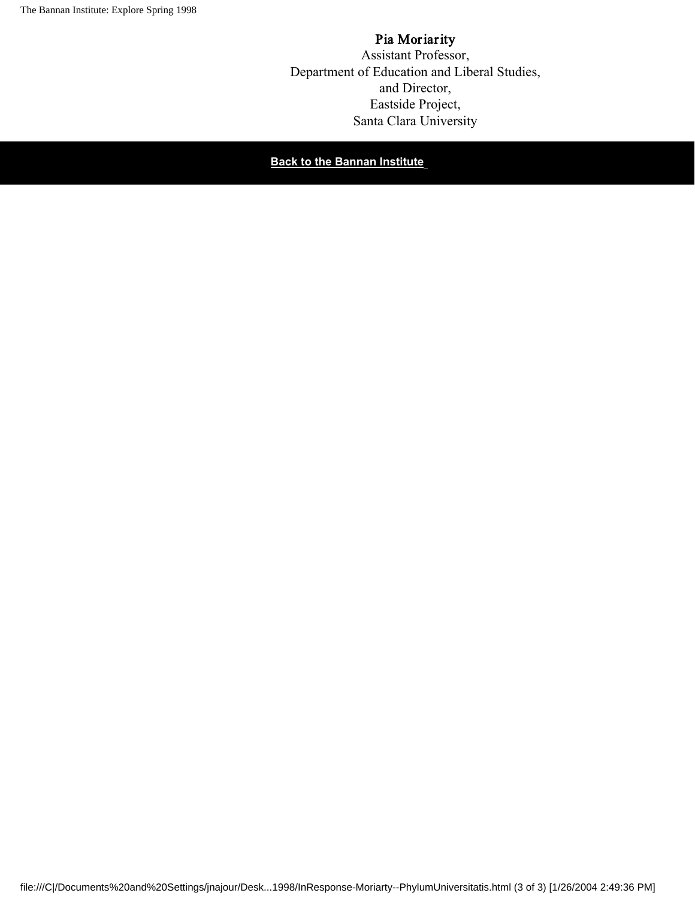**Pia Moriarity**
Assistant Professor,
Department of Education and Liberal Studies,
and Director,
Eastside Project,
Santa Clara University

**Back to the Bannan Institute**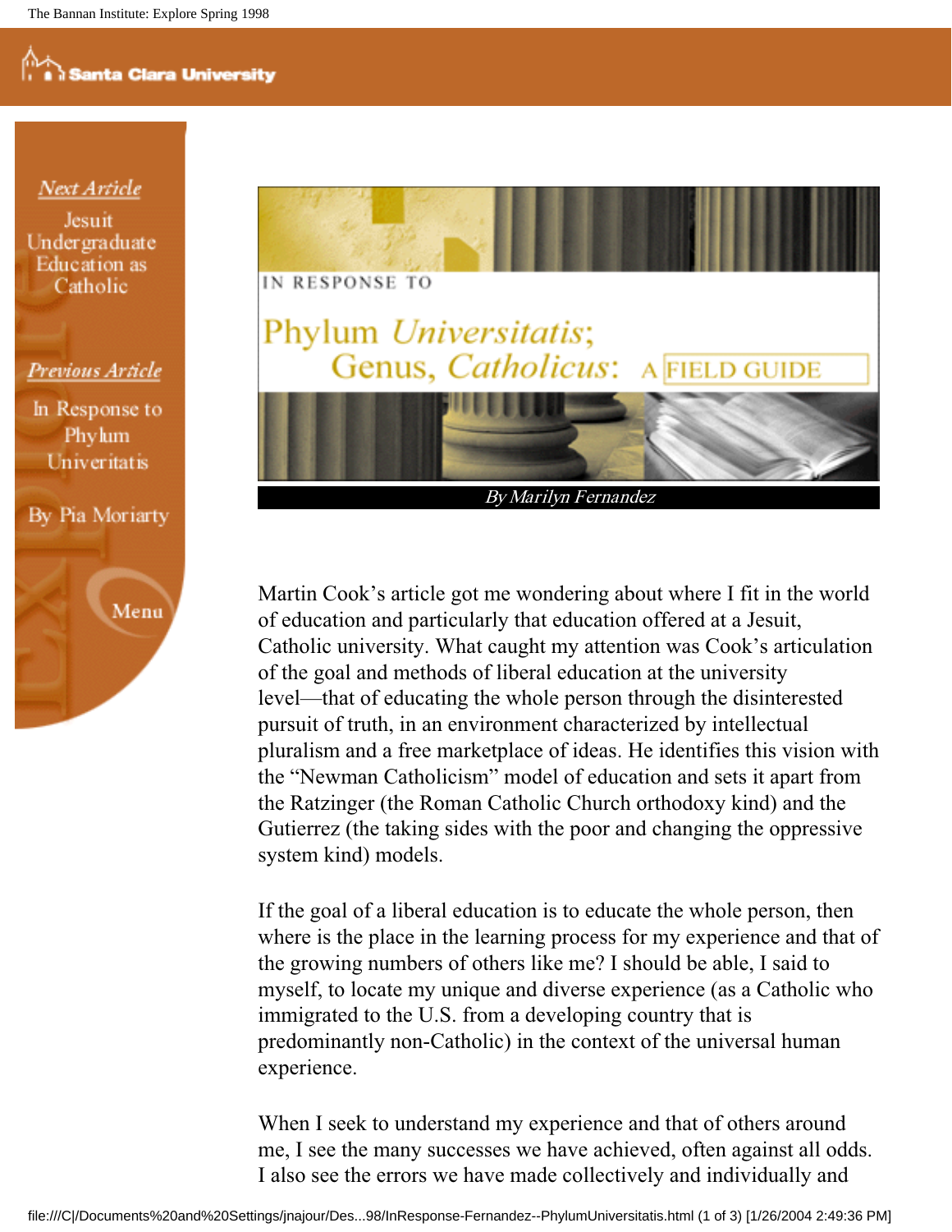IN RESPONSE TO

# Phylum *Universitatis*; Genus, *Catholicus*: A FIELD GUIDE

*By Marilyn Fernandez*

Martin Cook's article got me wondering about where I fit in the world of education and particularly that education offered at a Jesuit, Catholic university. What caught my attention was Cook's articulation of the goal and methods of liberal education at the university level—that of educating the whole person through the disinterested pursuit of truth, in an environment characterized by intellectual pluralism and a free marketplace of ideas. He identifies this vision with the "Newman Catholicism" model of education and sets it apart from the Ratzinger (the Roman Catholic Church orthodoxy kind) and the Gutierrez (the taking sides with the poor and changing the oppressive system kind) models.

If the goal of a liberal education is to educate the whole person, then where is the place in the learning process for my experience and that of the growing numbers of others like me? I should be able, I said to myself, to locate my unique and diverse experience (as a Catholic who immigrated to the U.S. from a developing country that is predominantly non-Catholic) in the context of the universal human experience.

When I seek to understand my experience and that of others around me, I see the many successes we have achieved, often against all odds. I also see the errors we have made collectively and individually and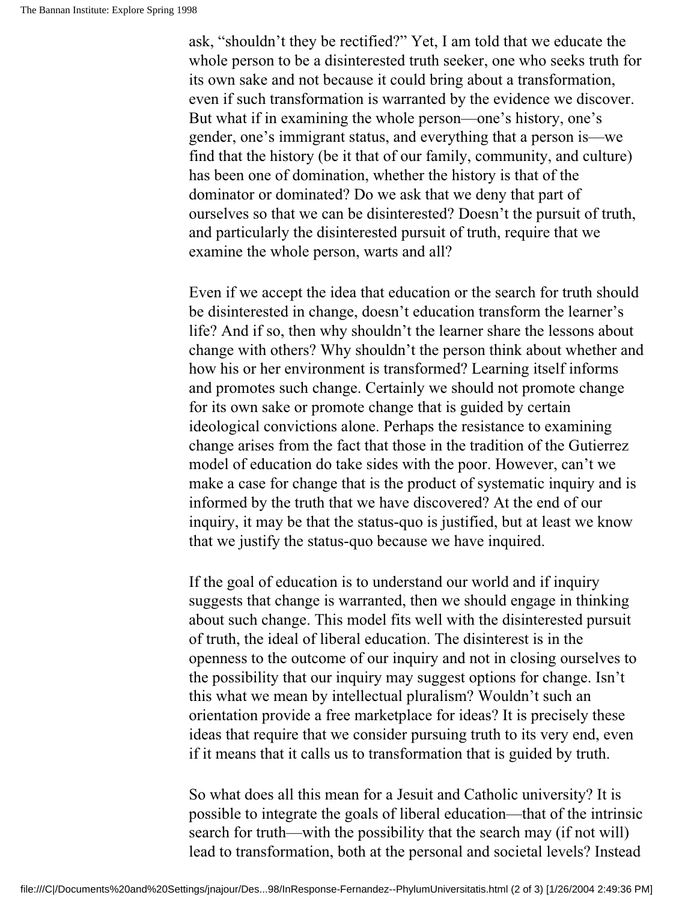ask, "shouldn't they be rectified?" Yet, I am told that we educate the whole person to be a disinterested truth seeker, one who seeks truth for its own sake and not because it could bring about a transformation, even if such transformation is warranted by the evidence we discover. But what if in examining the whole person—one's history, one's gender, one's immigrant status, and everything that a person is—we find that the history (be it that of our family, community, and culture) has been one of domination, whether the history is that of the dominator or dominated? Do we ask that we deny that part of ourselves so that we can be disinterested? Doesn't the pursuit of truth, and particularly the disinterested pursuit of truth, require that we examine the whole person, warts and all?

Even if we accept the idea that education or the search for truth should be disinterested in change, doesn't education transform the learner's life? And if so, then why shouldn't the learner share the lessons about change with others? Why shouldn't the person think about whether and how his or her environment is transformed? Learning itself informs and promotes such change. Certainly we should not promote change for its own sake or promote change that is guided by certain ideological convictions alone. Perhaps the resistance to examining change arises from the fact that those in the tradition of the Gutierrez model of education do take sides with the poor. However, can't we make a case for change that is the product of systematic inquiry and is informed by the truth that we have discovered? At the end of our inquiry, it may be that the status-quo is justified, but at least we know that we justify the status-quo because we have inquired.

If the goal of education is to understand our world and if inquiry suggests that change is warranted, then we should engage in thinking about such change. This model fits well with the disinterested pursuit of truth, the ideal of liberal education. The disinterest is in the openness to the outcome of our inquiry and not in closing ourselves to the possibility that our inquiry may suggest options for change. Isn't this what we mean by intellectual pluralism? Wouldn't such an orientation provide a free marketplace for ideas? It is precisely these ideas that require that we consider pursuing truth to its very end, even if it means that it calls us to transformation that is guided by truth.

So what does all this mean for a Jesuit and Catholic university? It is possible to integrate the goals of liberal education—that of the intrinsic search for truth—with the possibility that the search may (if not will) lead to transformation, both at the personal and societal levels? Instead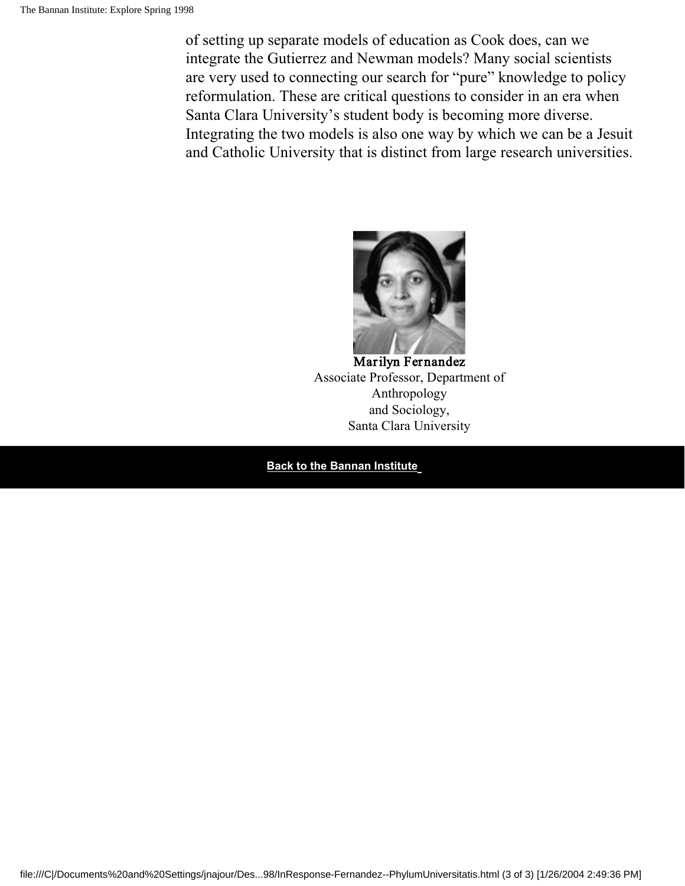of setting up separate models of education as Cook does, can we integrate the Gutierrez and Newman models? Many social scientists are very used to connecting our search for "pure" knowledge to policy reformulation. These are critical questions to consider in an era when Santa Clara University's student body is becoming more diverse. Integrating the two models is also one way by which we can be a Jesuit and Catholic University that is distinct from large research universities.

**Marilyn Fernandez**
Associate Professor, Department of Anthropology
and Sociology,
Santa Clara University

**Back to the Bannan Institute**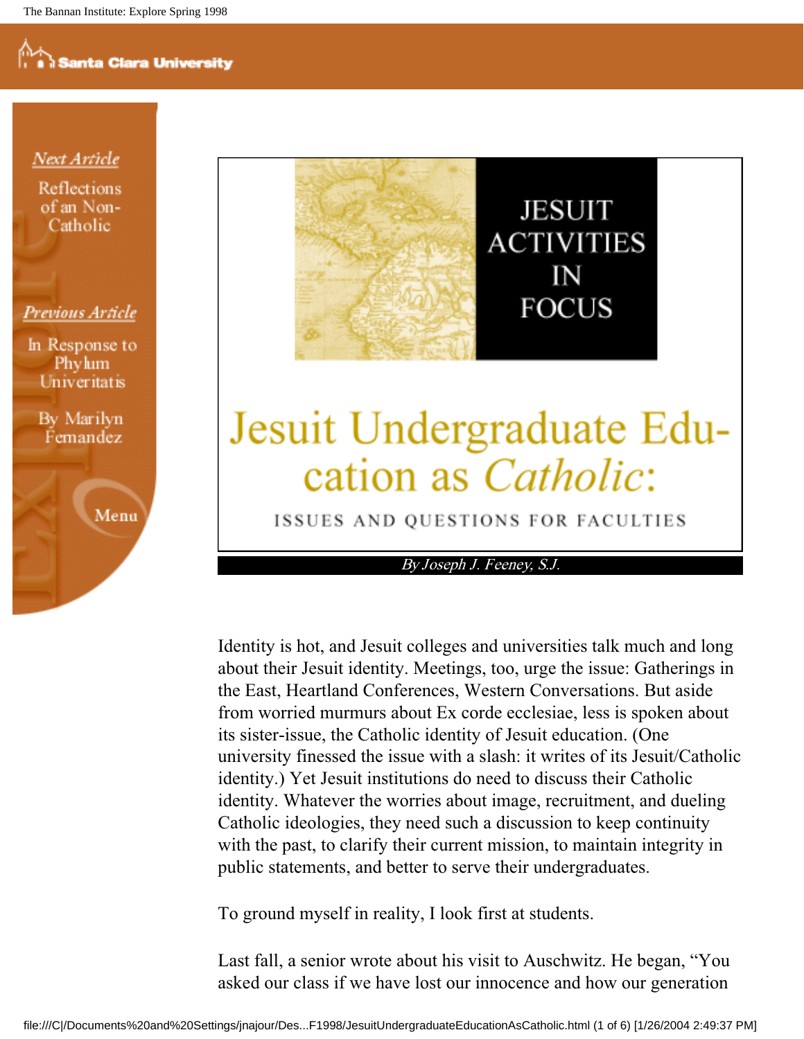Next Article

Reflections of an Non-Catholic

Previous Article

In Response to Phylum Univeritatis

By Marilyn Fernandez

Menu

JESUIT ACTIVITIES IN FOCUS

# Jesuit Undergraduate Education as *Catholic*:

ISSUES AND QUESTIONS FOR FACULTIES

*By Joseph J. Feeney, S.J.*

Identity is hot, and Jesuit colleges and universities talk much and long about their Jesuit identity. Meetings, too, urge the issue: Gatherings in the East, Heartland Conferences, Western Conversations. But aside from worried murmurs about Ex corde ecclesiae, less is spoken about its sister-issue, the Catholic identity of Jesuit education. (One university finessed the issue with a slash: it writes of its Jesuit/Catholic identity.) Yet Jesuit institutions do need to discuss their Catholic identity. Whatever the worries about image, recruitment, and dueling Catholic ideologies, they need such a discussion to keep continuity with the past, to clarify their current mission, to maintain integrity in public statements, and better to serve their undergraduates.

To ground myself in reality, I look first at students.

Last fall, a senior wrote about his visit to Auschwitz. He began, "You asked our class if we have lost our innocence and how our generation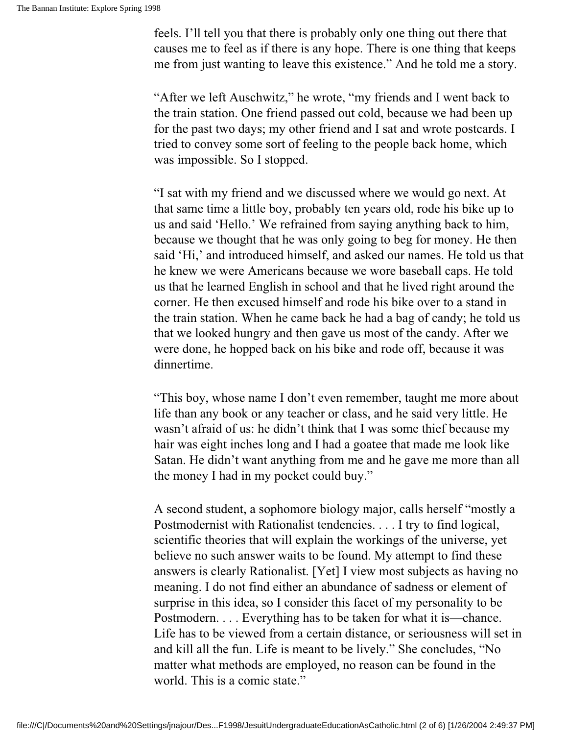feels. I'll tell you that there is probably only one thing out there that causes me to feel as if there is any hope. There is one thing that keeps me from just wanting to leave this existence." And he told me a story.

"After we left Auschwitz," he wrote, "my friends and I went back to the train station. One friend passed out cold, because we had been up for the past two days; my other friend and I sat and wrote postcards. I tried to convey some sort of feeling to the people back home, which was impossible. So I stopped.

"I sat with my friend and we discussed where we would go next. At that same time a little boy, probably ten years old, rode his bike up to us and said 'Hello.' We refrained from saying anything back to him, because we thought that he was only going to beg for money. He then said 'Hi,' and introduced himself, and asked our names. He told us that he knew we were Americans because we wore baseball caps. He told us that he learned English in school and that he lived right around the corner. He then excused himself and rode his bike over to a stand in the train station. When he came back he had a bag of candy; he told us that we looked hungry and then gave us most of the candy. After we were done, he hopped back on his bike and rode off, because it was dinnertime.

"This boy, whose name I don't even remember, taught me more about life than any book or any teacher or class, and he said very little. He wasn't afraid of us: he didn't think that I was some thief because my hair was eight inches long and I had a goatee that made me look like Satan. He didn't want anything from me and he gave me more than all the money I had in my pocket could buy."

A second student, a sophomore biology major, calls herself "mostly a Postmodernist with Rationalist tendencies. . . . I try to find logical, scientific theories that will explain the workings of the universe, yet believe no such answer waits to be found. My attempt to find these answers is clearly Rationalist. [Yet] I view most subjects as having no meaning. I do not find either an abundance of sadness or element of surprise in this idea, so I consider this facet of my personality to be Postmodern. . . . Everything has to be taken for what it is—chance. Life has to be viewed from a certain distance, or seriousness will set in and kill all the fun. Life is meant to be lively." She concludes, "No matter what methods are employed, no reason can be found in the world. This is a comic state."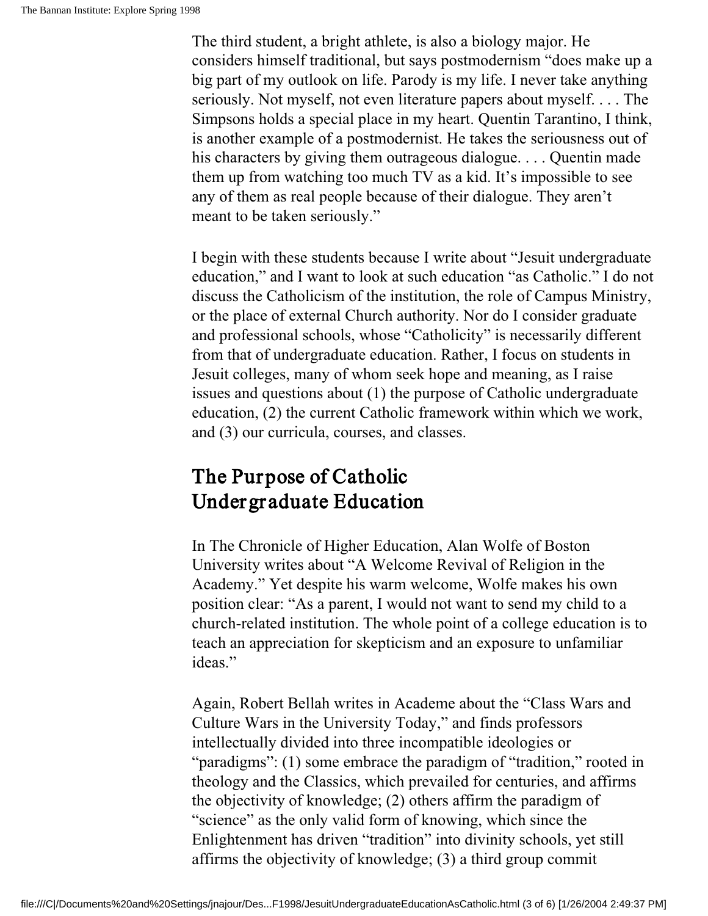The third student, a bright athlete, is also a biology major. He considers himself traditional, but says postmodernism "does make up a big part of my outlook on life. Parody is my life. I never take anything seriously. Not myself, not even literature papers about myself. . . . The Simpsons holds a special place in my heart. Quentin Tarantino, I think, is another example of a postmodernist. He takes the seriousness out of his characters by giving them outrageous dialogue. . . . Quentin made them up from watching too much TV as a kid. It's impossible to see any of them as real people because of their dialogue. They aren't meant to be taken seriously."

I begin with these students because I write about "Jesuit undergraduate education," and I want to look at such education "as Catholic." I do not discuss the Catholicism of the institution, the role of Campus Ministry, or the place of external Church authority. Nor do I consider graduate and professional schools, whose "Catholicity" is necessarily different from that of undergraduate education. Rather, I focus on students in Jesuit colleges, many of whom seek hope and meaning, as I raise issues and questions about (1) the purpose of Catholic undergraduate education, (2) the current Catholic framework within which we work, and (3) our curricula, courses, and classes.

## The Purpose of Catholic Undergraduate Education

In The Chronicle of Higher Education, Alan Wolfe of Boston University writes about "A Welcome Revival of Religion in the Academy." Yet despite his warm welcome, Wolfe makes his own position clear: "As a parent, I would not want to send my child to a church-related institution. The whole point of a college education is to teach an appreciation for skepticism and an exposure to unfamiliar ideas."

Again, Robert Bellah writes in Academe about the "Class Wars and Culture Wars in the University Today," and finds professors intellectually divided into three incompatible ideologies or "paradigms": (1) some embrace the paradigm of "tradition," rooted in theology and the Classics, which prevailed for centuries, and affirms the objectivity of knowledge; (2) others affirm the paradigm of "science" as the only valid form of knowing, which since the Enlightenment has driven "tradition" into divinity schools, yet still affirms the objectivity of knowledge; (3) a third group commit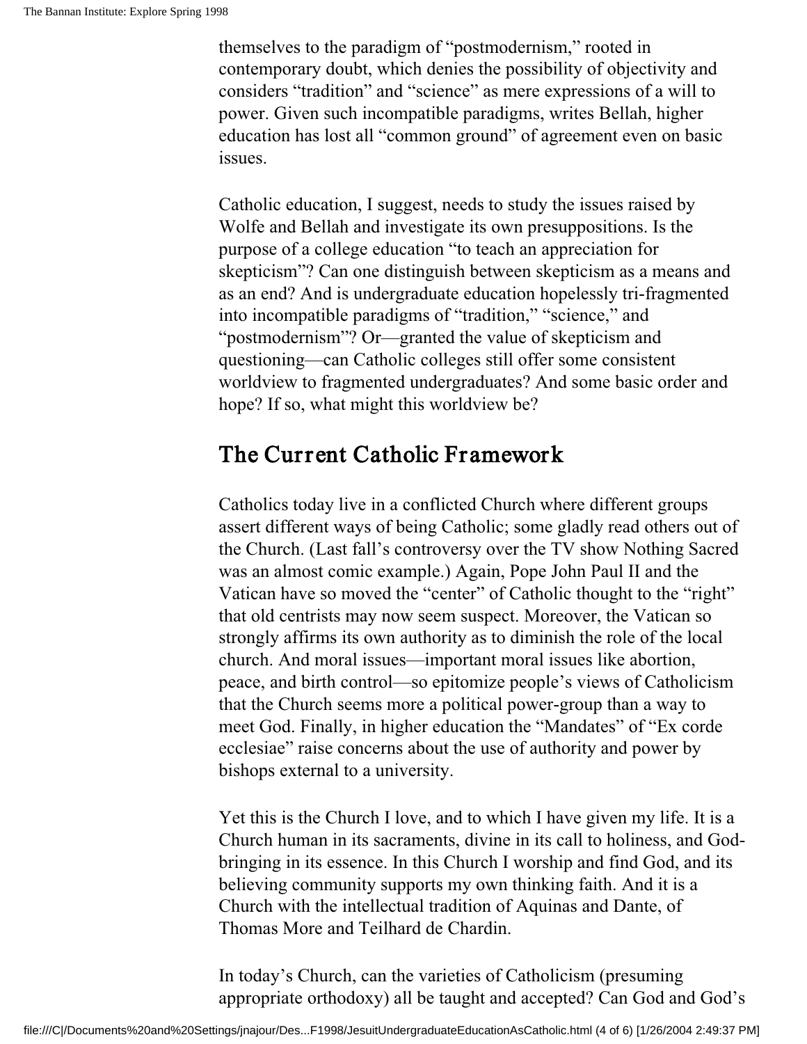themselves to the paradigm of "postmodernism," rooted in contemporary doubt, which denies the possibility of objectivity and considers "tradition" and "science" as mere expressions of a will to power. Given such incompatible paradigms, writes Bellah, higher education has lost all "common ground" of agreement even on basic issues.

Catholic education, I suggest, needs to study the issues raised by Wolfe and Bellah and investigate its own presuppositions. Is the purpose of a college education "to teach an appreciation for skepticism"? Can one distinguish between skepticism as a means and as an end? And is undergraduate education hopelessly tri-fragmented into incompatible paradigms of "tradition," "science," and "postmodernism"? Or—granted the value of skepticism and questioning—can Catholic colleges still offer some consistent worldview to fragmented undergraduates? And some basic order and hope? If so, what might this worldview be?

## The Current Catholic Framework

Catholics today live in a conflicted Church where different groups assert different ways of being Catholic; some gladly read others out of the Church. (Last fall's controversy over the TV show Nothing Sacred was an almost comic example.) Again, Pope John Paul II and the Vatican have so moved the "center" of Catholic thought to the "right" that old centrists may now seem suspect. Moreover, the Vatican so strongly affirms its own authority as to diminish the role of the local church. And moral issues—important moral issues like abortion, peace, and birth control—so epitomize people's views of Catholicism that the Church seems more a political power-group than a way to meet God. Finally, in higher education the "Mandates" of "Ex corde ecclesiae" raise concerns about the use of authority and power by bishops external to a university.

Yet this is the Church I love, and to which I have given my life. It is a Church human in its sacraments, divine in its call to holiness, and God-bringing in its essence. In this Church I worship and find God, and its believing community supports my own thinking faith. And it is a Church with the intellectual tradition of Aquinas and Dante, of Thomas More and Teilhard de Chardin.

In today's Church, can the varieties of Catholicism (presuming appropriate orthodoxy) all be taught and accepted? Can God and God's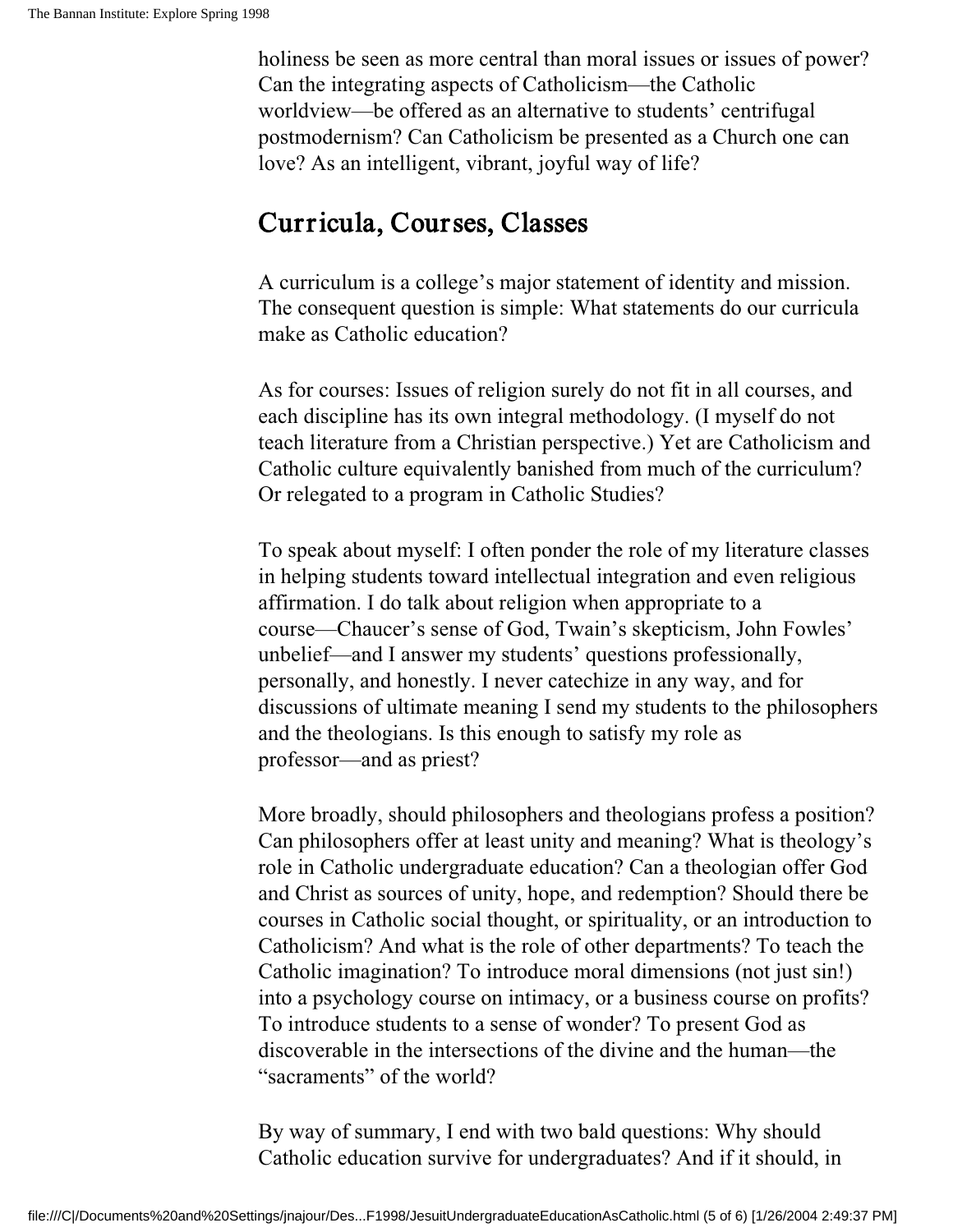holiness be seen as more central than moral issues or issues of power? Can the integrating aspects of Catholicism—the Catholic worldview—be offered as an alternative to students' centrifugal postmodernism? Can Catholicism be presented as a Church one can love? As an intelligent, vibrant, joyful way of life?

## Curricula, Courses, Classes

A curriculum is a college's major statement of identity and mission. The consequent question is simple: What statements do our curricula make as Catholic education?

As for courses: Issues of religion surely do not fit in all courses, and each discipline has its own integral methodology. (I myself do not teach literature from a Christian perspective.) Yet are Catholicism and Catholic culture equivalently banished from much of the curriculum? Or relegated to a program in Catholic Studies?

To speak about myself: I often ponder the role of my literature classes in helping students toward intellectual integration and even religious affirmation. I do talk about religion when appropriate to a course—Chaucer's sense of God, Twain's skepticism, John Fowles' unbelief—and I answer my students' questions professionally, personally, and honestly. I never catechize in any way, and for discussions of ultimate meaning I send my students to the philosophers and the theologians. Is this enough to satisfy my role as professor—and as priest?

More broadly, should philosophers and theologians profess a position? Can philosophers offer at least unity and meaning? What is theology's role in Catholic undergraduate education? Can a theologian offer God and Christ as sources of unity, hope, and redemption? Should there be courses in Catholic social thought, or spirituality, or an introduction to Catholicism? And what is the role of other departments? To teach the Catholic imagination? To introduce moral dimensions (not just sin!) into a psychology course on intimacy, or a business course on profits? To introduce students to a sense of wonder? To present God as discoverable in the intersections of the divine and the human—the "sacraments" of the world?

By way of summary, I end with two bald questions: Why should Catholic education survive for undergraduates? And if it should, in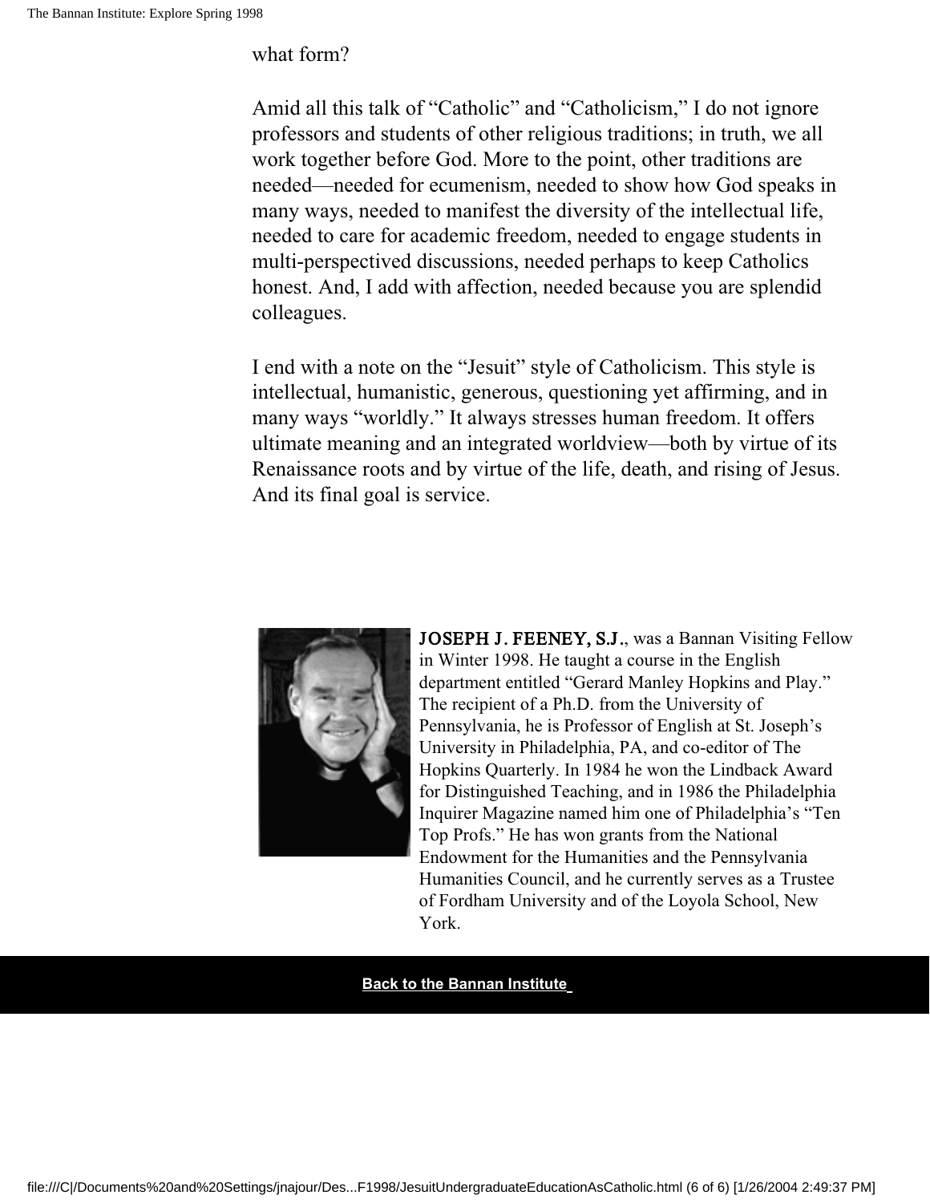what form?

Amid all this talk of "Catholic" and "Catholicism," I do not ignore professors and students of other religious traditions; in truth, we all work together before God. More to the point, other traditions are needed—needed for ecumenism, needed to show how God speaks in many ways, needed to manifest the diversity of the intellectual life, needed to care for academic freedom, needed to engage students in multi-perspectived discussions, needed perhaps to keep Catholics honest. And, I add with affection, needed because you are splendid colleagues.

I end with a note on the "Jesuit" style of Catholicism. This style is intellectual, humanistic, generous, questioning yet affirming, and in many ways "worldly." It always stresses human freedom. It offers ultimate meaning and an integrated worldview—both by virtue of its Renaissance roots and by virtue of the life, death, and rising of Jesus. And its final goal is service.

**JOSEPH J. FEENEY, S.J.**, was a Bannan Visiting Fellow in Winter 1998. He taught a course in the English department entitled "Gerard Manley Hopkins and Play." The recipient of a Ph.D. from the University of Pennsylvania, he is Professor of English at St. Joseph's University in Philadelphia, PA, and co-editor of The Hopkins Quarterly. In 1984 he won the Lindback Award for Distinguished Teaching, and in 1986 the Philadelphia Inquirer Magazine named him one of Philadelphia's "Ten Top Profs." He has won grants from the National Endowment for the Humanities and the Pennsylvania Humanities Council, and he currently serves as a Trustee of Fordham University and of the Loyola School, New York.

**Back to the Bannan Institute**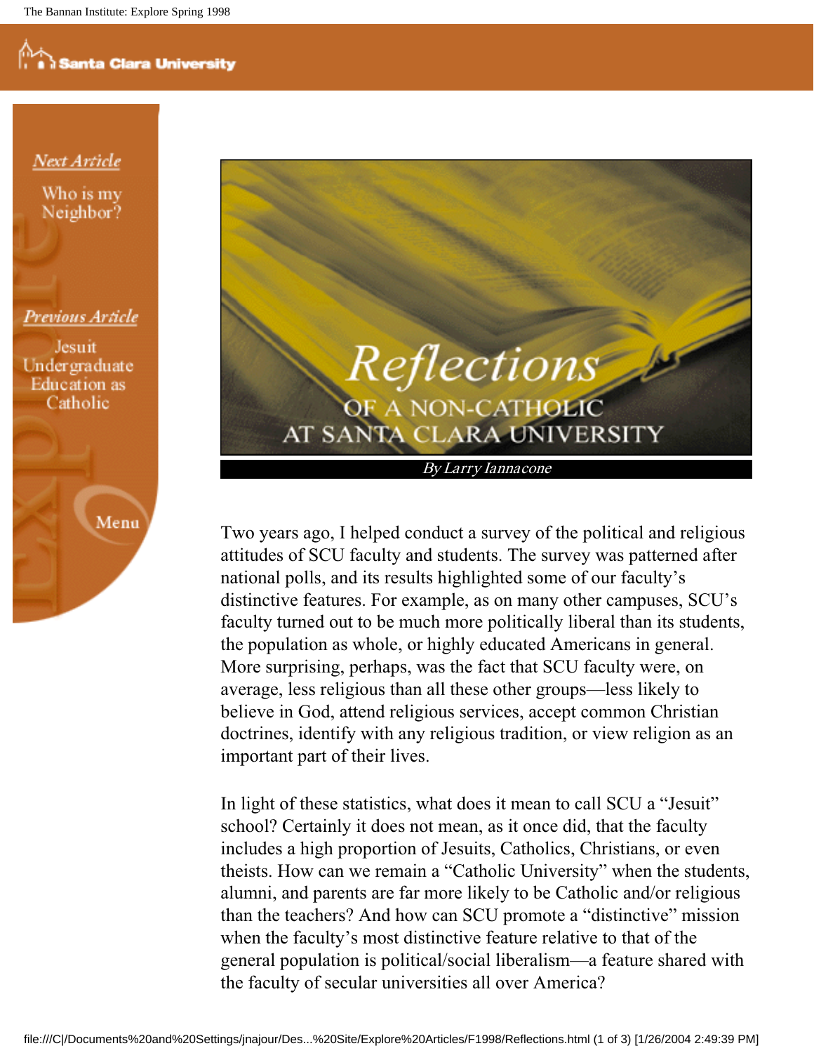Next Article

Who is my Neighbor?

Previous Article

Jesuit Undergraduate Education as Catholic

Menu

# Reflections

## OF A NON-CATHOLIC AT SANTA CLARA UNIVERSITY

*By Larry Iannacone*

Two years ago, I helped conduct a survey of the political and religious attitudes of SCU faculty and students. The survey was patterned after national polls, and its results highlighted some of our faculty's distinctive features. For example, as on many other campuses, SCU's faculty turned out to be much more politically liberal than its students, the population as whole, or highly educated Americans in general. More surprising, perhaps, was the fact that SCU faculty were, on average, less religious than all these other groups—less likely to believe in God, attend religious services, accept common Christian doctrines, identify with any religious tradition, or view religion as an important part of their lives.

In light of these statistics, what does it mean to call SCU a "Jesuit" school? Certainly it does not mean, as it once did, that the faculty includes a high proportion of Jesuits, Catholics, Christians, or even theists. How can we remain a "Catholic University" when the students, alumni, and parents are far more likely to be Catholic and/or religious than the teachers? And how can SCU promote a "distinctive" mission when the faculty's most distinctive feature relative to that of the general population is political/social liberalism—a feature shared with the faculty of secular universities all over America?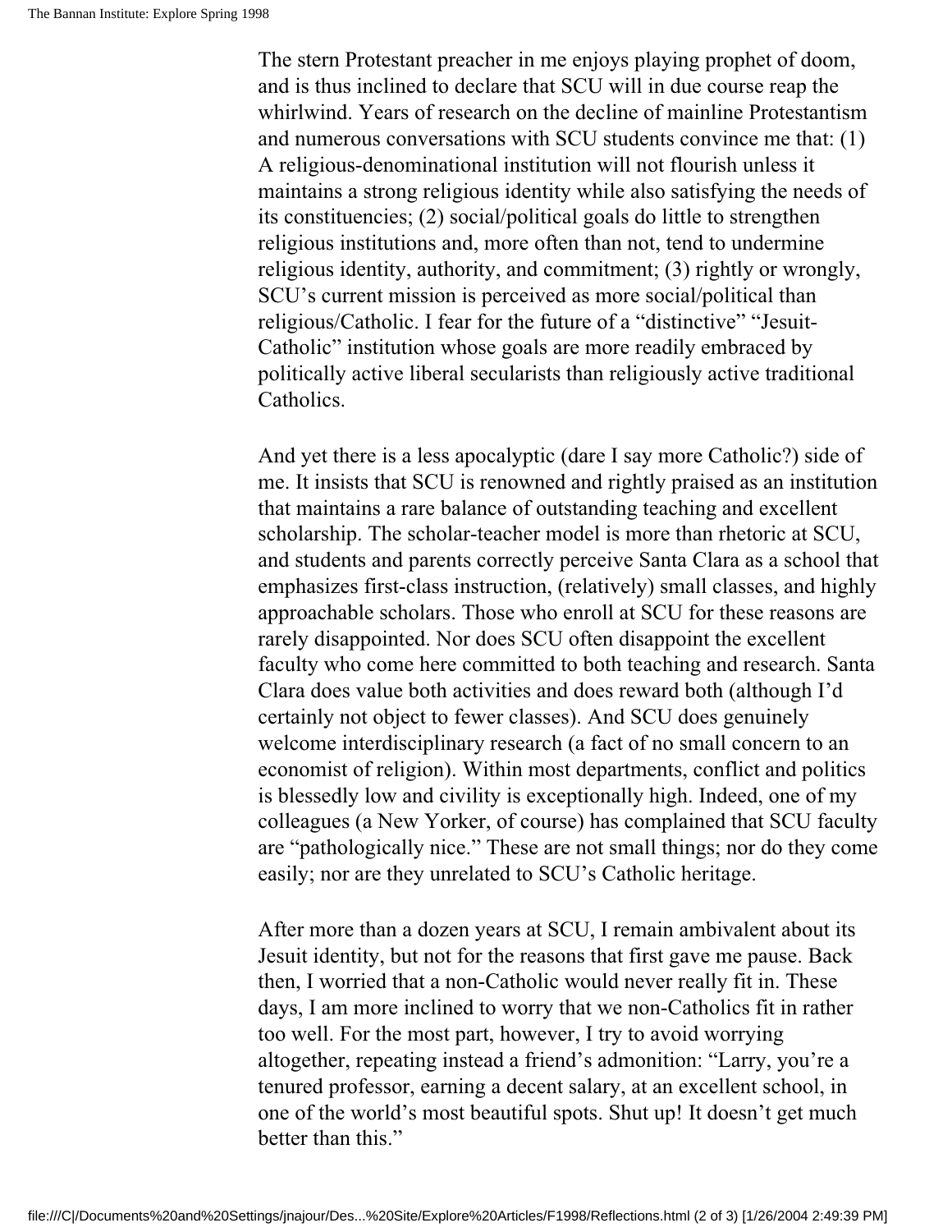The stern Protestant preacher in me enjoys playing prophet of doom, and is thus inclined to declare that SCU will in due course reap the whirlwind. Years of research on the decline of mainline Protestantism and numerous conversations with SCU students convince me that: (1) A religious-denominational institution will not flourish unless it maintains a strong religious identity while also satisfying the needs of its constituencies; (2) social/political goals do little to strengthen religious institutions and, more often than not, tend to undermine religious identity, authority, and commitment; (3) rightly or wrongly, SCU's current mission is perceived as more social/political than religious/Catholic. I fear for the future of a "distinctive" "Jesuit-Catholic" institution whose goals are more readily embraced by politically active liberal secularists than religiously active traditional Catholics.

And yet there is a less apocalyptic (dare I say more Catholic?) side of me. It insists that SCU is renowned and rightly praised as an institution that maintains a rare balance of outstanding teaching and excellent scholarship. The scholar-teacher model is more than rhetoric at SCU, and students and parents correctly perceive Santa Clara as a school that emphasizes first-class instruction, (relatively) small classes, and highly approachable scholars. Those who enroll at SCU for these reasons are rarely disappointed. Nor does SCU often disappoint the excellent faculty who come here committed to both teaching and research. Santa Clara does value both activities and does reward both (although I'd certainly not object to fewer classes). And SCU does genuinely welcome interdisciplinary research (a fact of no small concern to an economist of religion). Within most departments, conflict and politics is blessedly low and civility is exceptionally high. Indeed, one of my colleagues (a New Yorker, of course) has complained that SCU faculty are "pathologically nice." These are not small things; nor do they come easily; nor are they unrelated to SCU's Catholic heritage.

After more than a dozen years at SCU, I remain ambivalent about its Jesuit identity, but not for the reasons that first gave me pause. Back then, I worried that a non-Catholic would never really fit in. These days, I am more inclined to worry that we non-Catholics fit in rather too well. For the most part, however, I try to avoid worrying altogether, repeating instead a friend's admonition: "Larry, you're a tenured professor, earning a decent salary, at an excellent school, in one of the world's most beautiful spots. Shut up! It doesn't get much better than this."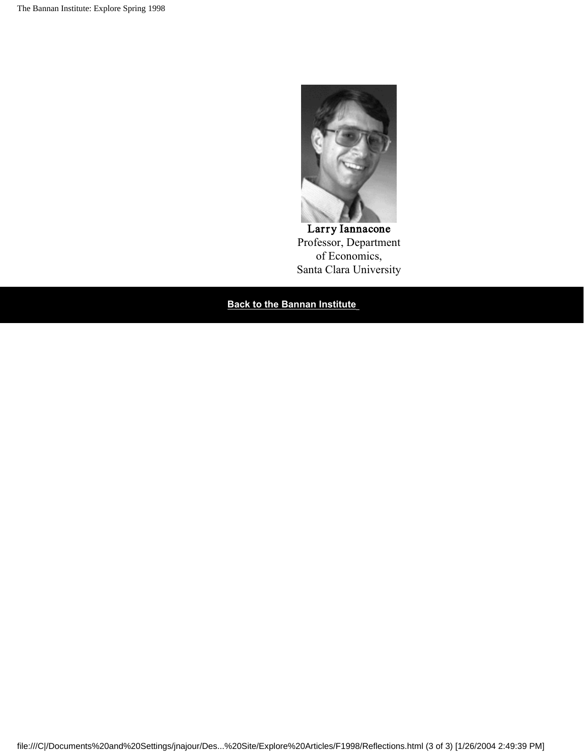**Larry Iannacone**
Professor, Department of Economics,
Santa Clara University

**Back to the Bannan Institute**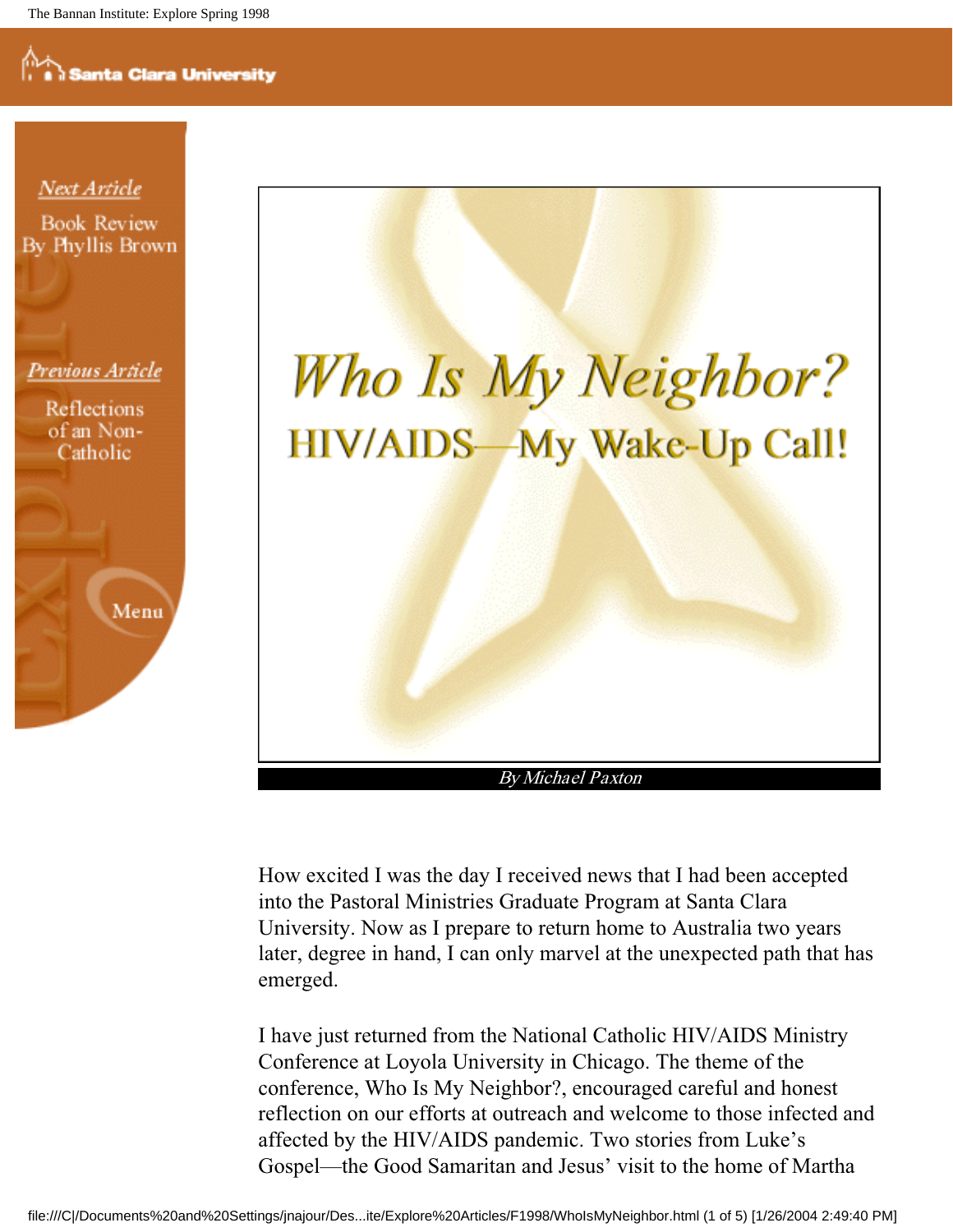Next Article

Book Review By Phyllis Brown

Previous Article

Reflections of an Non-Catholic

Menu

# Who Is My Neighbor?

## HIV/AIDS—My Wake-Up Call!

*By Michael Paxton*

How excited I was the day I received news that I had been accepted into the Pastoral Ministries Graduate Program at Santa Clara University. Now as I prepare to return home to Australia two years later, degree in hand, I can only marvel at the unexpected path that has emerged.

I have just returned from the National Catholic HIV/AIDS Ministry Conference at Loyola University in Chicago. The theme of the conference, Who Is My Neighbor?, encouraged careful and honest reflection on our efforts at outreach and welcome to those infected and affected by the HIV/AIDS pandemic. Two stories from Luke's Gospel—the Good Samaritan and Jesus' visit to the home of Martha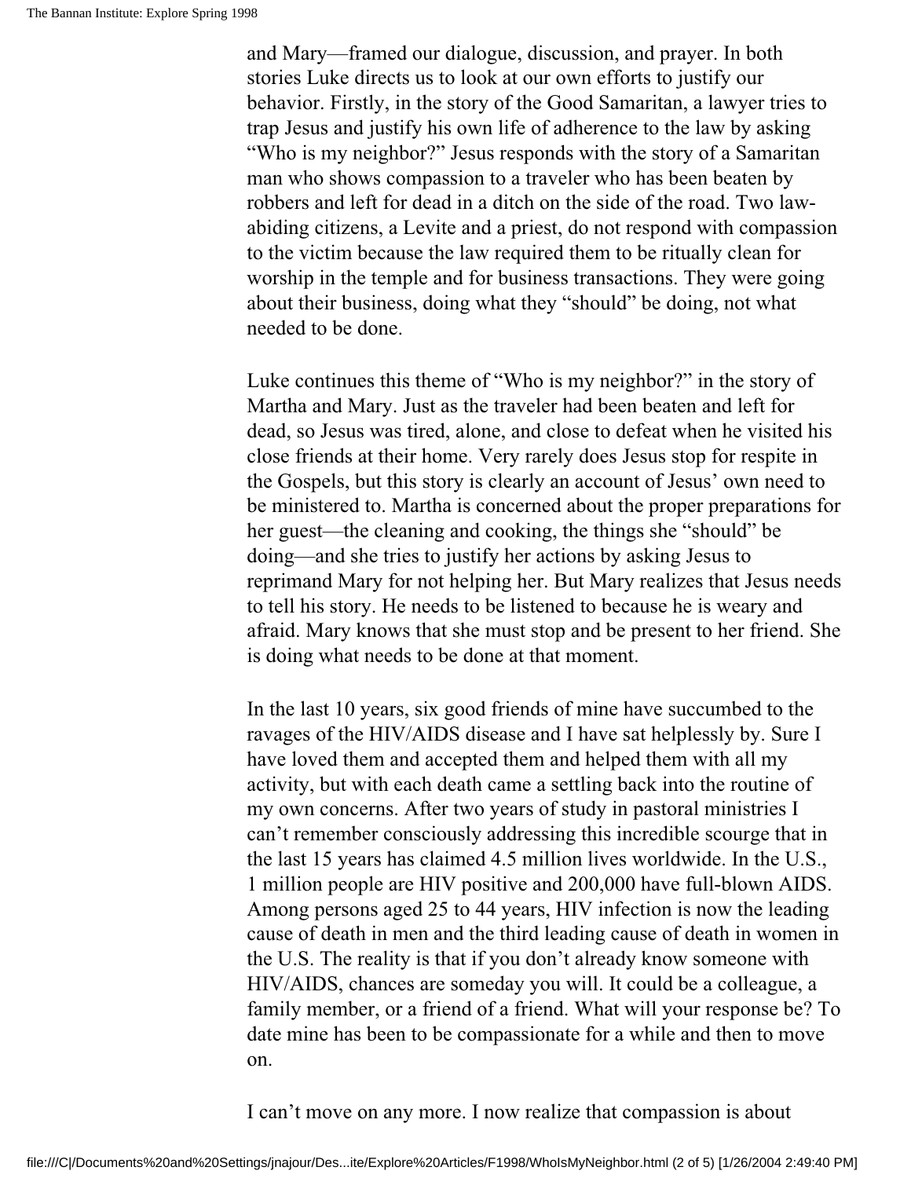and Mary—framed our dialogue, discussion, and prayer. In both stories Luke directs us to look at our own efforts to justify our behavior. Firstly, in the story of the Good Samaritan, a lawyer tries to trap Jesus and justify his own life of adherence to the law by asking "Who is my neighbor?" Jesus responds with the story of a Samaritan man who shows compassion to a traveler who has been beaten by robbers and left for dead in a ditch on the side of the road. Two law-abiding citizens, a Levite and a priest, do not respond with compassion to the victim because the law required them to be ritually clean for worship in the temple and for business transactions. They were going about their business, doing what they "should" be doing, not what needed to be done.

Luke continues this theme of "Who is my neighbor?" in the story of Martha and Mary. Just as the traveler had been beaten and left for dead, so Jesus was tired, alone, and close to defeat when he visited his close friends at their home. Very rarely does Jesus stop for respite in the Gospels, but this story is clearly an account of Jesus' own need to be ministered to. Martha is concerned about the proper preparations for her guest—the cleaning and cooking, the things she "should" be doing—and she tries to justify her actions by asking Jesus to reprimand Mary for not helping her. But Mary realizes that Jesus needs to tell his story. He needs to be listened to because he is weary and afraid. Mary knows that she must stop and be present to her friend. She is doing what needs to be done at that moment.

In the last 10 years, six good friends of mine have succumbed to the ravages of the HIV/AIDS disease and I have sat helplessly by. Sure I have loved them and accepted them and helped them with all my activity, but with each death came a settling back into the routine of my own concerns. After two years of study in pastoral ministries I can't remember consciously addressing this incredible scourge that in the last 15 years has claimed 4.5 million lives worldwide. In the U.S., 1 million people are HIV positive and 200,000 have full-blown AIDS. Among persons aged 25 to 44 years, HIV infection is now the leading cause of death in men and the third leading cause of death in women in the U.S. The reality is that if you don't already know someone with HIV/AIDS, chances are someday you will. It could be a colleague, a family member, or a friend of a friend. What will your response be? To date mine has been to be compassionate for a while and then to move on.

I can't move on any more. I now realize that compassion is about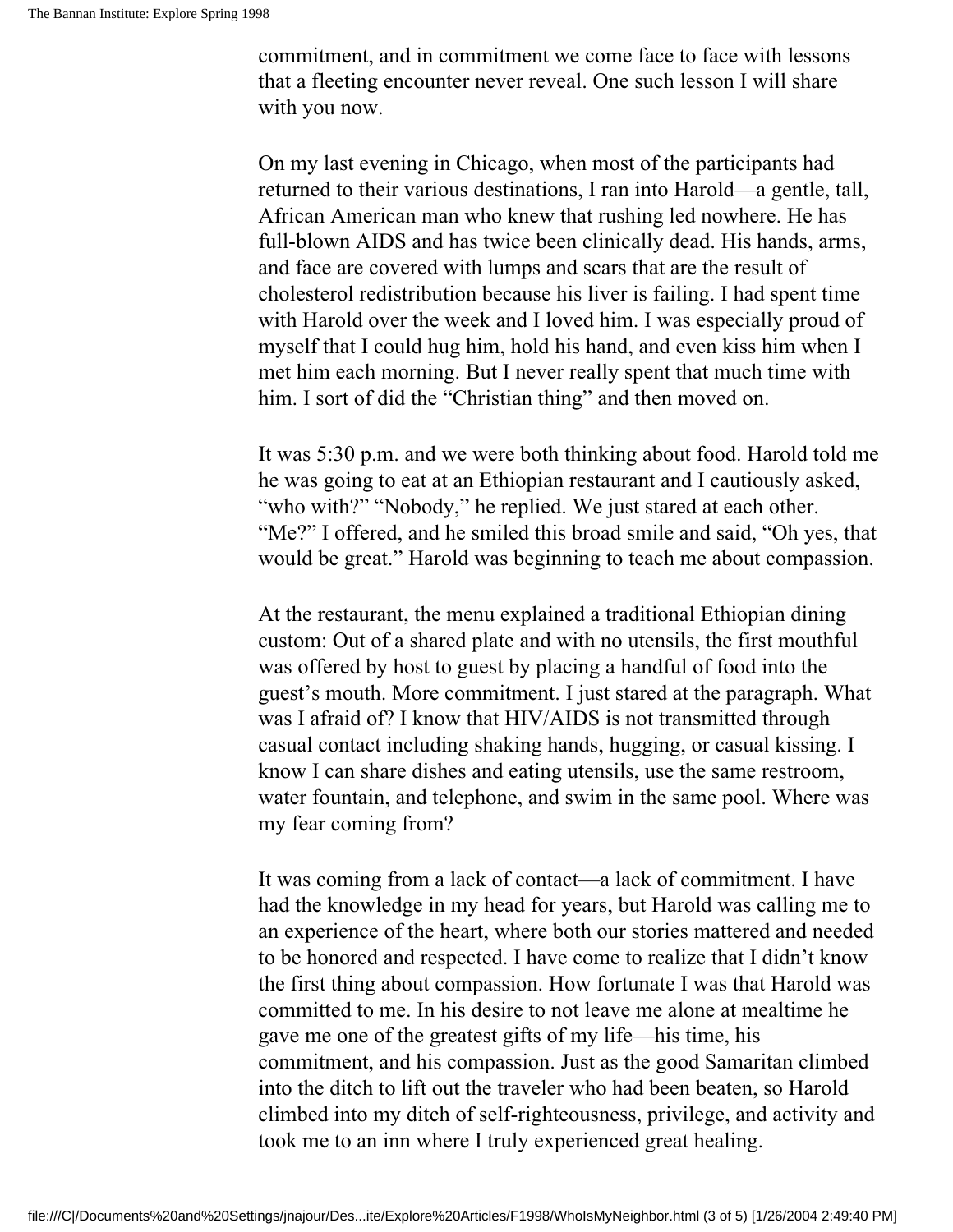commitment, and in commitment we come face to face with lessons that a fleeting encounter never reveal. One such lesson I will share with you now.

On my last evening in Chicago, when most of the participants had returned to their various destinations, I ran into Harold—a gentle, tall, African American man who knew that rushing led nowhere. He has full-blown AIDS and has twice been clinically dead. His hands, arms, and face are covered with lumps and scars that are the result of cholesterol redistribution because his liver is failing. I had spent time with Harold over the week and I loved him. I was especially proud of myself that I could hug him, hold his hand, and even kiss him when I met him each morning. But I never really spent that much time with him. I sort of did the "Christian thing" and then moved on.

It was 5:30 p.m. and we were both thinking about food. Harold told me he was going to eat at an Ethiopian restaurant and I cautiously asked, "who with?" "Nobody," he replied. We just stared at each other. "Me?" I offered, and he smiled this broad smile and said, "Oh yes, that would be great." Harold was beginning to teach me about compassion.

At the restaurant, the menu explained a traditional Ethiopian dining custom: Out of a shared plate and with no utensils, the first mouthful was offered by host to guest by placing a handful of food into the guest's mouth. More commitment. I just stared at the paragraph. What was I afraid of? I know that HIV/AIDS is not transmitted through casual contact including shaking hands, hugging, or casual kissing. I know I can share dishes and eating utensils, use the same restroom, water fountain, and telephone, and swim in the same pool. Where was my fear coming from?

It was coming from a lack of contact—a lack of commitment. I have had the knowledge in my head for years, but Harold was calling me to an experience of the heart, where both our stories mattered and needed to be honored and respected. I have come to realize that I didn't know the first thing about compassion. How fortunate I was that Harold was committed to me. In his desire to not leave me alone at mealtime he gave me one of the greatest gifts of my life—his time, his commitment, and his compassion. Just as the good Samaritan climbed into the ditch to lift out the traveler who had been beaten, so Harold climbed into my ditch of self-righteousness, privilege, and activity and took me to an inn where I truly experienced great healing.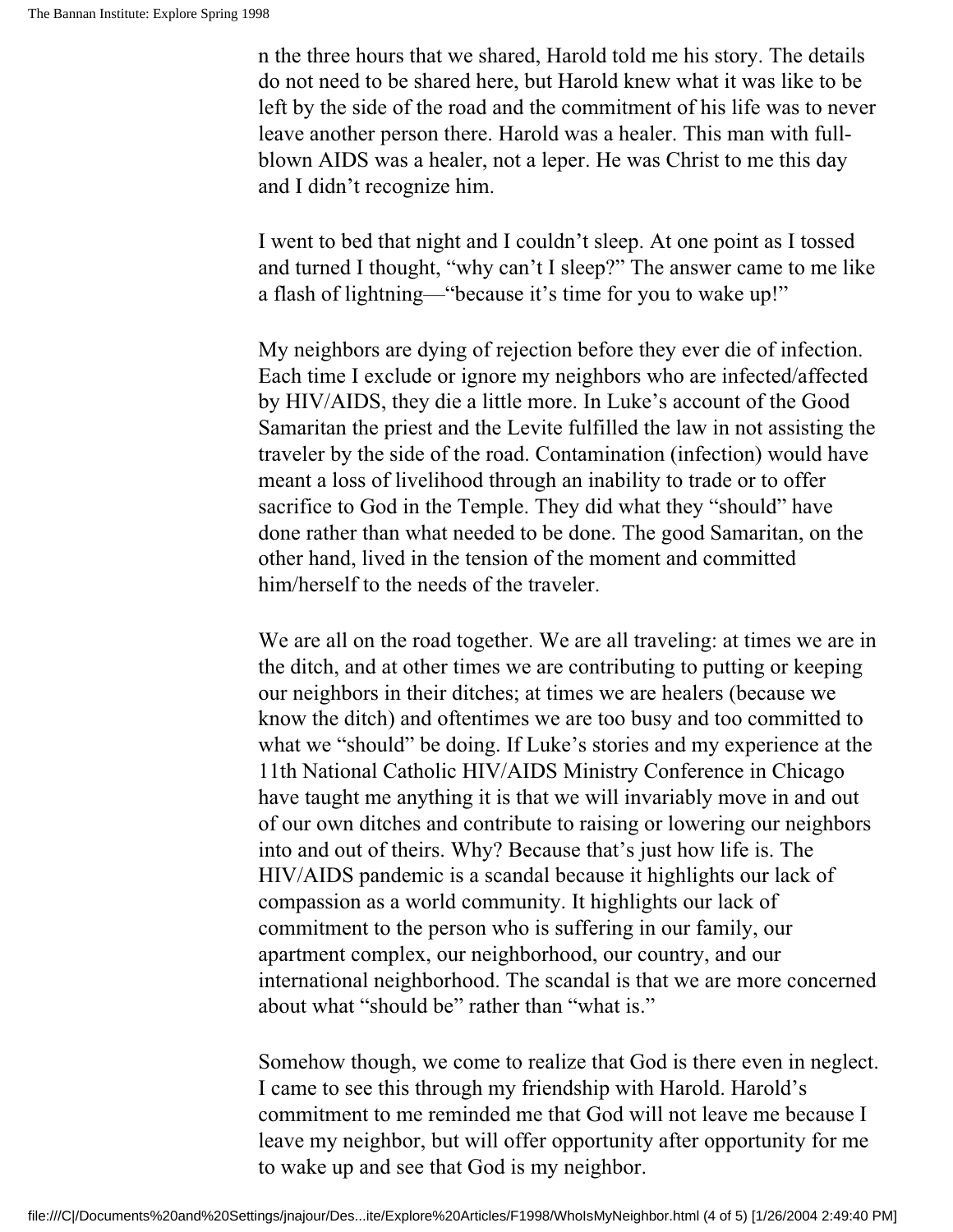n the three hours that we shared, Harold told me his story. The details do not need to be shared here, but Harold knew what it was like to be left by the side of the road and the commitment of his life was to never leave another person there. Harold was a healer. This man with full-blown AIDS was a healer, not a leper. He was Christ to me this day and I didn't recognize him.

I went to bed that night and I couldn't sleep. At one point as I tossed and turned I thought, "why can't I sleep?" The answer came to me like a flash of lightning—"because it's time for you to wake up!"

My neighbors are dying of rejection before they ever die of infection. Each time I exclude or ignore my neighbors who are infected/affected by HIV/AIDS, they die a little more. In Luke's account of the Good Samaritan the priest and the Levite fulfilled the law in not assisting the traveler by the side of the road. Contamination (infection) would have meant a loss of livelihood through an inability to trade or to offer sacrifice to God in the Temple. They did what they "should" have done rather than what needed to be done. The good Samaritan, on the other hand, lived in the tension of the moment and committed him/herself to the needs of the traveler.

We are all on the road together. We are all traveling: at times we are in the ditch, and at other times we are contributing to putting or keeping our neighbors in their ditches; at times we are healers (because we know the ditch) and oftentimes we are too busy and too committed to what we "should" be doing. If Luke's stories and my experience at the 11th National Catholic HIV/AIDS Ministry Conference in Chicago have taught me anything it is that we will invariably move in and out of our own ditches and contribute to raising or lowering our neighbors into and out of theirs. Why? Because that's just how life is. The HIV/AIDS pandemic is a scandal because it highlights our lack of compassion as a world community. It highlights our lack of commitment to the person who is suffering in our family, our apartment complex, our neighborhood, our country, and our international neighborhood. The scandal is that we are more concerned about what "should be" rather than "what is."

Somehow though, we come to realize that God is there even in neglect. I came to see this through my friendship with Harold. Harold's commitment to me reminded me that God will not leave me because I leave my neighbor, but will offer opportunity after opportunity for me to wake up and see that God is my neighbor.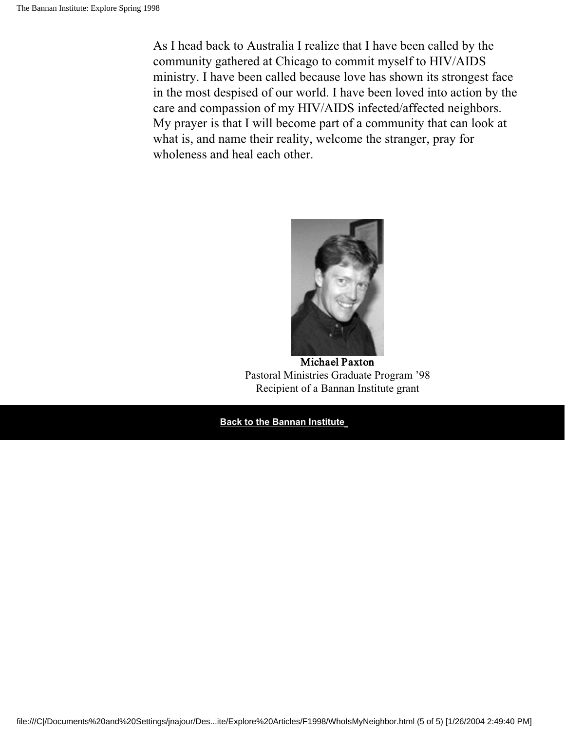As I head back to Australia I realize that I have been called by the community gathered at Chicago to commit myself to HIV/AIDS ministry. I have been called because love has shown its strongest face in the most despised of our world. I have been loved into action by the care and compassion of my HIV/AIDS infected/affected neighbors. My prayer is that I will become part of a community that can look at what is, and name their reality, welcome the stranger, pray for wholeness and heal each other.

**Michael Paxton**
Pastoral Ministries Graduate Program '98
Recipient of a Bannan Institute grant

**Back to the Bannan Institute**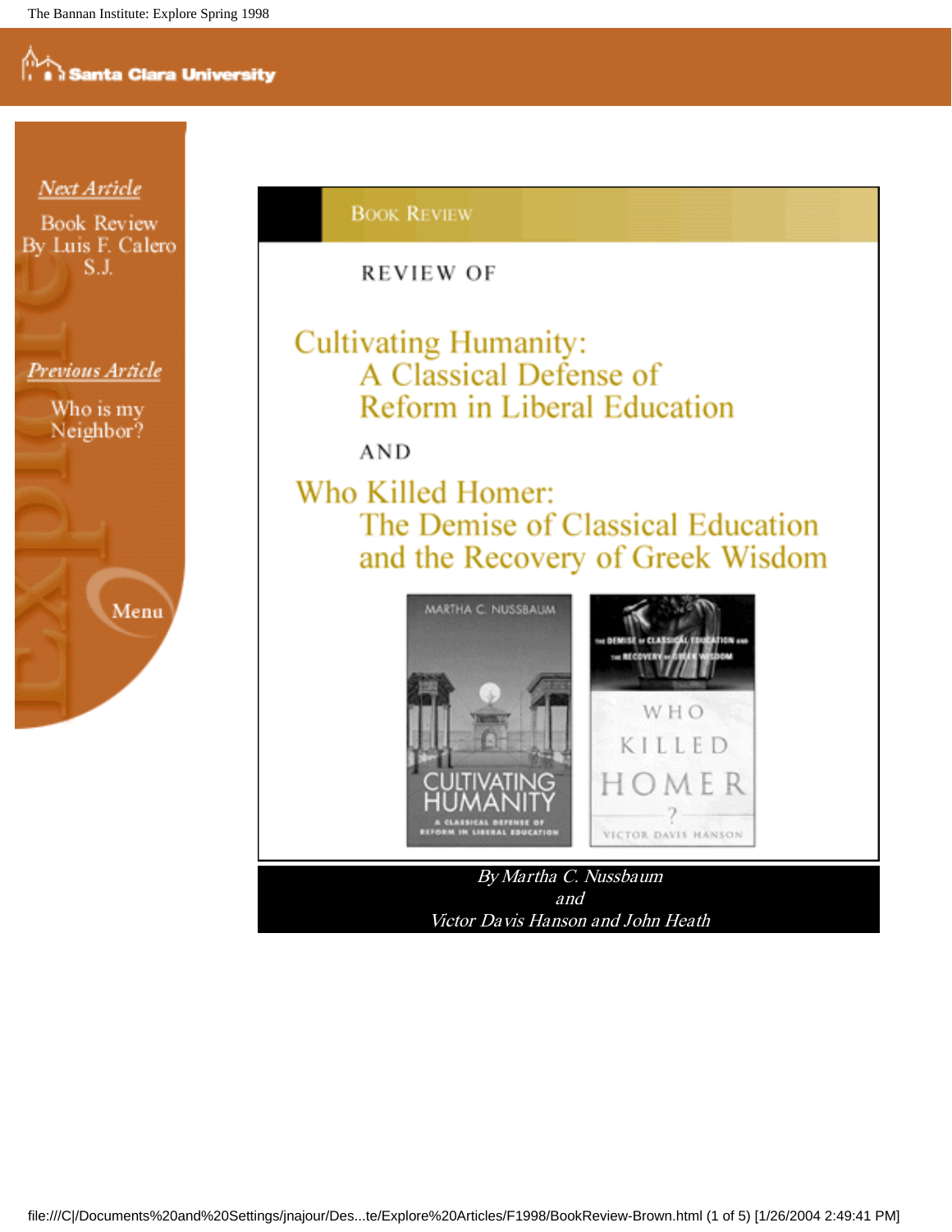Next Article

Book Review By Luis F. Calero S.J.

Previous Article

Who is my Neighbor?

Menu

BOOK REVIEW

REVIEW OF

# Cultivating Humanity: A Classical Defense of Reform in Liberal Education

AND

# Who Killed Homer: The Demise of Classical Education and the Recovery of Greek Wisdom

*By Martha C. Nussbaum*
*and*
*Victor Davis Hanson and John Heath*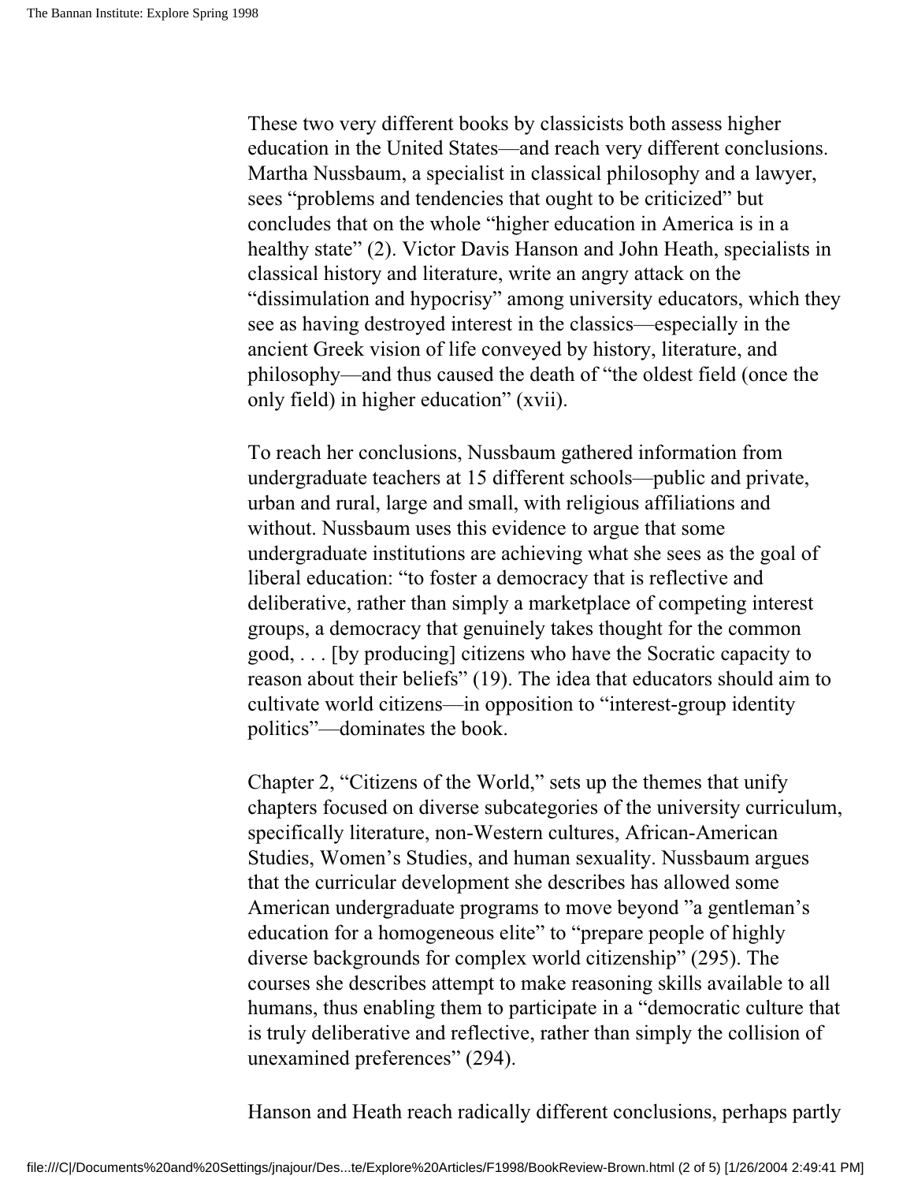These two very different books by classicists both assess higher education in the United States—and reach very different conclusions. Martha Nussbaum, a specialist in classical philosophy and a lawyer, sees "problems and tendencies that ought to be criticized" but concludes that on the whole "higher education in America is in a healthy state" (2). Victor Davis Hanson and John Heath, specialists in classical history and literature, write an angry attack on the "dissimulation and hypocrisy" among university educators, which they see as having destroyed interest in the classics—especially in the ancient Greek vision of life conveyed by history, literature, and philosophy—and thus caused the death of "the oldest field (once the only field) in higher education" (xvii).

To reach her conclusions, Nussbaum gathered information from undergraduate teachers at 15 different schools—public and private, urban and rural, large and small, with religious affiliations and without. Nussbaum uses this evidence to argue that some undergraduate institutions are achieving what she sees as the goal of liberal education: "to foster a democracy that is reflective and deliberative, rather than simply a marketplace of competing interest groups, a democracy that genuinely takes thought for the common good, . . . [by producing] citizens who have the Socratic capacity to reason about their beliefs" (19). The idea that educators should aim to cultivate world citizens—in opposition to "interest-group identity politics"—dominates the book.

Chapter 2, "Citizens of the World," sets up the themes that unify chapters focused on diverse subcategories of the university curriculum, specifically literature, non-Western cultures, African-American Studies, Women's Studies, and human sexuality. Nussbaum argues that the curricular development she describes has allowed some American undergraduate programs to move beyond "a gentleman's education for a homogeneous elite" to "prepare people of highly diverse backgrounds for complex world citizenship" (295). The courses she describes attempt to make reasoning skills available to all humans, thus enabling them to participate in a "democratic culture that is truly deliberative and reflective, rather than simply the collision of unexamined preferences" (294).

Hanson and Heath reach radically different conclusions, perhaps partly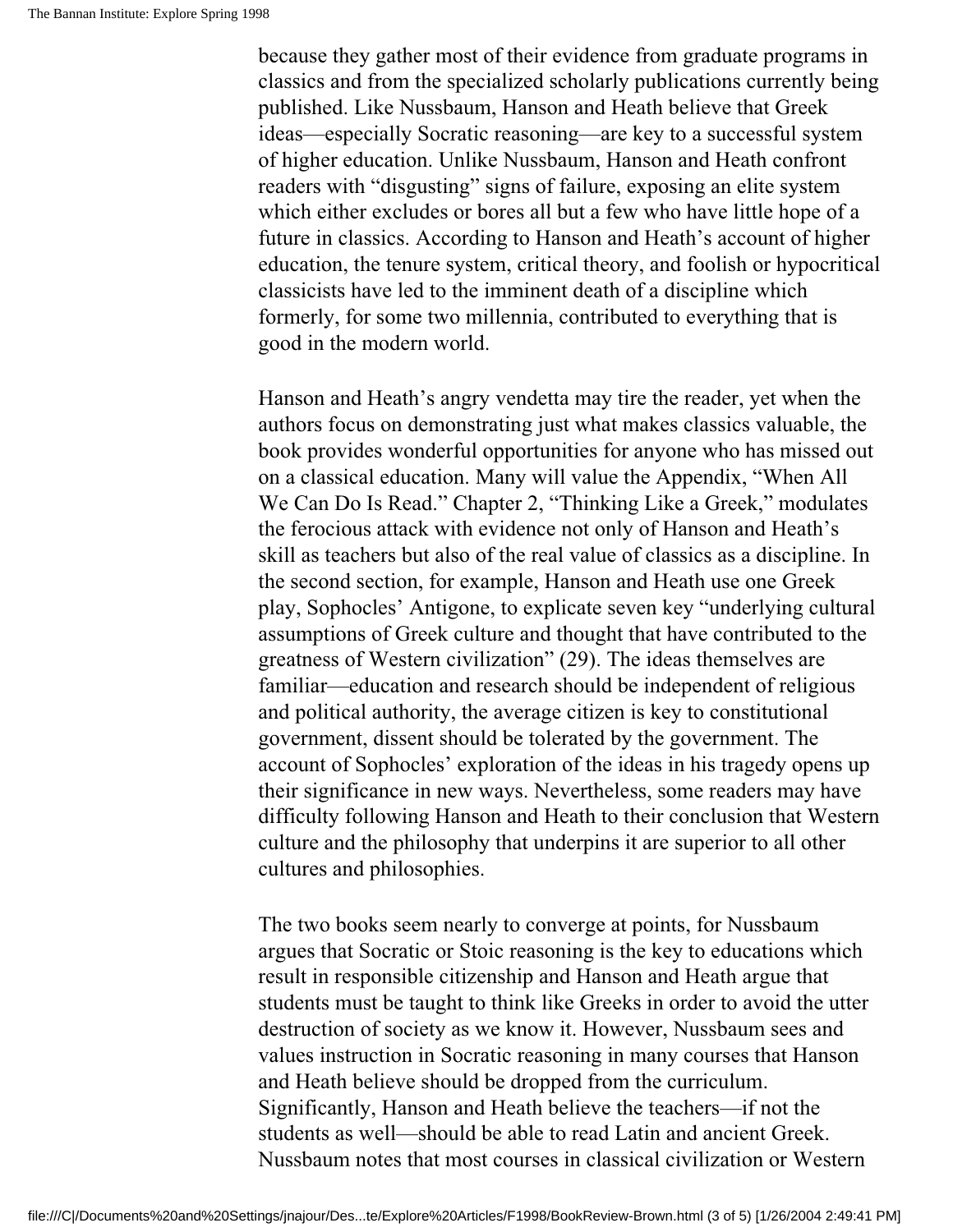because they gather most of their evidence from graduate programs in classics and from the specialized scholarly publications currently being published. Like Nussbaum, Hanson and Heath believe that Greek ideas—especially Socratic reasoning—are key to a successful system of higher education. Unlike Nussbaum, Hanson and Heath confront readers with "disgusting" signs of failure, exposing an elite system which either excludes or bores all but a few who have little hope of a future in classics. According to Hanson and Heath's account of higher education, the tenure system, critical theory, and foolish or hypocritical classicists have led to the imminent death of a discipline which formerly, for some two millennia, contributed to everything that is good in the modern world.

Hanson and Heath's angry vendetta may tire the reader, yet when the authors focus on demonstrating just what makes classics valuable, the book provides wonderful opportunities for anyone who has missed out on a classical education. Many will value the Appendix, "When All We Can Do Is Read." Chapter 2, "Thinking Like a Greek," modulates the ferocious attack with evidence not only of Hanson and Heath's skill as teachers but also of the real value of classics as a discipline. In the second section, for example, Hanson and Heath use one Greek play, Sophocles' Antigone, to explicate seven key "underlying cultural assumptions of Greek culture and thought that have contributed to the greatness of Western civilization" (29). The ideas themselves are familiar—education and research should be independent of religious and political authority, the average citizen is key to constitutional government, dissent should be tolerated by the government. The account of Sophocles' exploration of the ideas in his tragedy opens up their significance in new ways. Nevertheless, some readers may have difficulty following Hanson and Heath to their conclusion that Western culture and the philosophy that underpins it are superior to all other cultures and philosophies.

The two books seem nearly to converge at points, for Nussbaum argues that Socratic or Stoic reasoning is the key to educations which result in responsible citizenship and Hanson and Heath argue that students must be taught to think like Greeks in order to avoid the utter destruction of society as we know it. However, Nussbaum sees and values instruction in Socratic reasoning in many courses that Hanson and Heath believe should be dropped from the curriculum. Significantly, Hanson and Heath believe the teachers—if not the students as well—should be able to read Latin and ancient Greek. Nussbaum notes that most courses in classical civilization or Western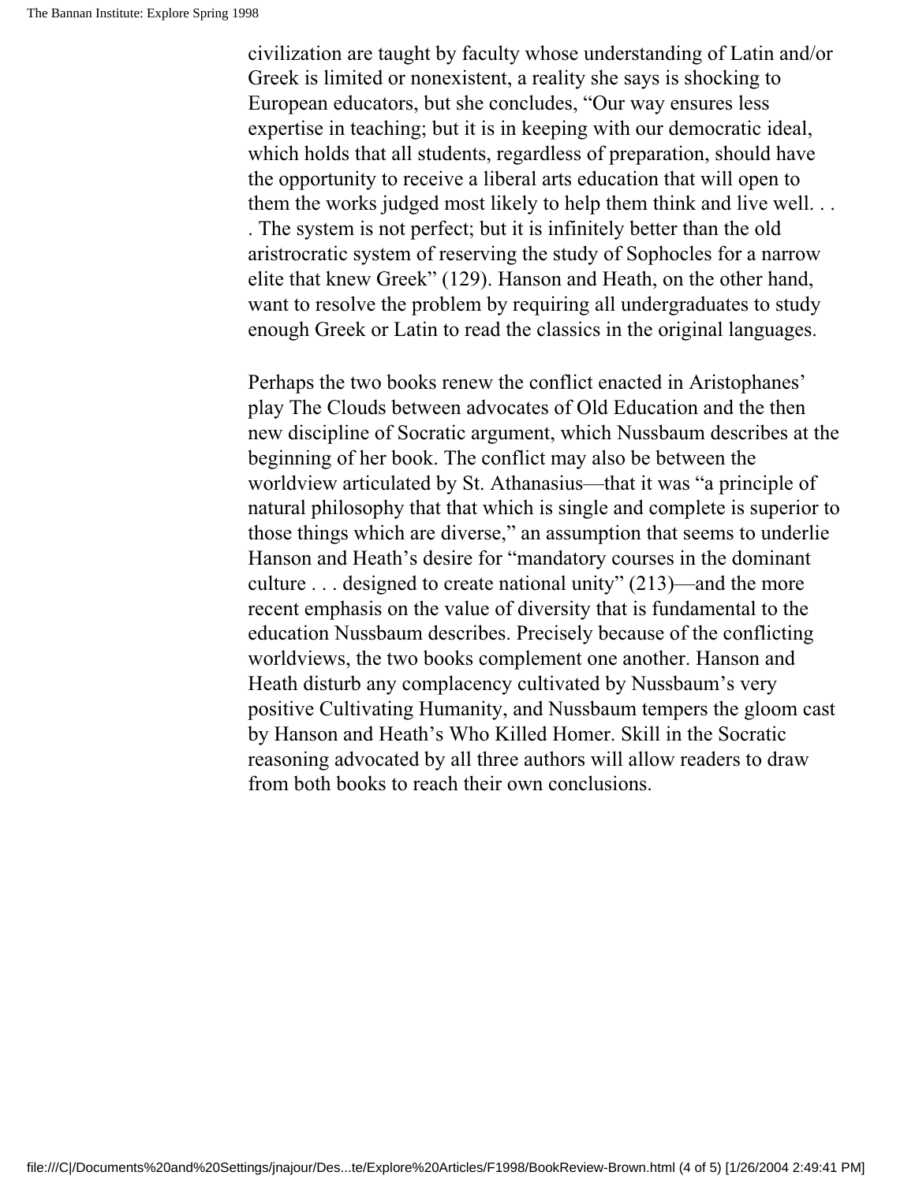civilization are taught by faculty whose understanding of Latin and/or Greek is limited or nonexistent, a reality she says is shocking to European educators, but she concludes, "Our way ensures less expertise in teaching; but it is in keeping with our democratic ideal, which holds that all students, regardless of preparation, should have the opportunity to receive a liberal arts education that will open to them the works judged most likely to help them think and live well. . . . The system is not perfect; but it is infinitely better than the old aristocratic system of reserving the study of Sophocles for a narrow elite that knew Greek" (129). Hanson and Heath, on the other hand, want to resolve the problem by requiring all undergraduates to study enough Greek or Latin to read the classics in the original languages.

Perhaps the two books renew the conflict enacted in Aristophanes' play The Clouds between advocates of Old Education and the then new discipline of Socratic argument, which Nussbaum describes at the beginning of her book. The conflict may also be between the worldview articulated by St. Athanasius—that it was "a principle of natural philosophy that that which is single and complete is superior to those things which are diverse," an assumption that seems to underlie Hanson and Heath's desire for "mandatory courses in the dominant culture . . . designed to create national unity" (213)—and the more recent emphasis on the value of diversity that is fundamental to the education Nussbaum describes. Precisely because of the conflicting worldviews, the two books complement one another. Hanson and Heath disturb any complacency cultivated by Nussbaum's very positive Cultivating Humanity, and Nussbaum tempers the gloom cast by Hanson and Heath's Who Killed Homer. Skill in the Socratic reasoning advocated by all three authors will allow readers to draw from both books to reach their own conclusions.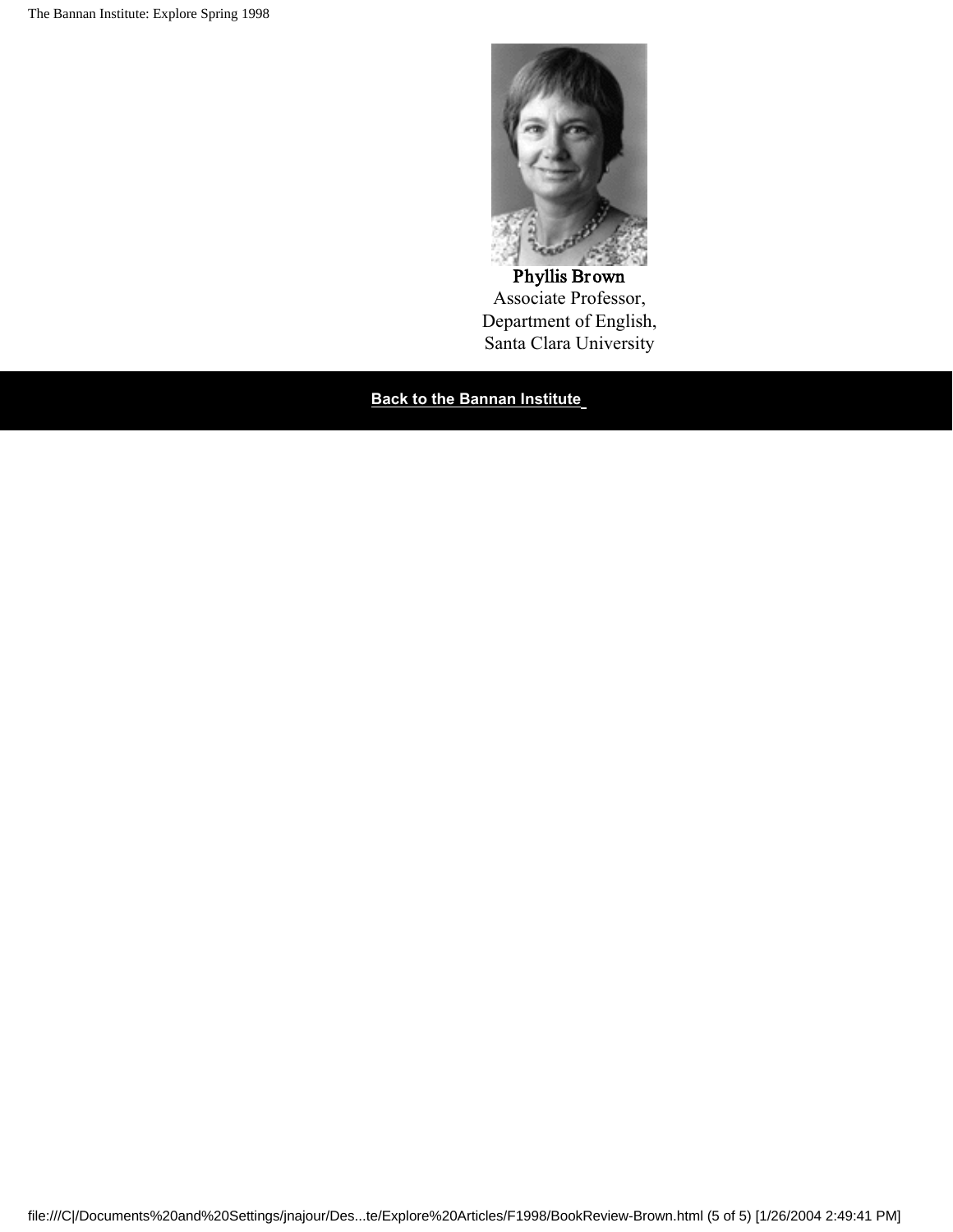**Phyllis Brown**
Associate Professor,
Department of English,
Santa Clara University

**Back to the Bannan Institute**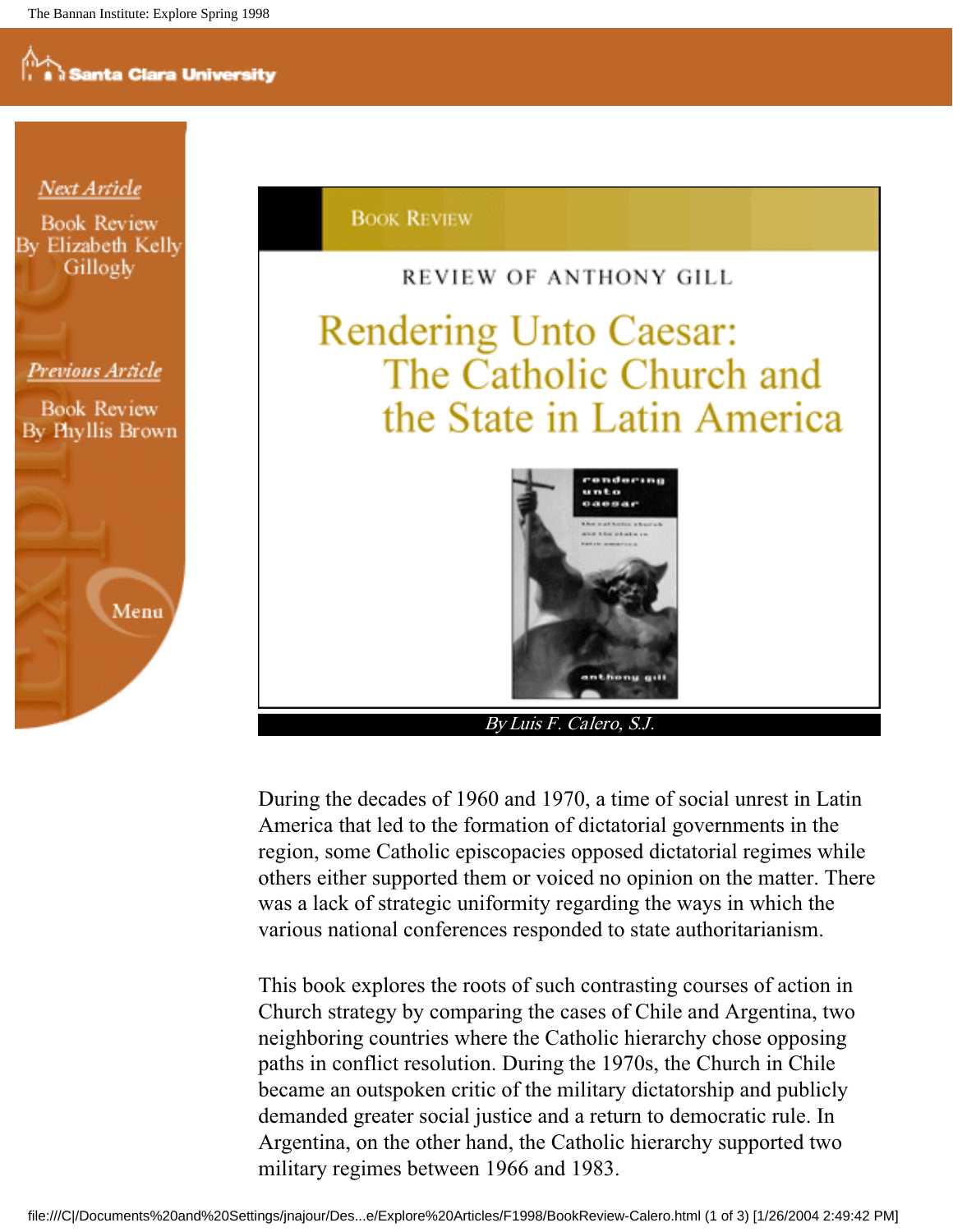Next Article

Book Review
By Elizabeth Kelly Gillogly

Previous Article

Book Review
By Phyllis Brown

Menu

BOOK REVIEW

REVIEW OF ANTHONY GILL

# Rendering Unto Caesar: The Catholic Church and the State in Latin America

*By Luis F. Calero, S.J.*

During the decades of 1960 and 1970, a time of social unrest in Latin America that led to the formation of dictatorial governments in the region, some Catholic episcopacies opposed dictatorial regimes while others either supported them or voiced no opinion on the matter. There was a lack of strategic uniformity regarding the ways in which the various national conferences responded to state authoritarianism.

This book explores the roots of such contrasting courses of action in Church strategy by comparing the cases of Chile and Argentina, two neighboring countries where the Catholic hierarchy chose opposing paths in conflict resolution. During the 1970s, the Church in Chile became an outspoken critic of the military dictatorship and publicly demanded greater social justice and a return to democratic rule. In Argentina, on the other hand, the Catholic hierarchy supported two military regimes between 1966 and 1983.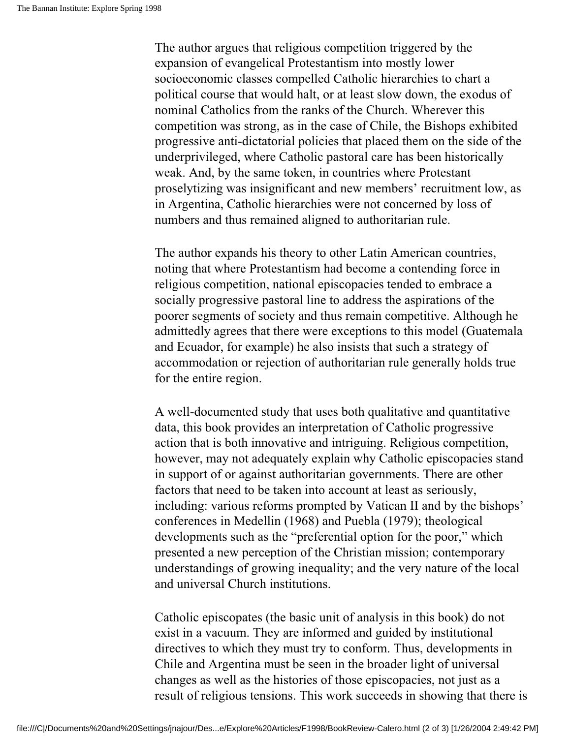The author argues that religious competition triggered by the expansion of evangelical Protestantism into mostly lower socioeconomic classes compelled Catholic hierarchies to chart a political course that would halt, or at least slow down, the exodus of nominal Catholics from the ranks of the Church. Wherever this competition was strong, as in the case of Chile, the Bishops exhibited progressive anti-dictatorial policies that placed them on the side of the underprivileged, where Catholic pastoral care has been historically weak. And, by the same token, in countries where Protestant proselytizing was insignificant and new members' recruitment low, as in Argentina, Catholic hierarchies were not concerned by loss of numbers and thus remained aligned to authoritarian rule.

The author expands his theory to other Latin American countries, noting that where Protestantism had become a contending force in religious competition, national episcopacies tended to embrace a socially progressive pastoral line to address the aspirations of the poorer segments of society and thus remain competitive. Although he admittedly agrees that there were exceptions to this model (Guatemala and Ecuador, for example) he also insists that such a strategy of accommodation or rejection of authoritarian rule generally holds true for the entire region.

A well-documented study that uses both qualitative and quantitative data, this book provides an interpretation of Catholic progressive action that is both innovative and intriguing. Religious competition, however, may not adequately explain why Catholic episcopacies stand in support of or against authoritarian governments. There are other factors that need to be taken into account at least as seriously, including: various reforms prompted by Vatican II and by the bishops' conferences in Medellin (1968) and Puebla (1979); theological developments such as the "preferential option for the poor," which presented a new perception of the Christian mission; contemporary understandings of growing inequality; and the very nature of the local and universal Church institutions.

Catholic episcopates (the basic unit of analysis in this book) do not exist in a vacuum. They are informed and guided by institutional directives to which they must try to conform. Thus, developments in Chile and Argentina must be seen in the broader light of universal changes as well as the histories of those episcopacies, not just as a result of religious tensions. This work succeeds in showing that there is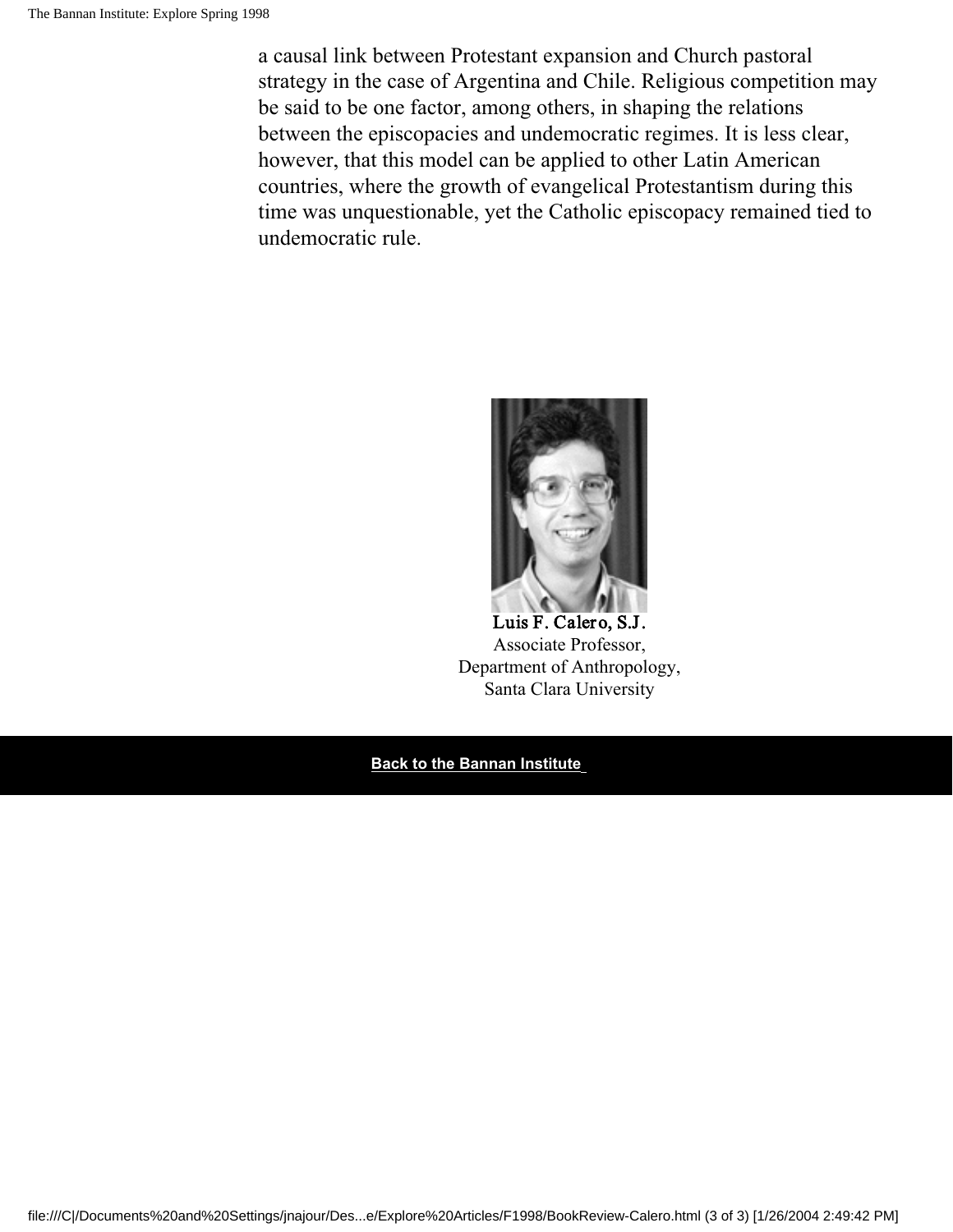a causal link between Protestant expansion and Church pastoral strategy in the case of Argentina and Chile. Religious competition may be said to be one factor, among others, in shaping the relations between the episcopacies and undemocratic regimes. It is less clear, however, that this model can be applied to other Latin American countries, where the growth of evangelical Protestantism during this time was unquestionable, yet the Catholic episcopacy remained tied to undemocratic rule.

**Luis F. Calero, S.J.**
Associate Professor,
Department of Anthropology,
Santa Clara University

**Back to the Bannan Institute**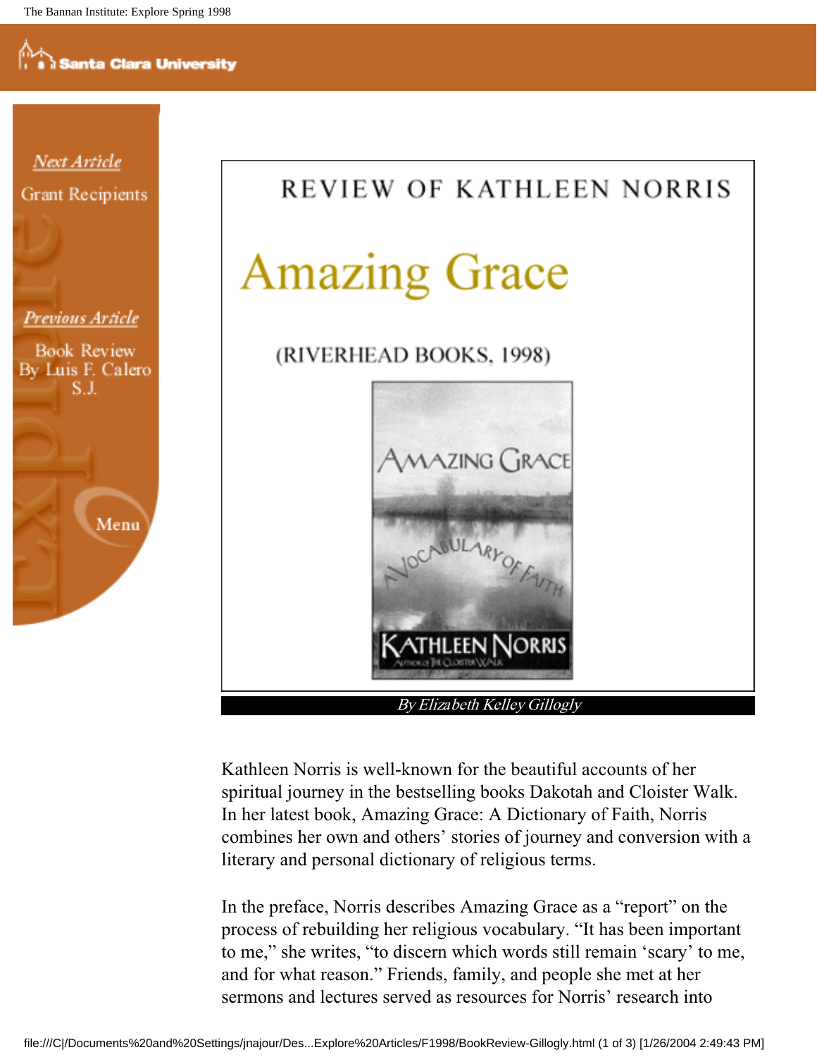Next Article

Grant Recipients

Previous Article

Book Review By Luis F. Calero S.J.

Menu

# REVIEW OF KATHLEEN NORRIS

## Amazing Grace

(RIVERHEAD BOOKS, 1998)

*By Elizabeth Kelley Gillogly*

Kathleen Norris is well-known for the beautiful accounts of her spiritual journey in the bestselling books Dakotah and Cloister Walk. In her latest book, Amazing Grace: A Dictionary of Faith, Norris combines her own and others' stories of journey and conversion with a literary and personal dictionary of religious terms.

In the preface, Norris describes Amazing Grace as a "report" on the process of rebuilding her religious vocabulary. "It has been important to me," she writes, "to discern which words still remain 'scary' to me, and for what reason." Friends, family, and people she met at her sermons and lectures served as resources for Norris' research into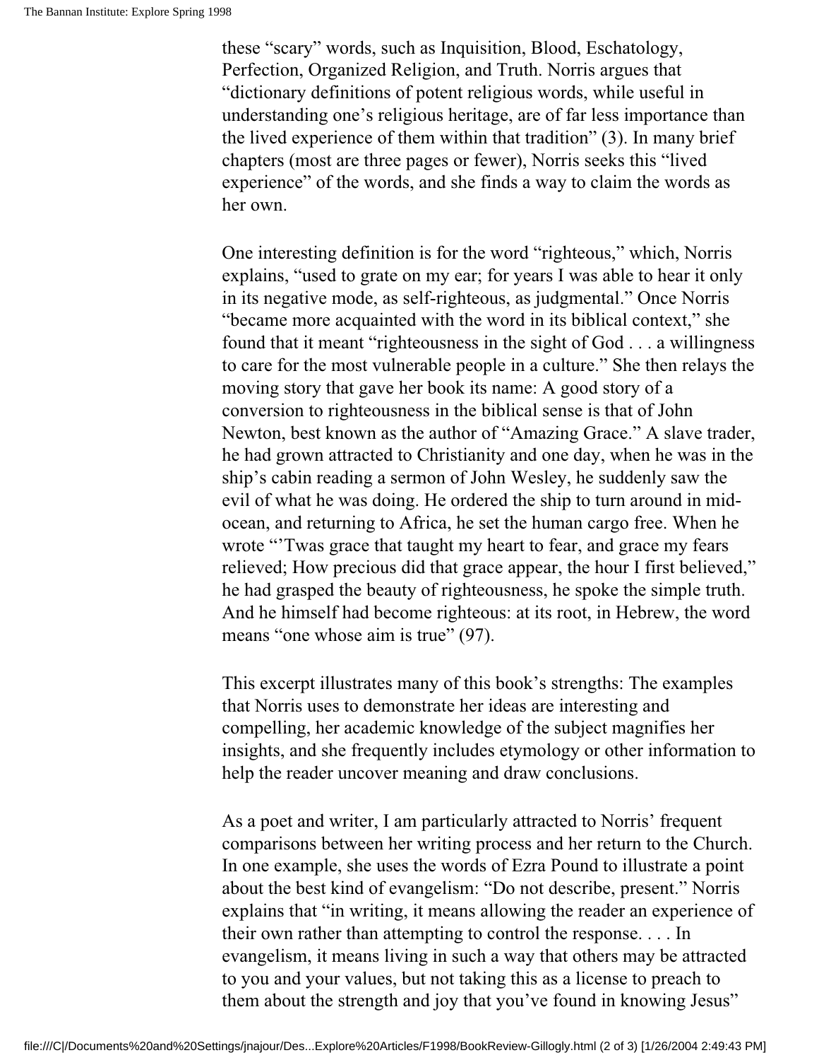these "scary" words, such as Inquisition, Blood, Eschatology, Perfection, Organized Religion, and Truth. Norris argues that "dictionary definitions of potent religious words, while useful in understanding one's religious heritage, are of far less importance than the lived experience of them within that tradition" (3). In many brief chapters (most are three pages or fewer), Norris seeks this "lived experience" of the words, and she finds a way to claim the words as her own.

One interesting definition is for the word "righteous," which, Norris explains, "used to grate on my ear; for years I was able to hear it only in its negative mode, as self-righteous, as judgmental." Once Norris "became more acquainted with the word in its biblical context," she found that it meant "righteousness in the sight of God . . . a willingness to care for the most vulnerable people in a culture." She then relays the moving story that gave her book its name: A good story of a conversion to righteousness in the biblical sense is that of John Newton, best known as the author of "Amazing Grace." A slave trader, he had grown attracted to Christianity and one day, when he was in the ship's cabin reading a sermon of John Wesley, he suddenly saw the evil of what he was doing. He ordered the ship to turn around in mid-ocean, and returning to Africa, he set the human cargo free. When he wrote "'Twas grace that taught my heart to fear, and grace my fears relieved; How precious did that grace appear, the hour I first believed," he had grasped the beauty of righteousness, he spoke the simple truth. And he himself had become righteous: at its root, in Hebrew, the word means "one whose aim is true" (97).

This excerpt illustrates many of this book's strengths: The examples that Norris uses to demonstrate her ideas are interesting and compelling, her academic knowledge of the subject magnifies her insights, and she frequently includes etymology or other information to help the reader uncover meaning and draw conclusions.

As a poet and writer, I am particularly attracted to Norris' frequent comparisons between her writing process and her return to the Church. In one example, she uses the words of Ezra Pound to illustrate a point about the best kind of evangelism: "Do not describe, present." Norris explains that "in writing, it means allowing the reader an experience of their own rather than attempting to control the response. . . . In evangelism, it means living in such a way that others may be attracted to you and your values, but not taking this as a license to preach to them about the strength and joy that you've found in knowing Jesus"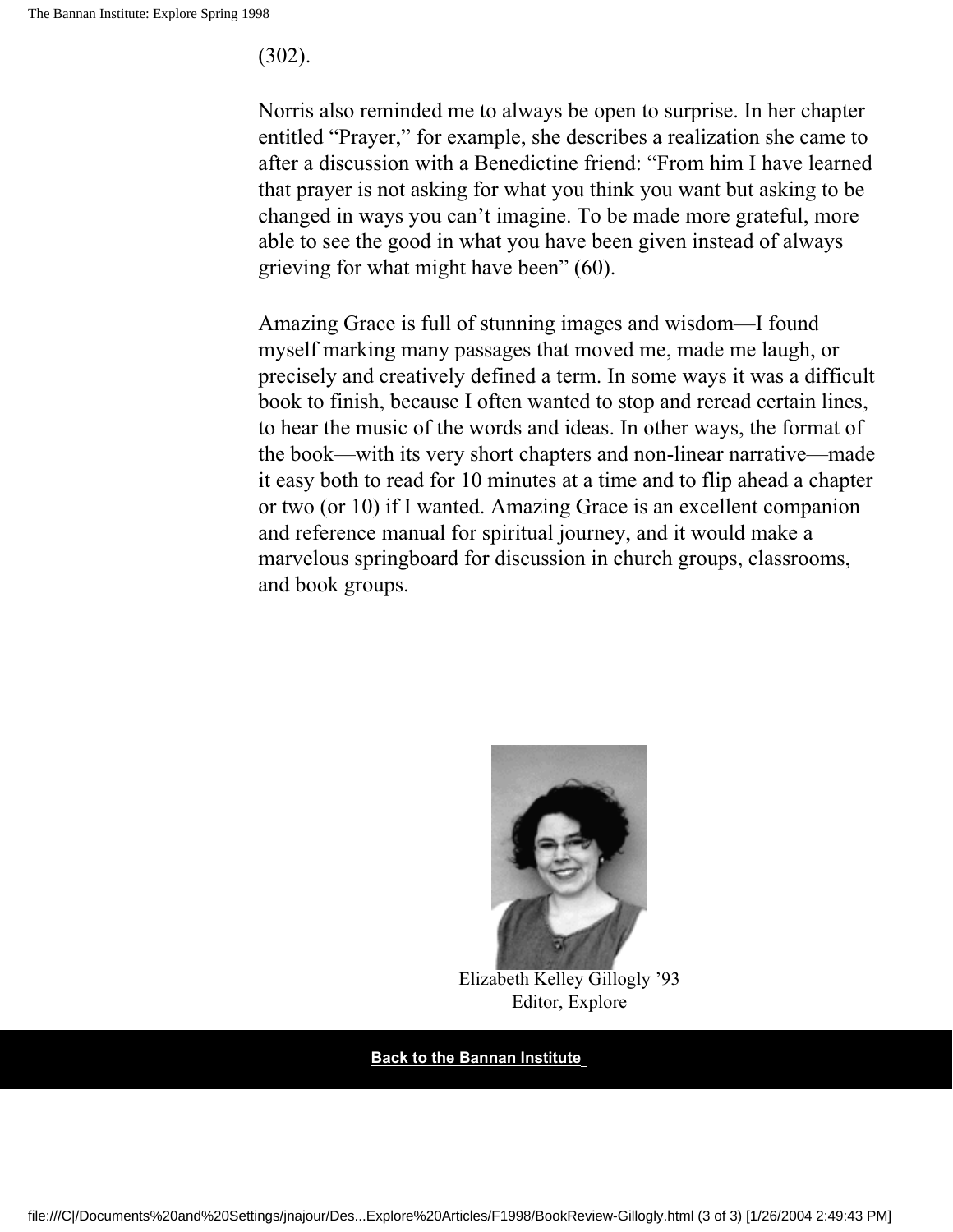(302).

Norris also reminded me to always be open to surprise. In her chapter entitled "Prayer," for example, she describes a realization she came to after a discussion with a Benedictine friend: "From him I have learned that prayer is not asking for what you think you want but asking to be changed in ways you can't imagine. To be made more grateful, more able to see the good in what you have been given instead of always grieving for what might have been" (60).

Amazing Grace is full of stunning images and wisdom—I found myself marking many passages that moved me, made me laugh, or precisely and creatively defined a term. In some ways it was a difficult book to finish, because I often wanted to stop and reread certain lines, to hear the music of the words and ideas. In other ways, the format of the book—with its very short chapters and non-linear narrative—made it easy both to read for 10 minutes at a time and to flip ahead a chapter or two (or 10) if I wanted. Amazing Grace is an excellent companion and reference manual for spiritual journey, and it would make a marvelous springboard for discussion in church groups, classrooms, and book groups.

Elizabeth Kelley Gillogly '93
Editor, Explore

**Back to the Bannan Institute**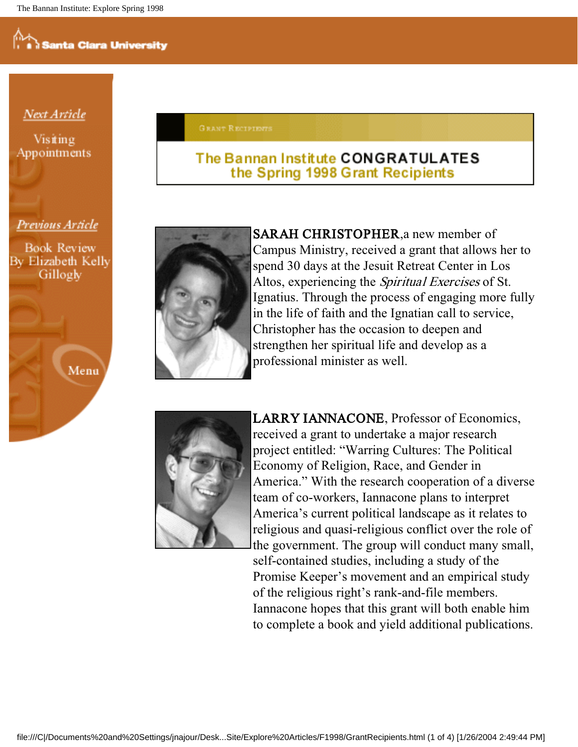Next Article

Visiting Appointments

Previous Article

Book Review By Elizabeth Kelly Gillogly

Menu

GRANT RECIPIENTS

## The Bannan Institute CONGRATULATES the Spring 1998 Grant Recipients

SARAH CHRISTOPHER,a new member of Campus Ministry, received a grant that allows her to spend 30 days at the Jesuit Retreat Center in Los Altos, experiencing the *Spiritual Exercises* of St. Ignatius. Through the process of engaging more fully in the life of faith and the Ignatian call to service, Christopher has the occasion to deepen and strengthen her spiritual life and develop as a professional minister as well.

LARRY IANNACONE, Professor of Economics, received a grant to undertake a major research project entitled: "Warring Cultures: The Political Economy of Religion, Race, and Gender in America." With the research cooperation of a diverse team of co-workers, Iannacone plans to interpret America's current political landscape as it relates to religious and quasi-religious conflict over the role of the government. The group will conduct many small, self-contained studies, including a study of the Promise Keeper's movement and an empirical study of the religious right's rank-and-file members. Iannacone hopes that this grant will both enable him to complete a book and yield additional publications.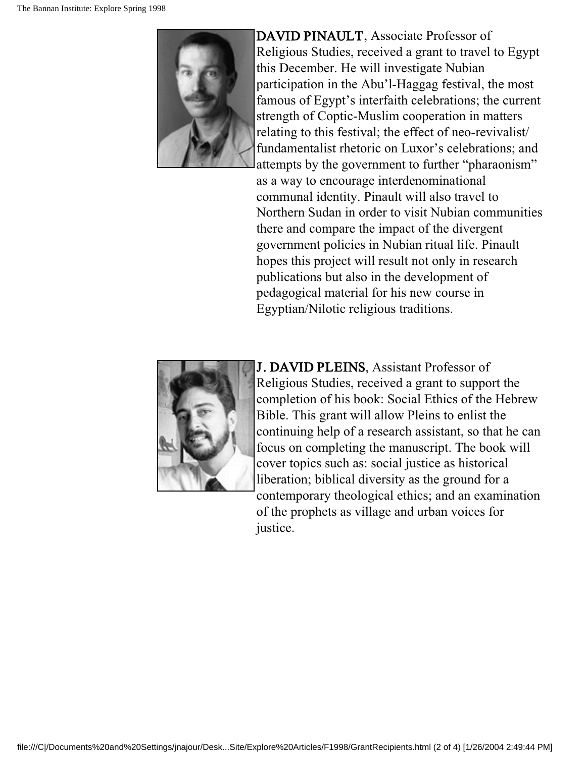**DAVID PINAULT**, Associate Professor of Religious Studies, received a grant to travel to Egypt this December. He will investigate Nubian participation in the Abu'l-Haggag festival, the most famous of Egypt's interfaith celebrations; the current strength of Coptic-Muslim cooperation in matters relating to this festival; the effect of neo-revivalist/ fundamentalist rhetoric on Luxor's celebrations; and attempts by the government to further "pharaonism" as a way to encourage interdenominational communal identity. Pinault will also travel to Northern Sudan in order to visit Nubian communities there and compare the impact of the divergent government policies in Nubian ritual life. Pinault hopes this project will result not only in research publications but also in the development of pedagogical material for his new course in Egyptian/Nilotic religious traditions.

**J. DAVID PLEINS**, Assistant Professor of Religious Studies, received a grant to support the completion of his book: Social Ethics of the Hebrew Bible. This grant will allow Pleins to enlist the continuing help of a research assistant, so that he can focus on completing the manuscript. The book will cover topics such as: social justice as historical liberation; biblical diversity as the ground for a contemporary theological ethics; and an examination of the prophets as village and urban voices for justice.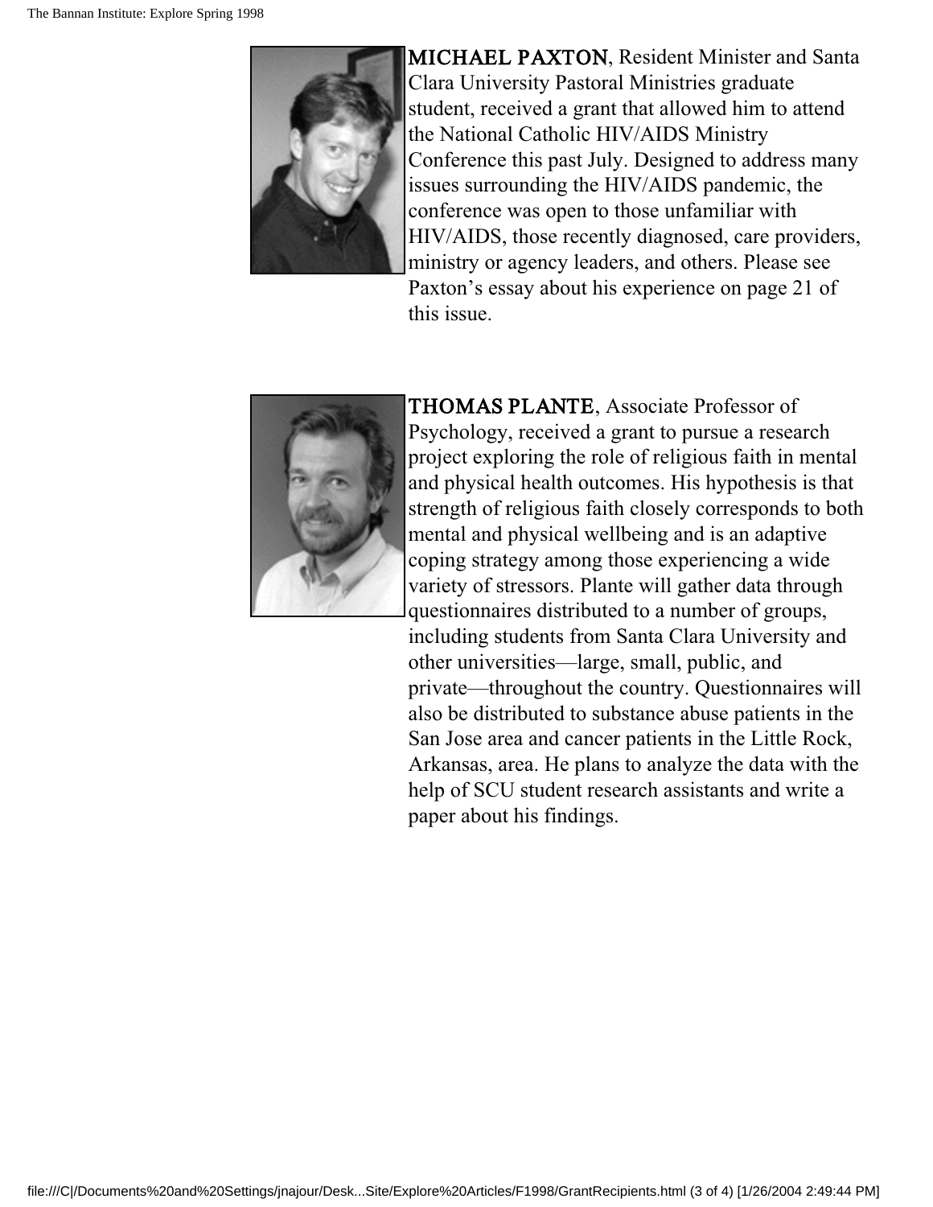**MICHAEL PAXTON**, Resident Minister and Santa Clara University Pastoral Ministries graduate student, received a grant that allowed him to attend the National Catholic HIV/AIDS Ministry Conference this past July. Designed to address many issues surrounding the HIV/AIDS pandemic, the conference was open to those unfamiliar with HIV/AIDS, those recently diagnosed, care providers, ministry or agency leaders, and others. Please see Paxton's essay about his experience on page 21 of this issue.

**THOMAS PLANTE**, Associate Professor of Psychology, received a grant to pursue a research project exploring the role of religious faith in mental and physical health outcomes. His hypothesis is that strength of religious faith closely corresponds to both mental and physical wellbeing and is an adaptive coping strategy among those experiencing a wide variety of stressors. Plante will gather data through questionnaires distributed to a number of groups, including students from Santa Clara University and other universities—large, small, public, and private—throughout the country. Questionnaires will also be distributed to substance abuse patients in the San Jose area and cancer patients in the Little Rock, Arkansas, area. He plans to analyze the data with the help of SCU student research assistants and write a paper about his findings.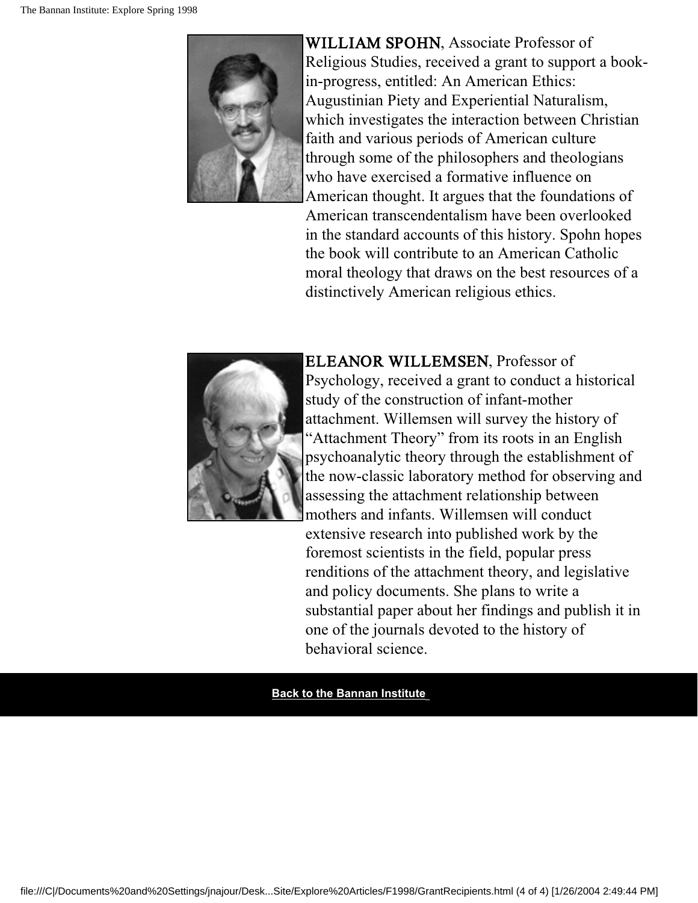**WILLIAM SPOHN**, Associate Professor of Religious Studies, received a grant to support a book-in-progress, entitled: An American Ethics: Augustinian Piety and Experiential Naturalism, which investigates the interaction between Christian faith and various periods of American culture through some of the philosophers and theologians who have exercised a formative influence on American thought. It argues that the foundations of American transcendentalism have been overlooked in the standard accounts of this history. Spohn hopes the book will contribute to an American Catholic moral theology that draws on the best resources of a distinctively American religious ethics.

**ELEANOR WILLEMSEN**, Professor of Psychology, received a grant to conduct a historical study of the construction of infant-mother attachment. Willemsen will survey the history of "Attachment Theory" from its roots in an English psychoanalytic theory through the establishment of the now-classic laboratory method for observing and assessing the attachment relationship between mothers and infants. Willemsen will conduct extensive research into published work by the foremost scientists in the field, popular press renditions of the attachment theory, and legislative and policy documents. She plans to write a substantial paper about her findings and publish it in one of the journals devoted to the history of behavioral science.

**Back to the Bannan Institute**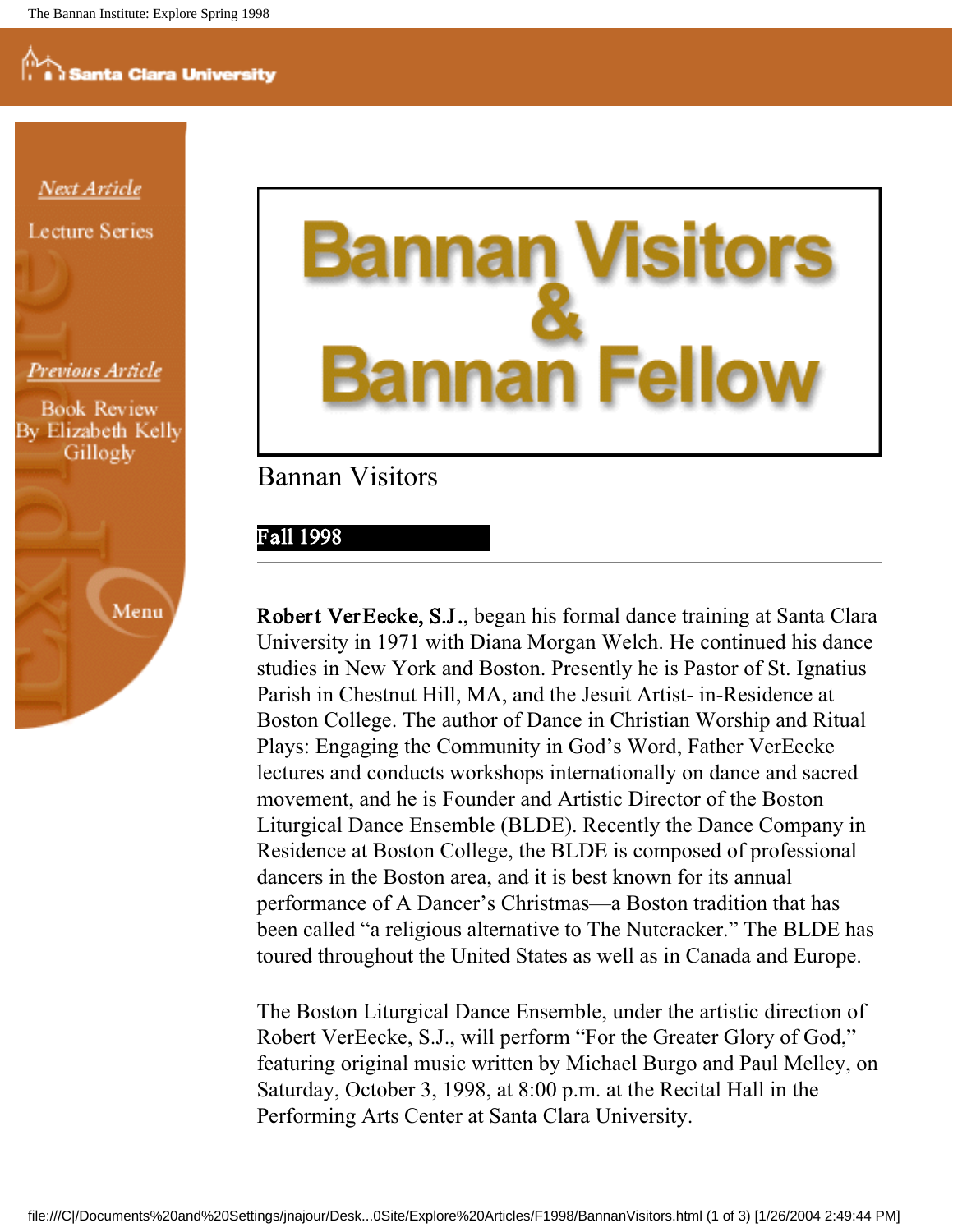Next Article

Lecture Series

Previous Article

Book Review By Elizabeth Kelly Gillogly

Menu

# Bannan Visitors & Bannan Fellow

## Bannan Visitors

**Fall 1998**

---

**Robert VerEecke, S.J.**, began his formal dance training at Santa Clara University in 1971 with Diana Morgan Welch. He continued his dance studies in New York and Boston. Presently he is Pastor of St. Ignatius Parish in Chestnut Hill, MA, and the Jesuit Artist- in-Residence at Boston College. The author of Dance in Christian Worship and Ritual Plays: Engaging the Community in God's Word, Father VerEecke lectures and conducts workshops internationally on dance and sacred movement, and he is Founder and Artistic Director of the Boston Liturgical Dance Ensemble (BLDE). Recently the Dance Company in Residence at Boston College, the BLDE is composed of professional dancers in the Boston area, and it is best known for its annual performance of A Dancer's Christmas—a Boston tradition that has been called "a religious alternative to The Nutcracker." The BLDE has toured throughout the United States as well as in Canada and Europe.

The Boston Liturgical Dance Ensemble, under the artistic direction of Robert VerEecke, S.J., will perform "For the Greater Glory of God," featuring original music written by Michael Burgo and Paul Melley, on Saturday, October 3, 1998, at 8:00 p.m. at the Recital Hall in the Performing Arts Center at Santa Clara University.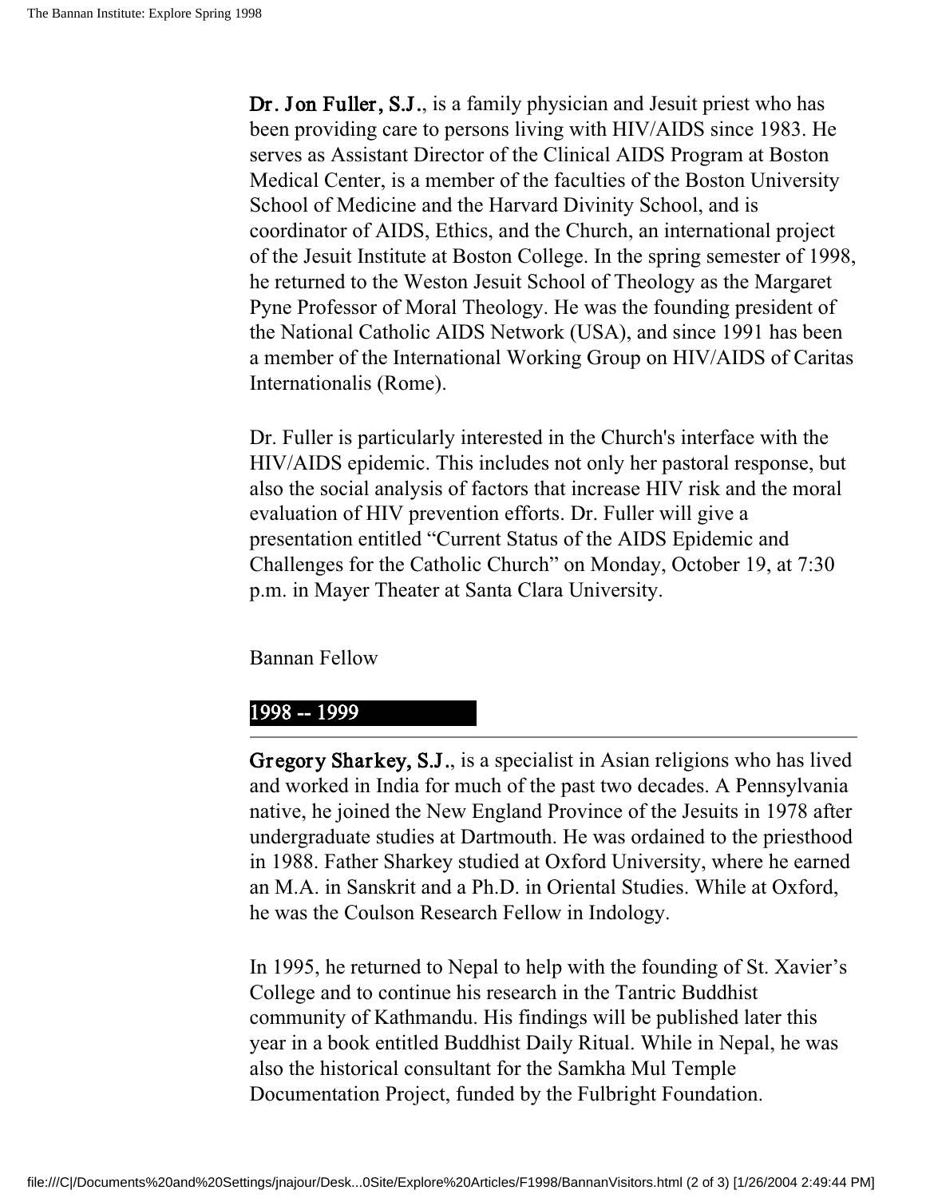**Dr. Jon Fuller, S.J.**, is a family physician and Jesuit priest who has been providing care to persons living with HIV/AIDS since 1983. He serves as Assistant Director of the Clinical AIDS Program at Boston Medical Center, is a member of the faculties of the Boston University School of Medicine and the Harvard Divinity School, and is coordinator of AIDS, Ethics, and the Church, an international project of the Jesuit Institute at Boston College. In the spring semester of 1998, he returned to the Weston Jesuit School of Theology as the Margaret Pyne Professor of Moral Theology. He was the founding president of the National Catholic AIDS Network (USA), and since 1991 has been a member of the International Working Group on HIV/AIDS of Caritas Internationalis (Rome).

Dr. Fuller is particularly interested in the Church's interface with the HIV/AIDS epidemic. This includes not only her pastoral response, but also the social analysis of factors that increase HIV risk and the moral evaluation of HIV prevention efforts. Dr. Fuller will give a presentation entitled "Current Status of the AIDS Epidemic and Challenges for the Catholic Church" on Monday, October 19, at 7:30 p.m. in Mayer Theater at Santa Clara University.

Bannan Fellow

## 1998 -- 1999

**Gregory Sharkey, S.J.**, is a specialist in Asian religions who has lived and worked in India for much of the past two decades. A Pennsylvania native, he joined the New England Province of the Jesuits in 1978 after undergraduate studies at Dartmouth. He was ordained to the priesthood in 1988. Father Sharkey studied at Oxford University, where he earned an M.A. in Sanskrit and a Ph.D. in Oriental Studies. While at Oxford, he was the Coulson Research Fellow in Indology.

In 1995, he returned to Nepal to help with the founding of St. Xavier's College and to continue his research in the Tantric Buddhist community of Kathmandu. His findings will be published later this year in a book entitled Buddhist Daily Ritual. While in Nepal, he was also the historical consultant for the Samkha Mul Temple Documentation Project, funded by the Fulbright Foundation.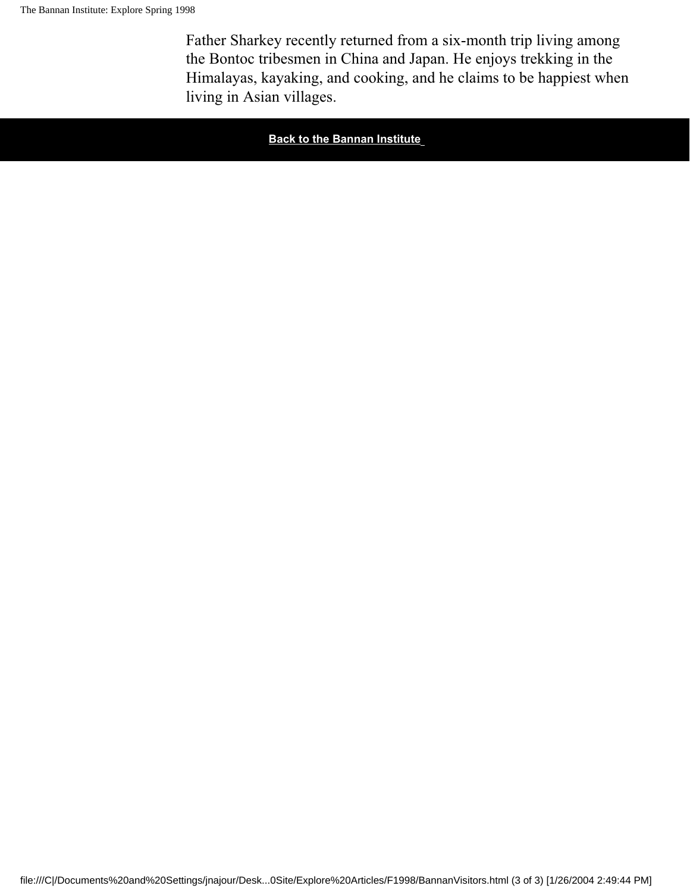Father Sharkey recently returned from a six-month trip living among the Bontoc tribesmen in China and Japan. He enjoys trekking in the Himalayas, kayaking, and cooking, and he claims to be happiest when living in Asian villages.

**Back to the Bannan Institute**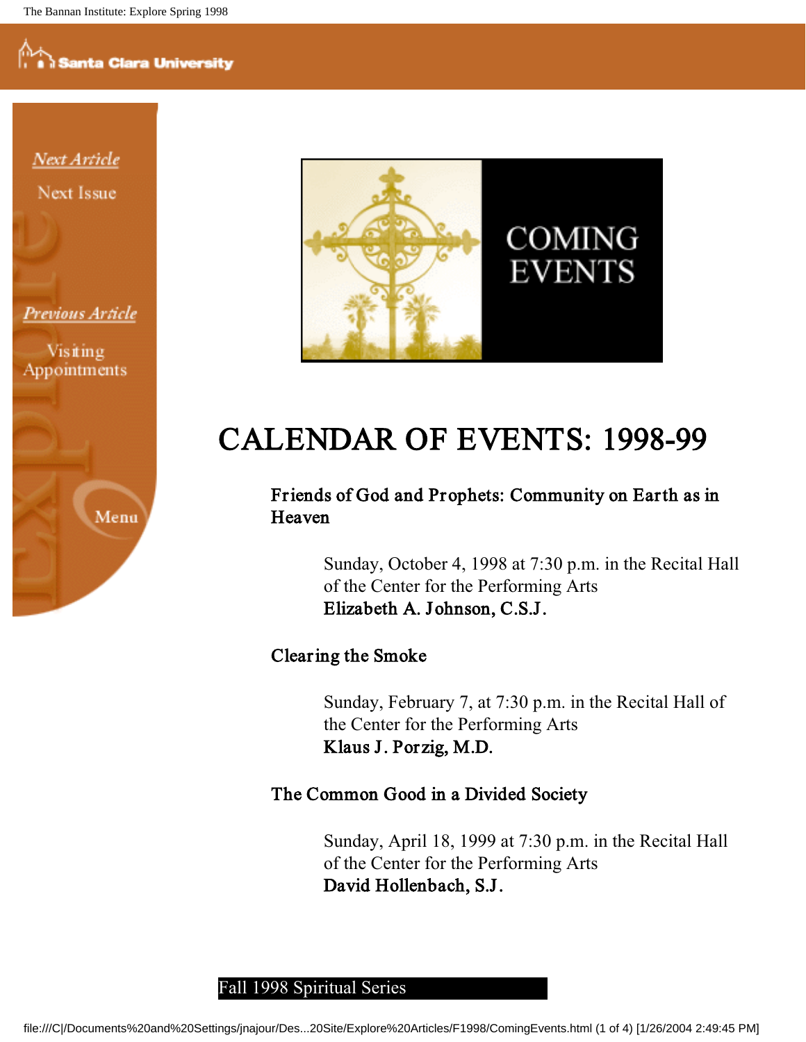Next Article

Next Issue

Previous Article

Visiting Appointments

Menu

COMING EVENTS

# CALENDAR OF EVENTS: 1998-99

### Friends of God and Prophets: Community on Earth as in Heaven

Sunday, October 4, 1998 at 7:30 p.m. in the Recital Hall of the Center for the Performing Arts
**Elizabeth A. Johnson, C.S.J.**

### Clearing the Smoke

Sunday, February 7, at 7:30 p.m. in the Recital Hall of the Center for the Performing Arts
**Klaus J. Porzig, M.D.**

### The Common Good in a Divided Society

Sunday, April 18, 1999 at 7:30 p.m. in the Recital Hall of the Center for the Performing Arts
**David Hollenbach, S.J.**

Fall 1998 Spiritual Series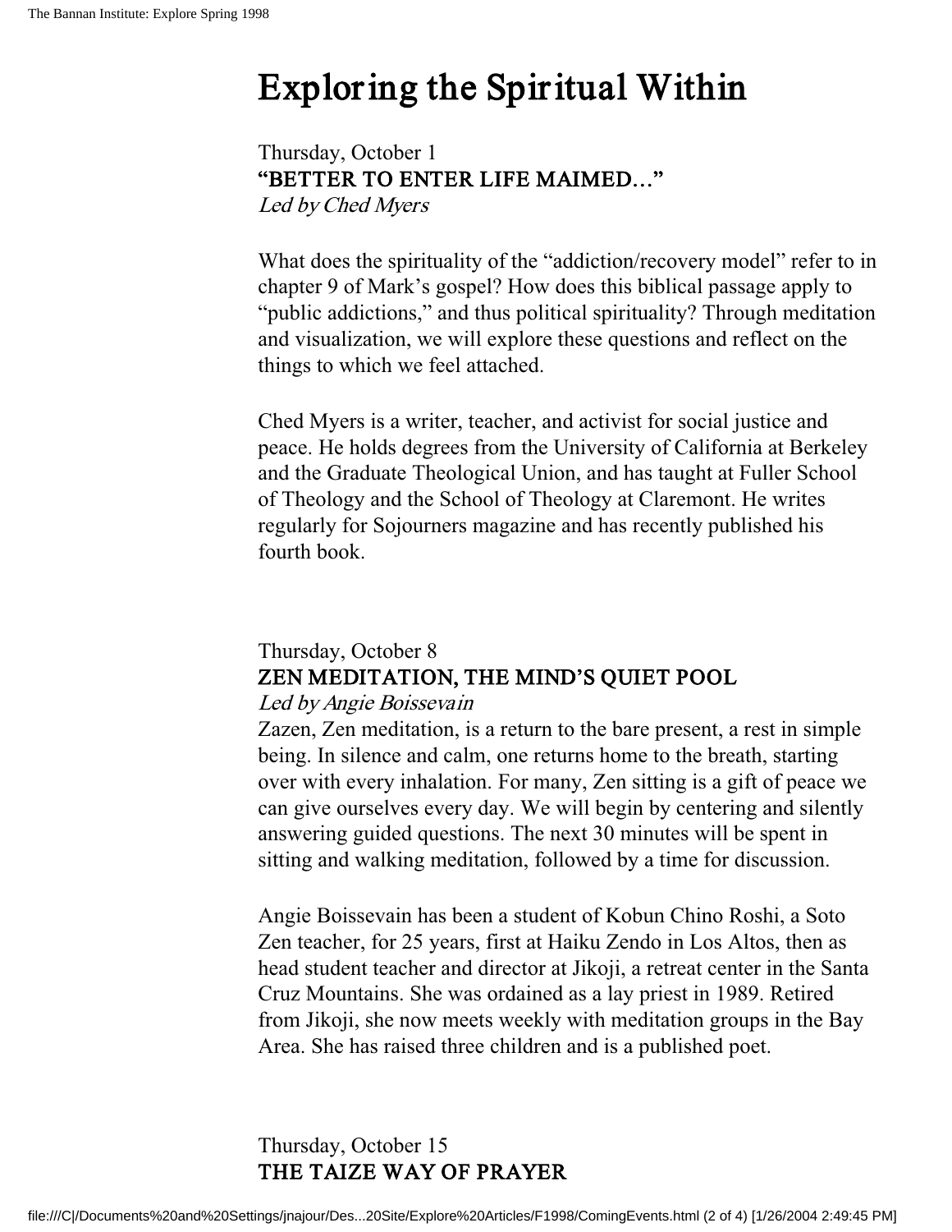# Exploring the Spiritual Within

Thursday, October 1
**"BETTER TO ENTER LIFE MAIMED..."**
*Led by Ched Myers*

What does the spirituality of the "addiction/recovery model" refer to in chapter 9 of Mark's gospel? How does this biblical passage apply to "public addictions," and thus political spirituality? Through meditation and visualization, we will explore these questions and reflect on the things to which we feel attached.

Ched Myers is a writer, teacher, and activist for social justice and peace. He holds degrees from the University of California at Berkeley and the Graduate Theological Union, and has taught at Fuller School of Theology and the School of Theology at Claremont. He writes regularly for Sojourners magazine and has recently published his fourth book.

Thursday, October 8
**ZEN MEDITATION, THE MIND'S QUIET POOL**
*Led by Angie Boissevain*
Zazen, Zen meditation, is a return to the bare present, a rest in simple being. In silence and calm, one returns home to the breath, starting over with every inhalation. For many, Zen sitting is a gift of peace we can give ourselves every day. We will begin by centering and silently answering guided questions. The next 30 minutes will be spent in sitting and walking meditation, followed by a time for discussion.

Angie Boissevain has been a student of Kobun Chino Roshi, a Soto Zen teacher, for 25 years, first at Haiku Zendo in Los Altos, then as head student teacher and director at Jikoji, a retreat center in the Santa Cruz Mountains. She was ordained as a lay priest in 1989. Retired from Jikoji, she now meets weekly with meditation groups in the Bay Area. She has raised three children and is a published poet.

Thursday, October 15
**THE TAIZE WAY OF PRAYER**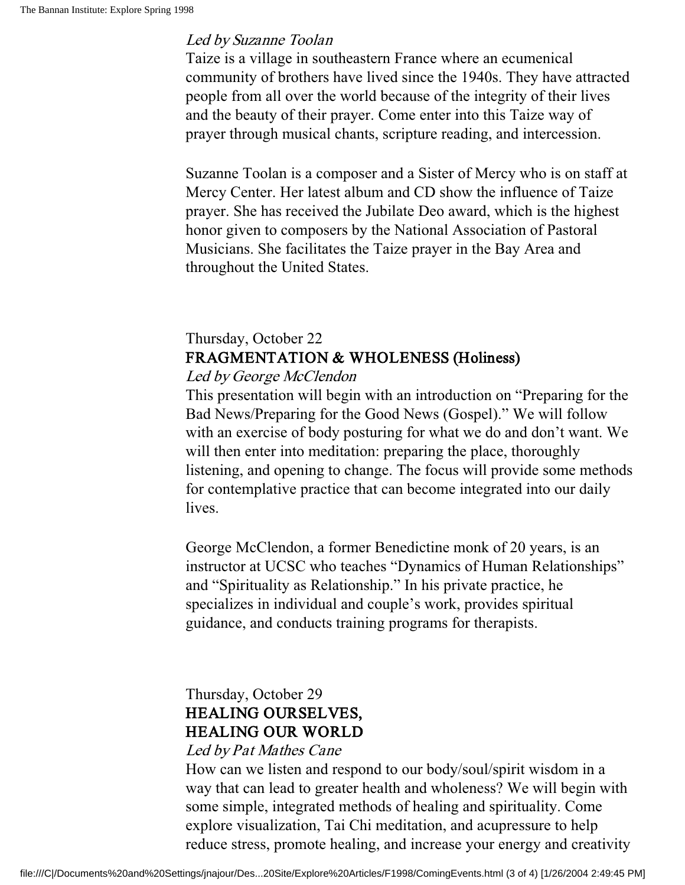*Led by Suzanne Toolan*

Taize is a village in southeastern France where an ecumenical community of brothers have lived since the 1940s. They have attracted people from all over the world because of the integrity of their lives and the beauty of their prayer. Come enter into this Taize way of prayer through musical chants, scripture reading, and intercession.

Suzanne Toolan is a composer and a Sister of Mercy who is on staff at Mercy Center. Her latest album and CD show the influence of Taize prayer. She has received the Jubilate Deo award, which is the highest honor given to composers by the National Association of Pastoral Musicians. She facilitates the Taize prayer in the Bay Area and throughout the United States.

Thursday, October 22

### FRAGMENTATION & WHOLENESS (Holiness)

*Led by George McClendon*

This presentation will begin with an introduction on "Preparing for the Bad News/Preparing for the Good News (Gospel)." We will follow with an exercise of body posturing for what we do and don't want. We will then enter into meditation: preparing the place, thoroughly listening, and opening to change. The focus will provide some methods for contemplative practice that can become integrated into our daily lives.

George McClendon, a former Benedictine monk of 20 years, is an instructor at UCSC who teaches "Dynamics of Human Relationships" and "Spirituality as Relationship." In his private practice, he specializes in individual and couple's work, provides spiritual guidance, and conducts training programs for therapists.

Thursday, October 29

### HEALING OURSELVES, HEALING OUR WORLD

*Led by Pat Mathes Cane*

How can we listen and respond to our body/soul/spirit wisdom in a way that can lead to greater health and wholeness? We will begin with some simple, integrated methods of healing and spirituality. Come explore visualization, Tai Chi meditation, and acupressure to help reduce stress, promote healing, and increase your energy and creativity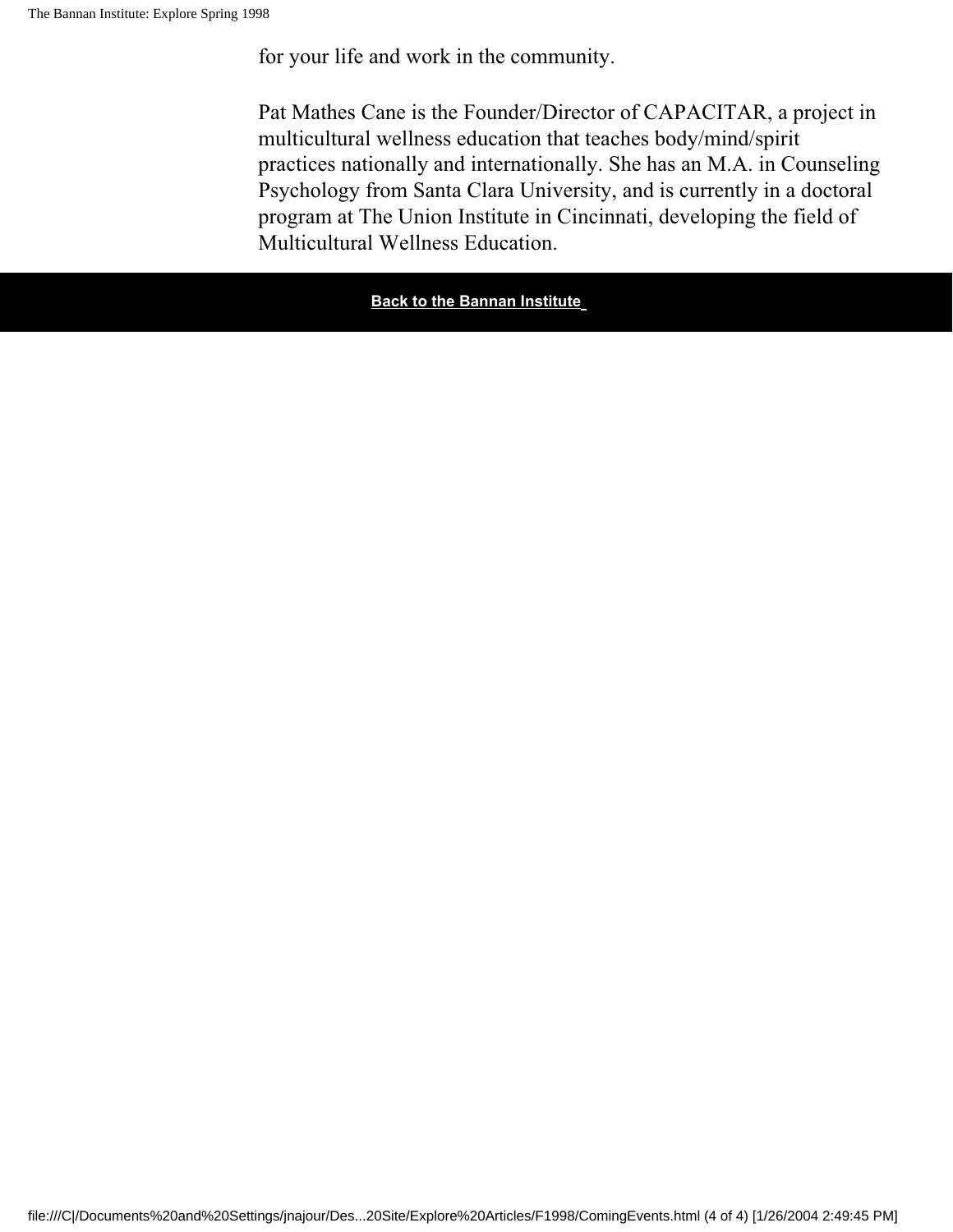for your life and work in the community.

Pat Mathes Cane is the Founder/Director of CAPACITAR, a project in multicultural wellness education that teaches body/mind/spirit practices nationally and internationally. She has an M.A. in Counseling Psychology from Santa Clara University, and is currently in a doctoral program at The Union Institute in Cincinnati, developing the field of Multicultural Wellness Education.

**Back to the Bannan Institute**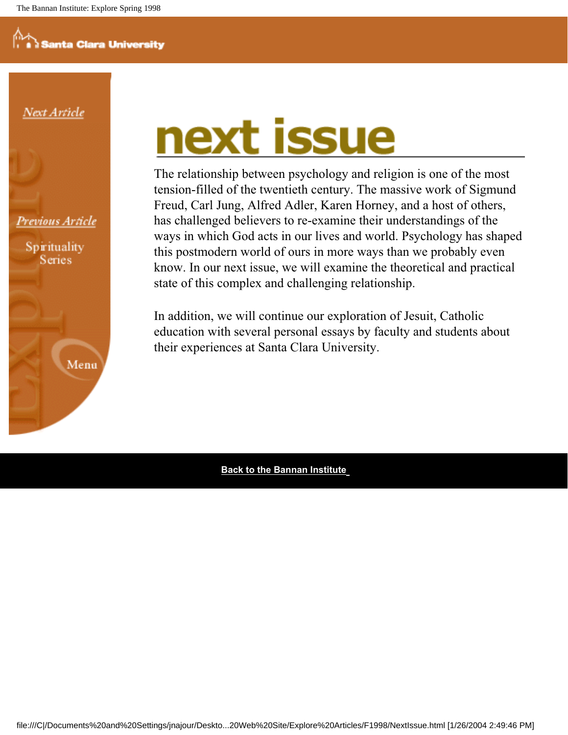# next issue

The relationship between psychology and religion is one of the most tension-filled of the twentieth century. The massive work of Sigmund Freud, Carl Jung, Alfred Adler, Karen Horney, and a host of others, has challenged believers to re-examine their understandings of the ways in which God acts in our lives and world. Psychology has shaped this postmodern world of ours in more ways than we probably even know. In our next issue, we will examine the theoretical and practical state of this complex and challenging relationship.

In addition, we will continue our exploration of Jesuit, Catholic education with several personal essays by faculty and students about their experiences at Santa Clara University.